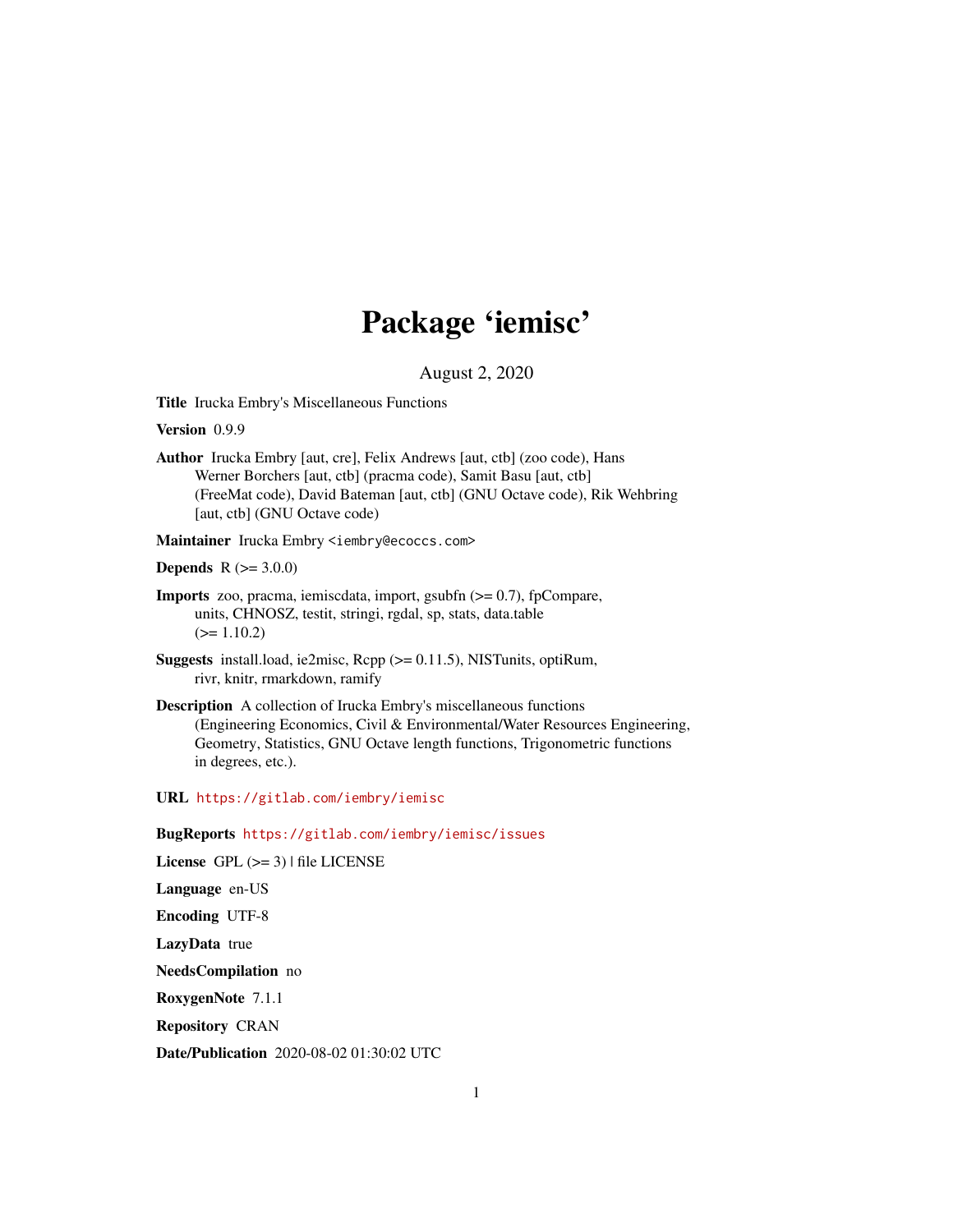# Package 'iemisc'

August 2, 2020

**Title** Irucka Embry's Miscellaneous Functions

**Version** 0.9.9

**Author** Irucka Embry [aut, cre], Felix Andrews [aut, ctb] (zoo code), Hans Werner Borchers [aut, ctb] (pracma code), Samit Basu [aut, ctb] (FreeMat code), David Bateman [aut, ctb] (GNU Octave code), Rik Wehbring [aut, ctb] (GNU Octave code)

**Maintainer** Irucka Embry <iembry@ecoccs.com>

**Depends** R (>= 3.0.0)

**Imports** zoo, pracma, iemiscdata, import, gsubfn (>= 0.7), fpCompare, units, CHNOSZ, testit, stringi, rgdal, sp, stats, data.table (>= 1.10.2)

**Suggests** install.load, ie2misc, Rcpp (>= 0.11.5), NISTunits, optiRum, rivr, knitr, rmarkdown, ramify

**Description** A collection of Irucka Embry's miscellaneous functions (Engineering Economics, Civil & Environmental/Water Resources Engineering, Geometry, Statistics, GNU Octave length functions, Trigonometric functions in degrees, etc.).

**URL** https://gitlab.com/iembry/iemisc

**BugReports** https://gitlab.com/iembry/iemisc/issues

**License** GPL (>= 3) | file LICENSE

**Language** en-US

**Encoding** UTF-8

**LazyData** true

**NeedsCompilation** no

**RoxygenNote** 7.1.1

**Repository** CRAN

**Date/Publication** 2020-08-02 01:30:02 UTC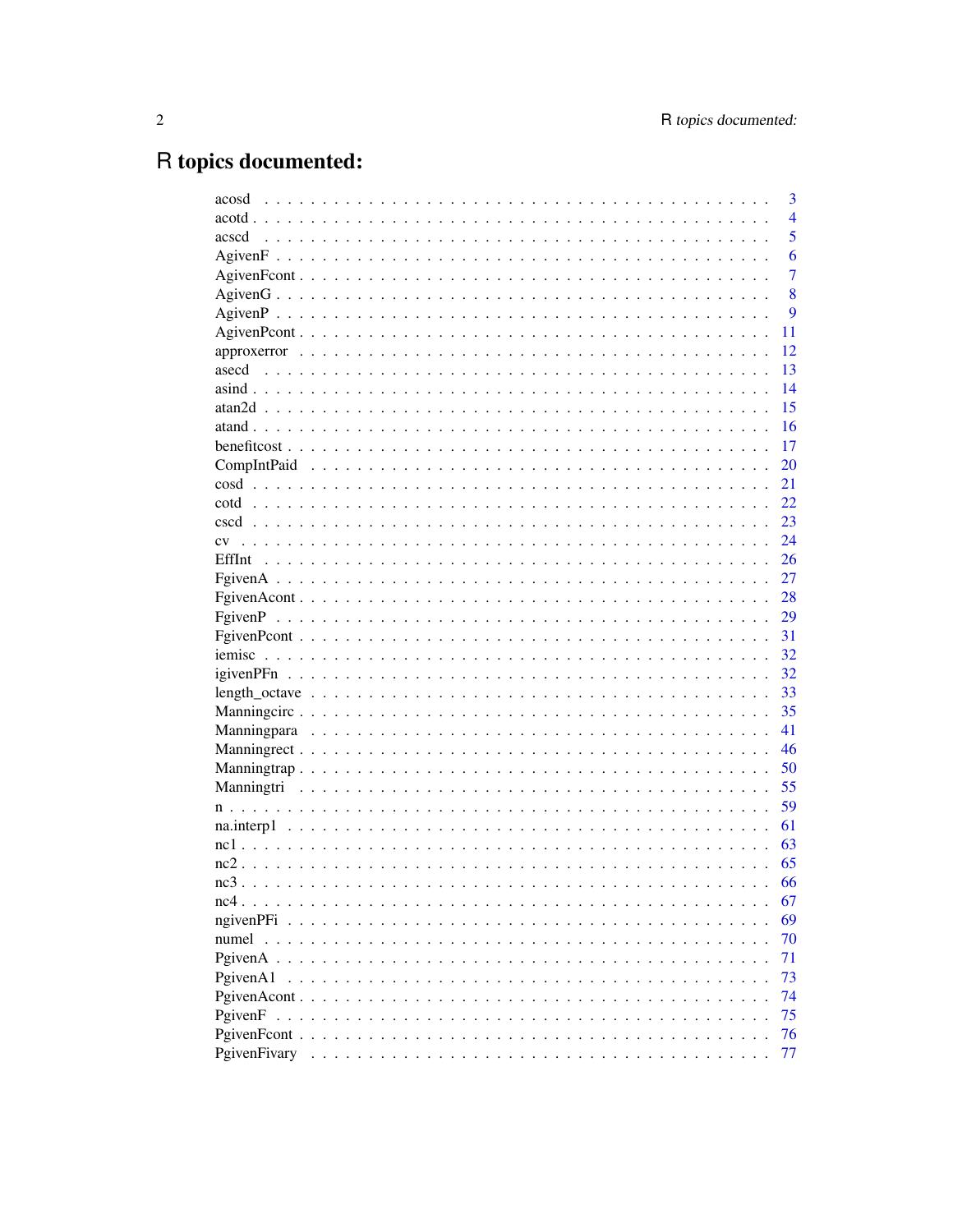# R topics documented:

| | |
|---|---|
| acosd | 3 |
| acotd | 4 |
| acscd | 5 |
| AgivenF | 6 |
| AgivenFcont | 7 |
| AgivenG | 8 |
| AgivenP | 9 |
| AgivenPcont | 11 |
| approxerror | 12 |
| asecd | 13 |
| asind | 14 |
| atan2d | 15 |
| atand | 16 |
| benefitcost | 17 |
| CompIntPaid | 20 |
| cosd | 21 |
| cotd | 22 |
| cscd | 23 |
| cv | 24 |
| EffInt | 26 |
| FgivenA | 27 |
| FgivenAcont | 28 |
| FgivenP | 29 |
| FgivenPcont | 31 |
| iemisc | 32 |
| igivenPFn | 32 |
| length_octave | 33 |
| Manningcirc | 35 |
| Manningpara | 41 |
| Manningrect | 46 |
| Manningtrap | 50 |
| Manningtri | 55 |
| n | 59 |
| na.interp1 | 61 |
| nc1 | 63 |
| nc2 | 65 |
| nc3 | 66 |
| nc4 | 67 |
| ngivenPFi | 69 |
| numel | 70 |
| PgivenA | 71 |
| PgivenA1 | 73 |
| PgivenAcont | 74 |
| PgivenF | 75 |
| PgivenFcont | 76 |
| PgivenFivary | 77 |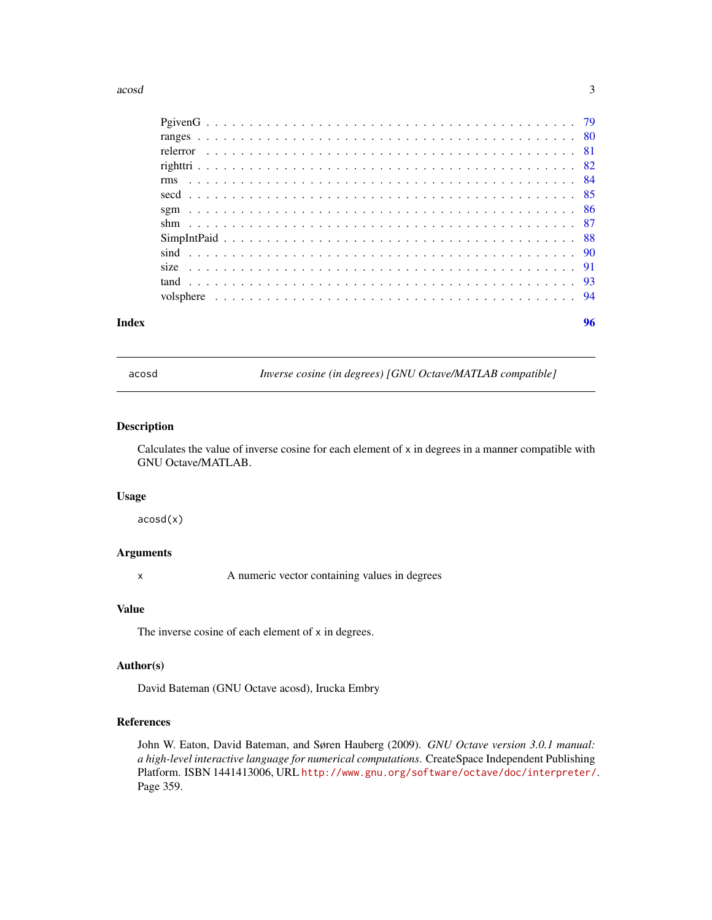PgivenG . . . . . . . . . . . . . . . . . . . . . . . . . . . . . . . . . . . . . . . . . 79
ranges . . . . . . . . . . . . . . . . . . . . . . . . . . . . . . . . . . . . . . . . . . 80
relerror . . . . . . . . . . . . . . . . . . . . . . . . . . . . . . . . . . . . . . . . . 81
righttri . . . . . . . . . . . . . . . . . . . . . . . . . . . . . . . . . . . . . . . . . 82
rms . . . . . . . . . . . . . . . . . . . . . . . . . . . . . . . . . . . . . . . . . . . 84
secd . . . . . . . . . . . . . . . . . . . . . . . . . . . . . . . . . . . . . . . . . . . 85
sgm . . . . . . . . . . . . . . . . . . . . . . . . . . . . . . . . . . . . . . . . . . . 86
shm . . . . . . . . . . . . . . . . . . . . . . . . . . . . . . . . . . . . . . . . . . . 87
SimpIntPaid . . . . . . . . . . . . . . . . . . . . . . . . . . . . . . . . . . . . . . . 88
sind . . . . . . . . . . . . . . . . . . . . . . . . . . . . . . . . . . . . . . . . . . . 90
size . . . . . . . . . . . . . . . . . . . . . . . . . . . . . . . . . . . . . . . . . . . 91
tand . . . . . . . . . . . . . . . . . . . . . . . . . . . . . . . . . . . . . . . . . . . 93
volsphere . . . . . . . . . . . . . . . . . . . . . . . . . . . . . . . . . . . . . . . . 94

**Index** **96**

---

`acosd` *Inverse cosine (in degrees) [GNU Octave/MATLAB compatible]*

---

## Description

Calculates the value of inverse cosine for each element of `x` in degrees in a manner compatible with GNU Octave/MATLAB.

## Usage

```
acosd(x)
```

## Arguments

`x` A numeric vector containing values in degrees

## Value

The inverse cosine of each element of `x` in degrees.

## Author(s)

David Bateman (GNU Octave acosd), Irucka Embry

## References

John W. Eaton, David Bateman, and Søren Hauberg (2009). *GNU Octave version 3.0.1 manual: a high-level interactive language for numerical computations*. CreateSpace Independent Publishing Platform. ISBN 1441413006, URL http://www.gnu.org/software/octave/doc/interpreter/. Page 359.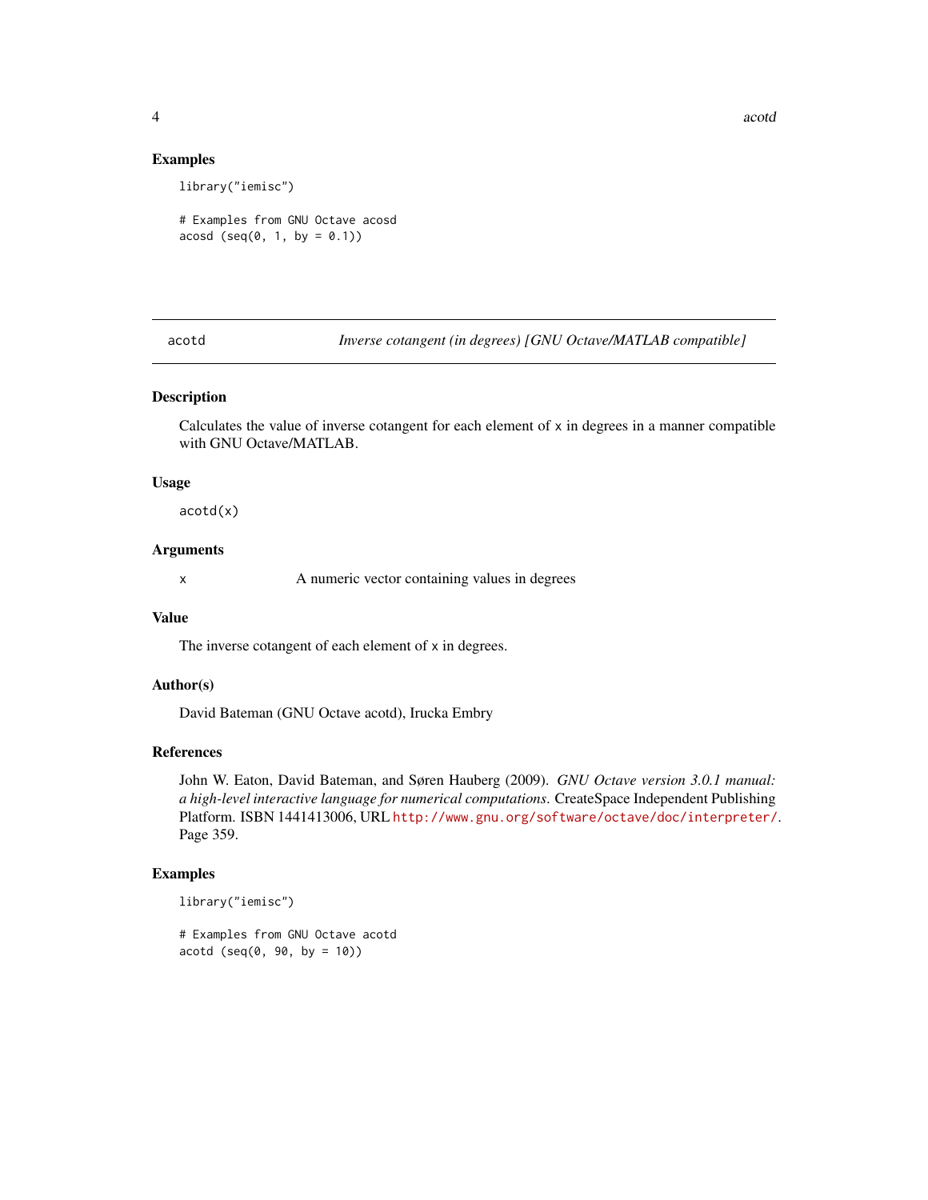### Examples

```
library("iemisc")

# Examples from GNU Octave acosd
acosd (seq(0, 1, by = 0.1))
```

---

## acotd — *Inverse cotangent (in degrees) [GNU Octave/MATLAB compatible]*

### Description

Calculates the value of inverse cotangent for each element of x in degrees in a manner compatible with GNU Octave/MATLAB.

### Usage

```
acotd(x)
```

### Arguments

| | |
|---|---|
| x | A numeric vector containing values in degrees |

### Value

The inverse cotangent of each element of x in degrees.

### Author(s)

David Bateman (GNU Octave acotd), Irucka Embry

### References

John W. Eaton, David Bateman, and Søren Hauberg (2009). *GNU Octave version 3.0.1 manual: a high-level interactive language for numerical computations.* CreateSpace Independent Publishing Platform. ISBN 1441413006, URL http://www.gnu.org/software/octave/doc/interpreter/. Page 359.

### Examples

```
library("iemisc")

# Examples from GNU Octave acotd
acotd (seq(0, 90, by = 10))
```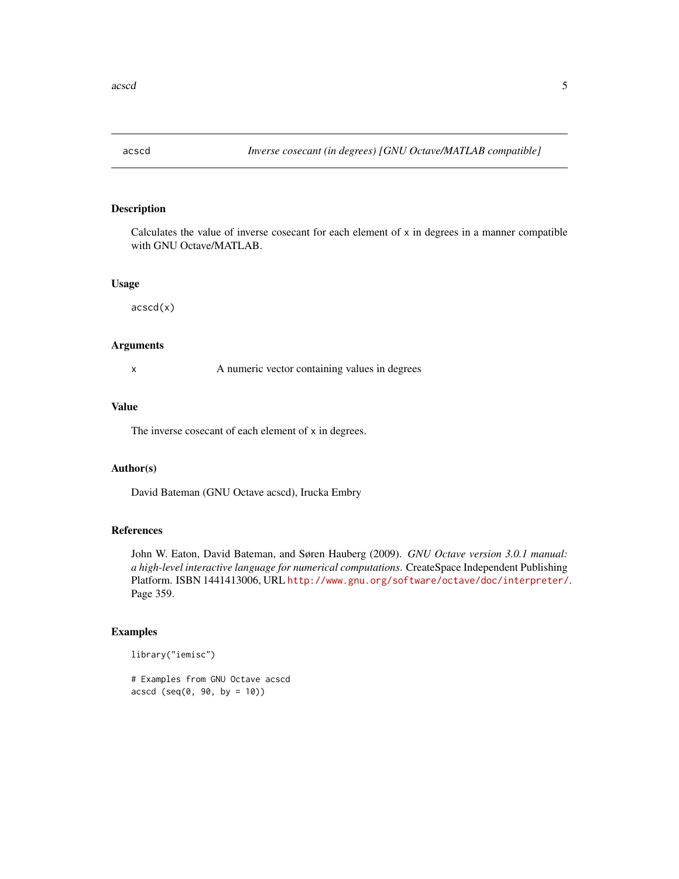# acscd — Inverse cosecant (in degrees) [GNU Octave/MATLAB compatible]

## Description

Calculates the value of inverse cosecant for each element of x in degrees in a manner compatible with GNU Octave/MATLAB.

## Usage

```
acscd(x)
```

## Arguments

| | |
|---|---|
| x | A numeric vector containing values in degrees |

## Value

The inverse cosecant of each element of x in degrees.

## Author(s)

David Bateman (GNU Octave acscd), Irucka Embry

## References

John W. Eaton, David Bateman, and Søren Hauberg (2009). *GNU Octave version 3.0.1 manual: a high-level interactive language for numerical computations*. CreateSpace Independent Publishing Platform. ISBN 1441413006, URL http://www.gnu.org/software/octave/doc/interpreter/. Page 359.

## Examples

```
library("iemisc")

# Examples from GNU Octave acscd
acscd (seq(0, 90, by = 10))
```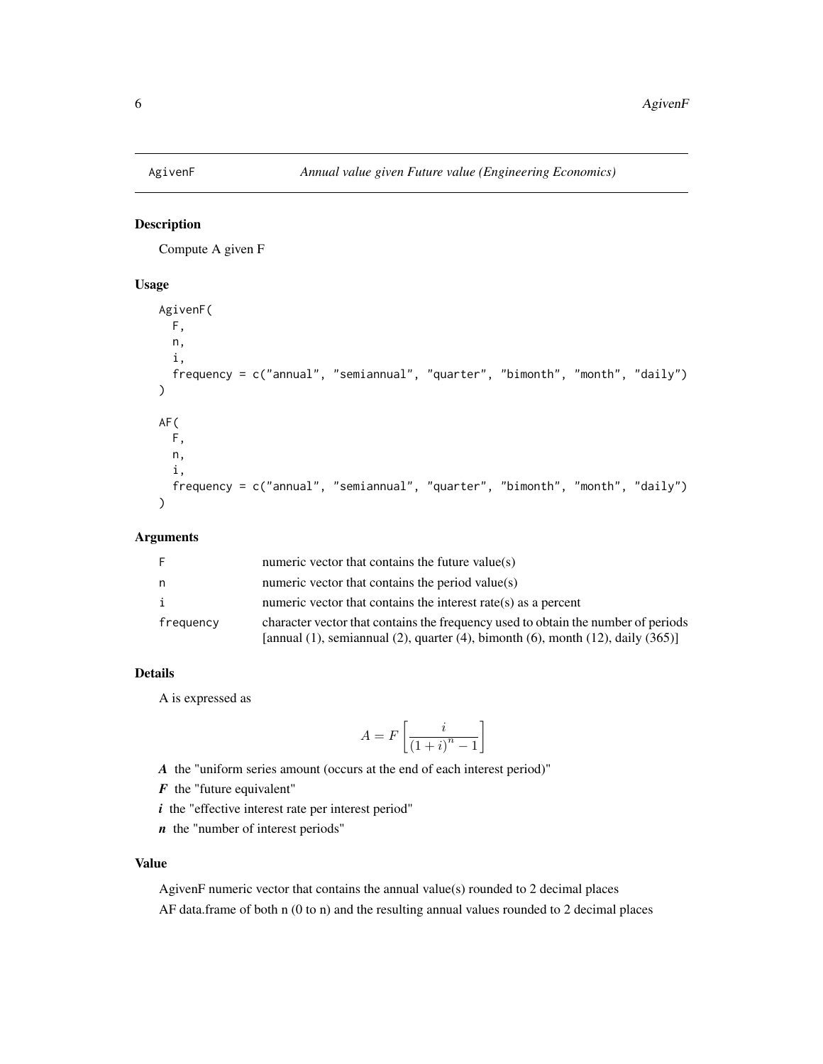# AgivenF — *Annual value given Future value (Engineering Economics)*

## Description

Compute A given F

## Usage

```
AgivenF(
  F,
  n,
  i,
  frequency = c("annual", "semiannual", "quarter", "bimonth", "month", "daily")
)

AF(
  F,
  n,
  i,
  frequency = c("annual", "semiannual", "quarter", "bimonth", "month", "daily")
)
```

## Arguments

| | |
|---|---|
| F | numeric vector that contains the future value(s) |
| n | numeric vector that contains the period value(s) |
| i | numeric vector that contains the interest rate(s) as a percent |
| frequency | character vector that contains the frequency used to obtain the number of periods [annual (1), semiannual (2), quarter (4), bimonth (6), month (12), daily (365)] |

## Details

A is expressed as

$$A = F\left[\frac{i}{\left(1+i\right)^{n} - 1}\right]$$

***A*** the "uniform series amount (occurs at the end of each interest period)"

***F*** the "future equivalent"

***i*** the "effective interest rate per interest period"

***n*** the "number of interest periods"

## Value

AgivenF numeric vector that contains the annual value(s) rounded to 2 decimal places

AF data.frame of both n (0 to n) and the resulting annual values rounded to 2 decimal places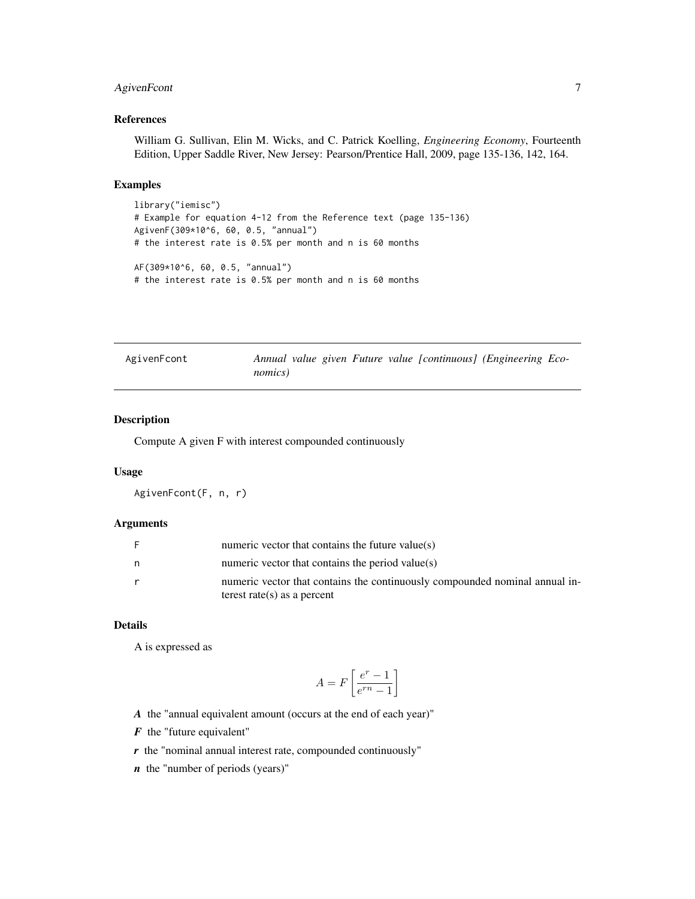### References

William G. Sullivan, Elin M. Wicks, and C. Patrick Koelling, *Engineering Economy*, Fourteenth Edition, Upper Saddle River, New Jersey: Pearson/Prentice Hall, 2009, page 135-136, 142, 164.

### Examples

```
library("iemisc")
# Example for equation 4-12 from the Reference text (page 135-136)
AgivenF(309*10^6, 60, 0.5, "annual")
# the interest rate is 0.5% per month and n is 60 months

AF(309*10^6, 60, 0.5, "annual")
# the interest rate is 0.5% per month and n is 60 months
```

---

## AgivenFcont — *Annual value given Future value [continuous] (Engineering Economics)*

### Description

Compute A given F with interest compounded continuously

### Usage

```
AgivenFcont(F, n, r)
```

### Arguments

| | |
|---|---|
| F | numeric vector that contains the future value(s) |
| n | numeric vector that contains the period value(s) |
| r | numeric vector that contains the continuously compounded nominal annual interest rate(s) as a percent |

### Details

A is expressed as

$$A = F\left[\frac{e^{r} - 1}{e^{rn} - 1}\right]$$

***A*** the "annual equivalent amount (occurs at the end of each year)"

***F*** the "future equivalent"

***r*** the "nominal annual interest rate, compounded continuously"

***n*** the "number of periods (years)"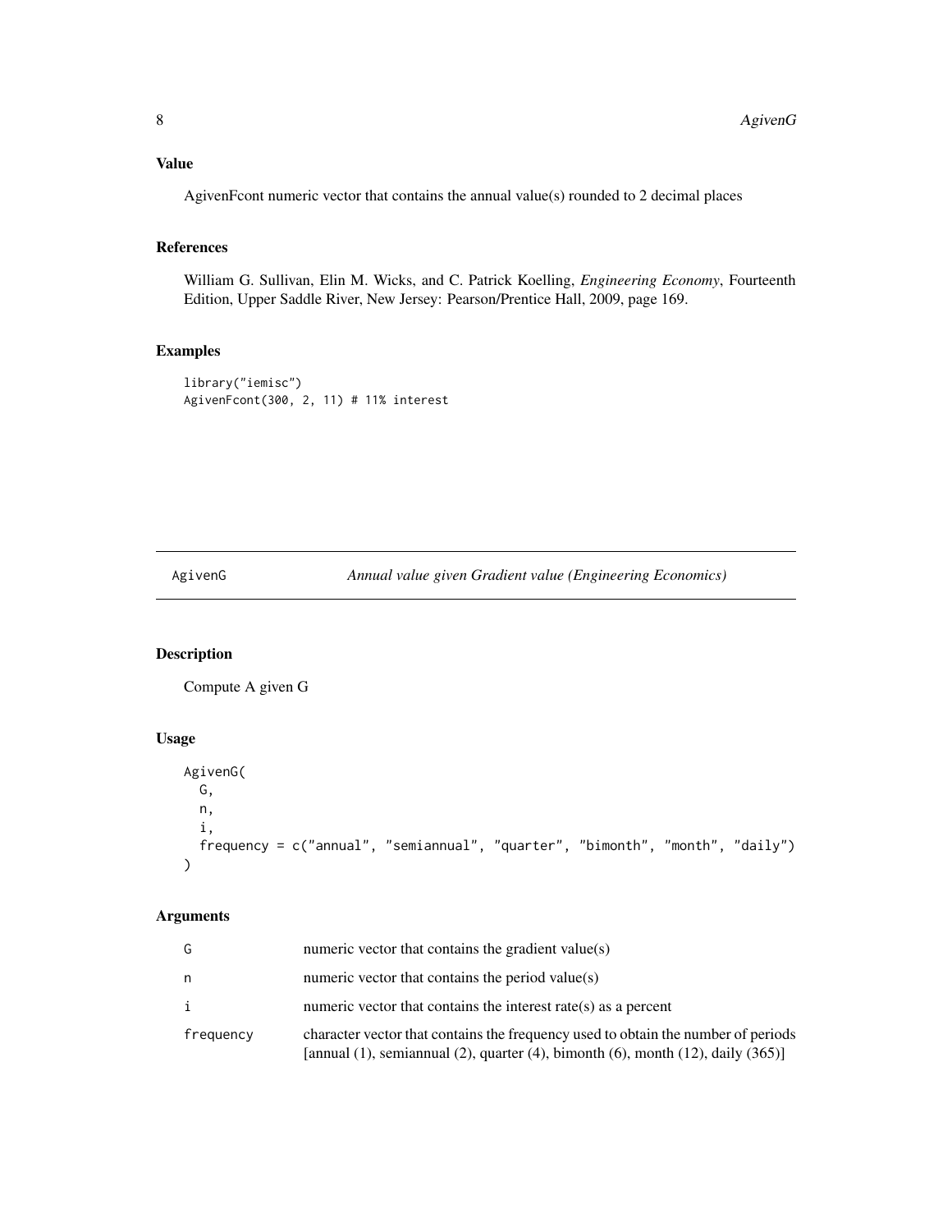## Value

AgivenFcont numeric vector that contains the annual value(s) rounded to 2 decimal places

## References

William G. Sullivan, Elin M. Wicks, and C. Patrick Koelling, *Engineering Economy*, Fourteenth Edition, Upper Saddle River, New Jersey: Pearson/Prentice Hall, 2009, page 169.

## Examples

```
library("iemisc")
AgivenFcont(300, 2, 11) # 11% interest
```

---

# AgivenG — *Annual value given Gradient value (Engineering Economics)*

## Description

Compute A given G

## Usage

```
AgivenG(
  G,
  n,
  i,
  frequency = c("annual", "semiannual", "quarter", "bimonth", "month", "daily")
)
```

## Arguments

| Argument | Description |
|---|---|
| G | numeric vector that contains the gradient value(s) |
| n | numeric vector that contains the period value(s) |
| i | numeric vector that contains the interest rate(s) as a percent |
| frequency | character vector that contains the frequency used to obtain the number of periods [annual (1), semiannual (2), quarter (4), bimonth (6), month (12), daily (365)] |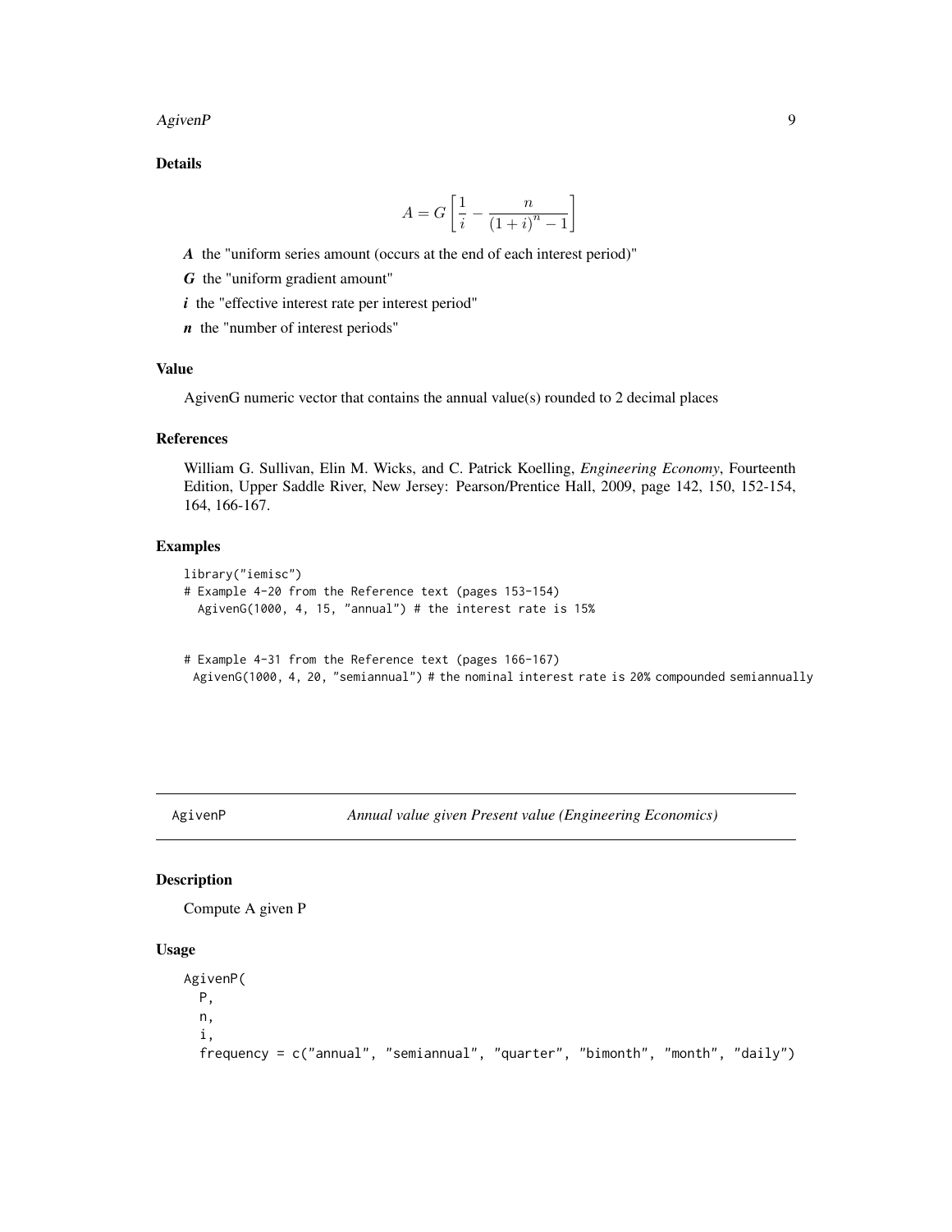## Details

$$A = G\left[\frac{1}{i} - \frac{n}{\left(1+i\right)^{n} - 1}\right]$$

***A*** the "uniform series amount (occurs at the end of each interest period)"

***G*** the "uniform gradient amount"

***i*** the "effective interest rate per interest period"

***n*** the "number of interest periods"

## Value

AgivenG numeric vector that contains the annual value(s) rounded to 2 decimal places

## References

William G. Sullivan, Elin M. Wicks, and C. Patrick Koelling, *Engineering Economy*, Fourteenth Edition, Upper Saddle River, New Jersey: Pearson/Prentice Hall, 2009, page 142, 150, 152-154, 164, 166-167.

## Examples

```
library("iemisc")
# Example 4-20 from the Reference text (pages 153-154)
  AgivenG(1000, 4, 15, "annual") # the interest rate is 15%


# Example 4-31 from the Reference text (pages 166-167)
 AgivenG(1000, 4, 20, "semiannual") # the nominal interest rate is 20% compounded semiannually
```

---

AgivenP *Annual value given Present value (Engineering Economics)*

---

## Description

Compute A given P

## Usage

```
AgivenP(
  P,
  n,
  i,
  frequency = c("annual", "semiannual", "quarter", "bimonth", "month", "daily")
```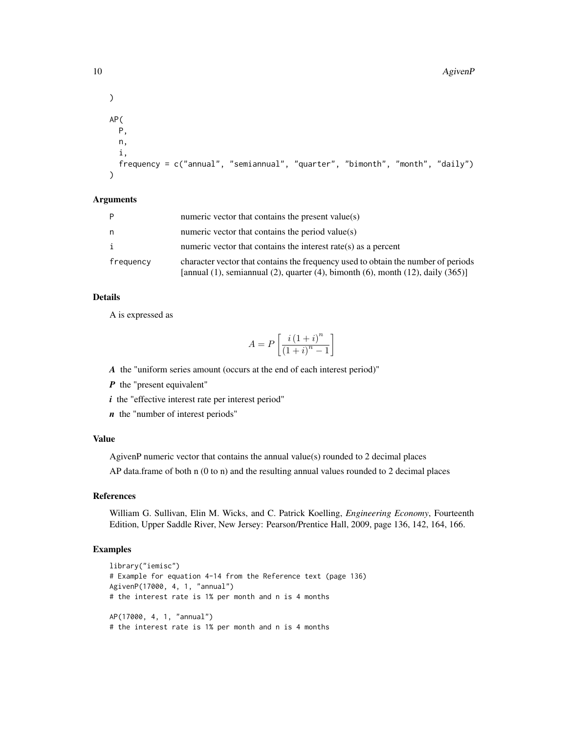```
)

AP(
  P,
  n,
  i,
  frequency = c("annual", "semiannual", "quarter", "bimonth", "month", "daily")
)
```

### Arguments

| | |
|---|---|
| P | numeric vector that contains the present value(s) |
| n | numeric vector that contains the period value(s) |
| i | numeric vector that contains the interest rate(s) as a percent |
| frequency | character vector that contains the frequency used to obtain the number of periods [annual (1), semiannual (2), quarter (4), bimonth (6), month (12), daily (365)] |

### Details

A is expressed as

$$A = P\left[\frac{i\left(1+i\right)^{n}}{\left(1+i\right)^{n}-1}\right]$$

***A*** the "uniform series amount (occurs at the end of each interest period)"

***P*** the "present equivalent"

***i*** the "effective interest rate per interest period"

***n*** the "number of interest periods"

### Value

AgivenP numeric vector that contains the annual value(s) rounded to 2 decimal places

AP data.frame of both n (0 to n) and the resulting annual values rounded to 2 decimal places

### References

William G. Sullivan, Elin M. Wicks, and C. Patrick Koelling, *Engineering Economy*, Fourteenth Edition, Upper Saddle River, New Jersey: Pearson/Prentice Hall, 2009, page 136, 142, 164, 166.

### Examples

```
library("iemisc")
# Example for equation 4-14 from the Reference text (page 136)
AgivenP(17000, 4, 1, "annual")
# the interest rate is 1% per month and n is 4 months

AP(17000, 4, 1, "annual")
# the interest rate is 1% per month and n is 4 months
```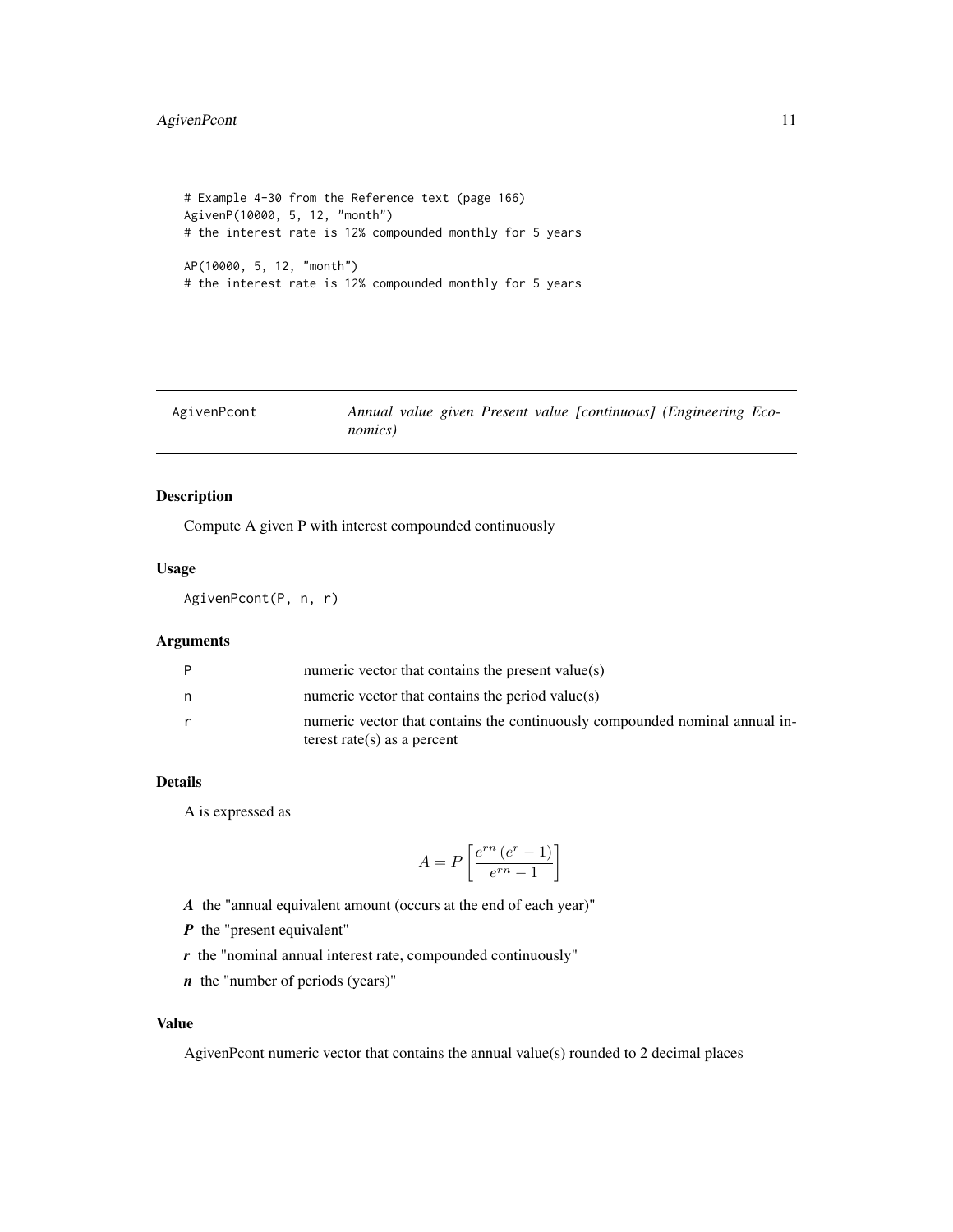```
# Example 4-30 from the Reference text (page 166)
AgivenP(10000, 5, 12, "month")
# the interest rate is 12% compounded monthly for 5 years

AP(10000, 5, 12, "month")
# the interest rate is 12% compounded monthly for 5 years
```

---

AgivenPcont — *Annual value given Present value [continuous] (Engineering Economics)*

---

## Description

Compute A given P with interest compounded continuously

## Usage

```
AgivenPcont(P, n, r)
```

## Arguments

| | |
|---|---|
| P | numeric vector that contains the present value(s) |
| n | numeric vector that contains the period value(s) |
| r | numeric vector that contains the continuously compounded nominal annual interest rate(s) as a percent |

## Details

A is expressed as

$$A = P \left[ \frac{e^{rn} \left( e^{r} - 1 \right)}{e^{rn} - 1} \right]$$

***A*** the "annual equivalent amount (occurs at the end of each year)"

***P*** the "present equivalent"

***r*** the "nominal annual interest rate, compounded continuously"

***n*** the "number of periods (years)"

## Value

AgivenPcont numeric vector that contains the annual value(s) rounded to 2 decimal places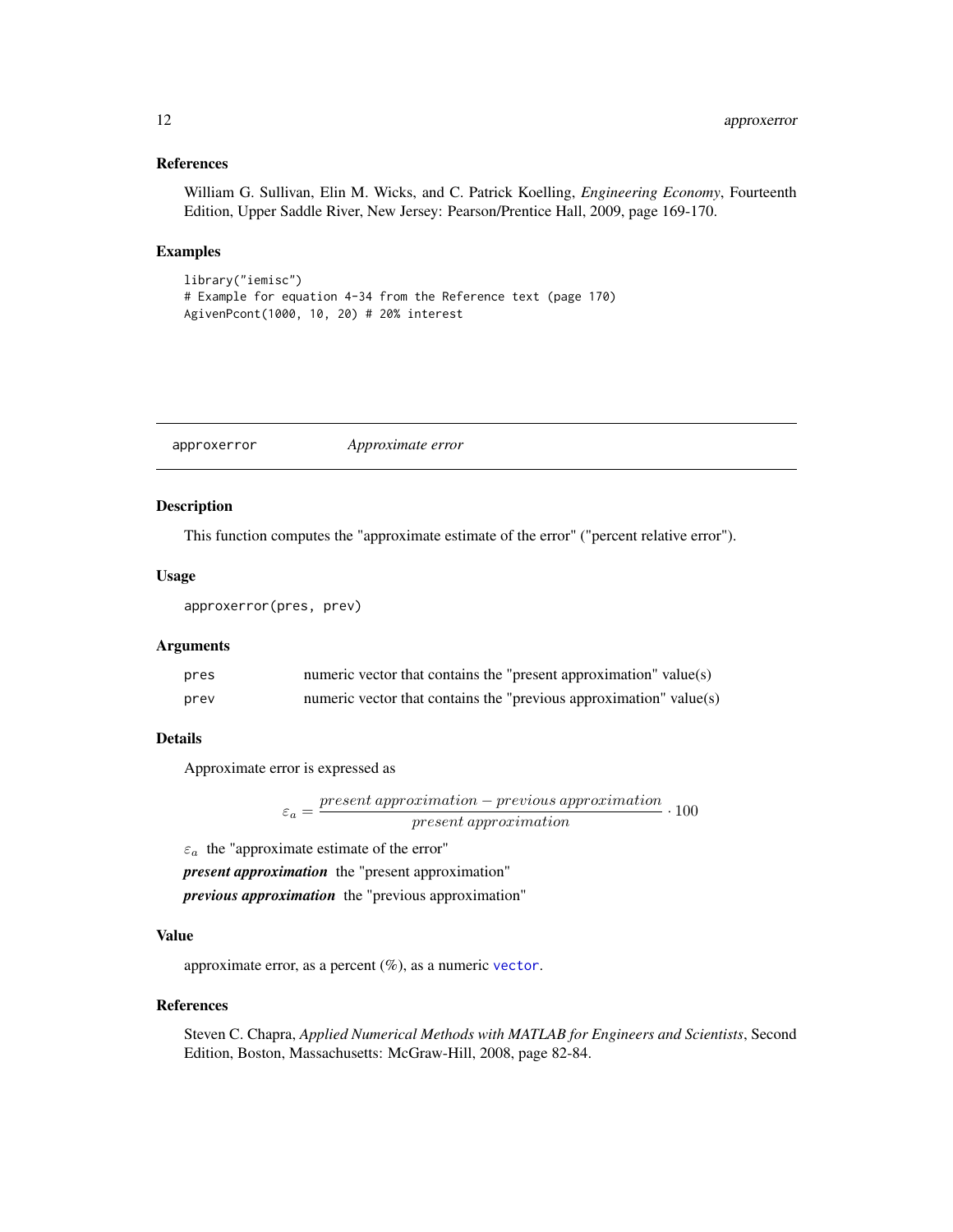### References

William G. Sullivan, Elin M. Wicks, and C. Patrick Koelling, *Engineering Economy*, Fourteenth Edition, Upper Saddle River, New Jersey: Pearson/Prentice Hall, 2009, page 169-170.

### Examples

```
library("iemisc")
# Example for equation 4-34 from the Reference text (page 170)
AgivenPcont(1000, 10, 20) # 20% interest
```

---

## approxerror — *Approximate error*

---

### Description

This function computes the "approximate estimate of the error" ("percent relative error").

### Usage

```
approxerror(pres, prev)
```

### Arguments

| | |
|---|---|
| pres | numeric vector that contains the "present approximation" value(s) |
| prev | numeric vector that contains the "previous approximation" value(s) |

### Details

Approximate error is expressed as

$$\varepsilon_a = \frac{present\ approximation - previous\ approximation}{present\ approximation} \cdot 100$$

$\varepsilon_a$ the "approximate estimate of the error"

***present approximation*** the "present approximation"

***previous approximation*** the "previous approximation"

### Value

approximate error, as a percent (%), as a numeric `vector`.

### References

Steven C. Chapra, *Applied Numerical Methods with MATLAB for Engineers and Scientists*, Second Edition, Boston, Massachusetts: McGraw-Hill, 2008, page 82-84.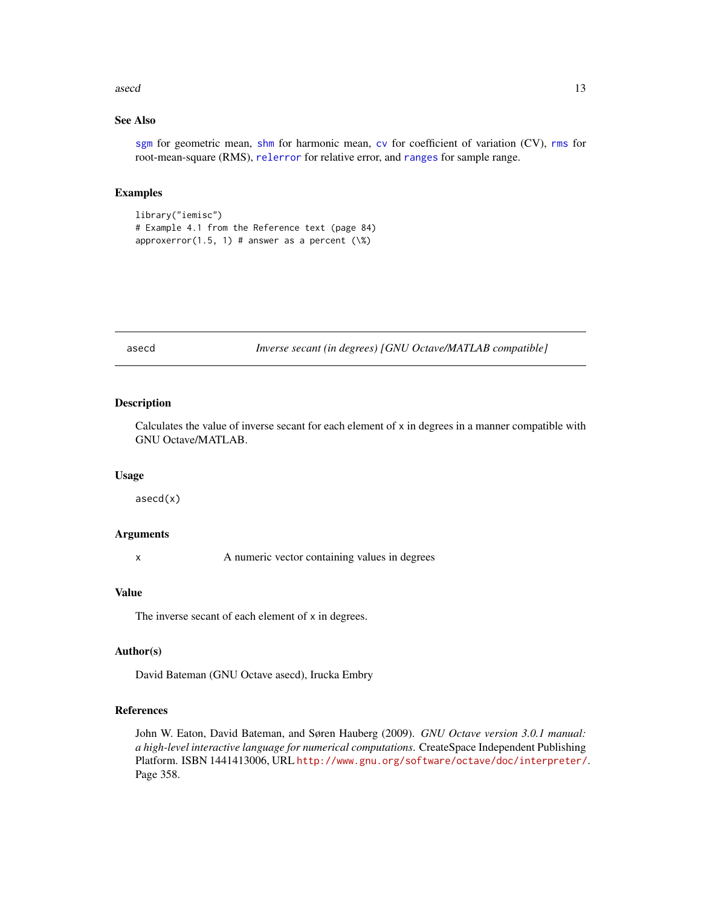## See Also

sgm for geometric mean, shm for harmonic mean, cv for coefficient of variation (CV), rms for root-mean-square (RMS), relerror for relative error, and ranges for sample range.

## Examples

```
library("iemisc")
# Example 4.1 from the Reference text (page 84)
approxerror(1.5, 1) # answer as a percent (\%)
```

---

# asecd — *Inverse secant (in degrees) [GNU Octave/MATLAB compatible]*

## Description

Calculates the value of inverse secant for each element of x in degrees in a manner compatible with GNU Octave/MATLAB.

## Usage

```
asecd(x)
```

## Arguments

| | |
|---|---|
| x | A numeric vector containing values in degrees |

## Value

The inverse secant of each element of x in degrees.

## Author(s)

David Bateman (GNU Octave asecd), Irucka Embry

## References

John W. Eaton, David Bateman, and Søren Hauberg (2009). *GNU Octave version 3.0.1 manual: a high-level interactive language for numerical computations.* CreateSpace Independent Publishing Platform. ISBN 1441413006, URL http://www.gnu.org/software/octave/doc/interpreter/. Page 358.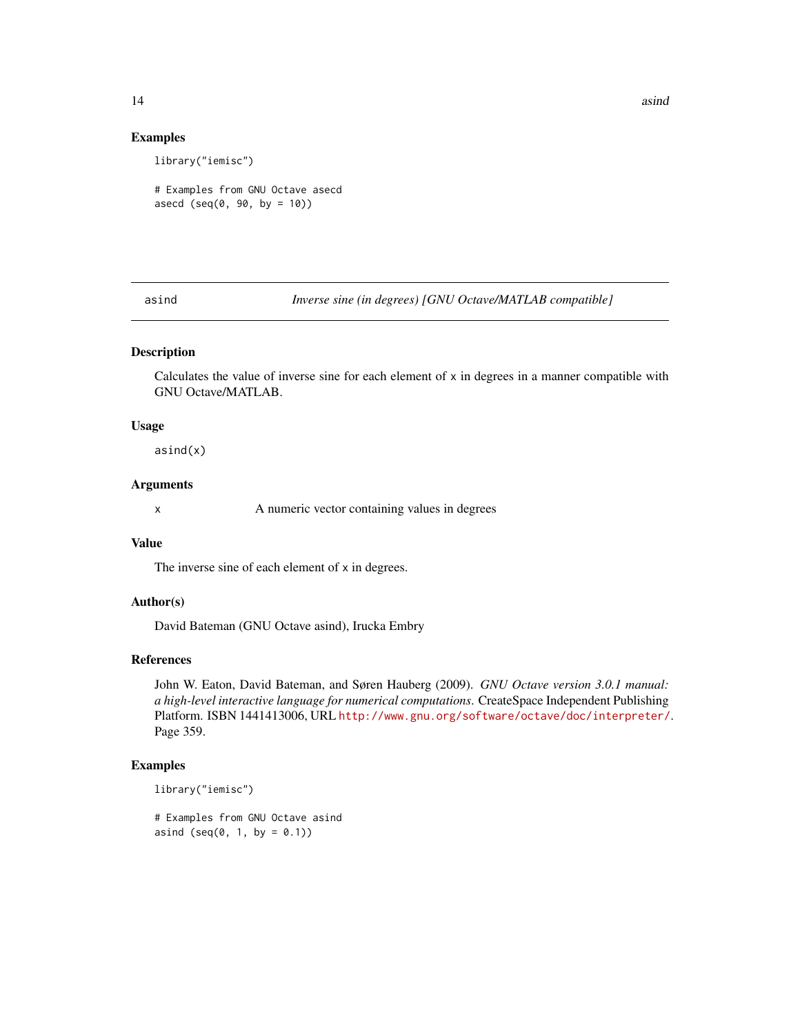## Examples

```
library("iemisc")

# Examples from GNU Octave asecd
asecd (seq(0, 90, by = 10))
```

---

# asind — *Inverse sine (in degrees) [GNU Octave/MATLAB compatible]*

---

## Description

Calculates the value of inverse sine for each element of x in degrees in a manner compatible with GNU Octave/MATLAB.

## Usage

```
asind(x)
```

## Arguments

| | |
|---|---|
| x | A numeric vector containing values in degrees |

## Value

The inverse sine of each element of x in degrees.

## Author(s)

David Bateman (GNU Octave asind), Irucka Embry

## References

John W. Eaton, David Bateman, and Søren Hauberg (2009). *GNU Octave version 3.0.1 manual: a high-level interactive language for numerical computations.* CreateSpace Independent Publishing Platform. ISBN 1441413006, URL http://www.gnu.org/software/octave/doc/interpreter/. Page 359.

## Examples

```
library("iemisc")

# Examples from GNU Octave asind
asind (seq(0, 1, by = 0.1))
```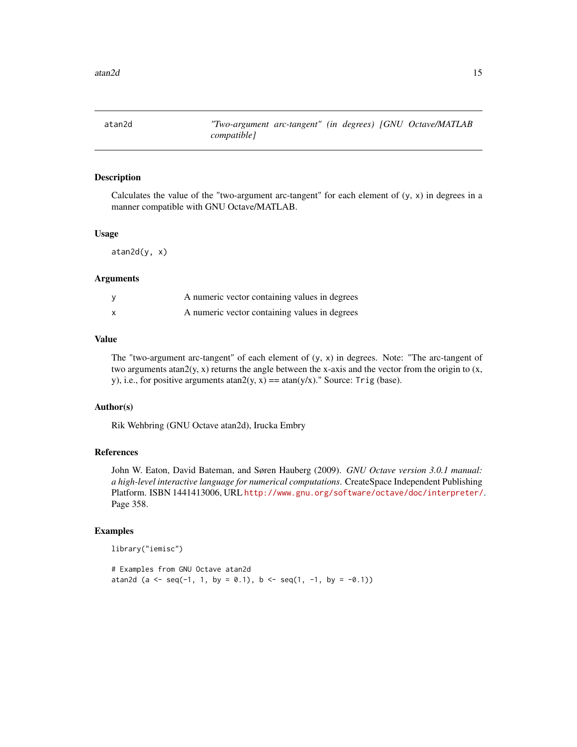# atan2d — *"Two-argument arc-tangent" (in degrees) [GNU Octave/MATLAB compatible]*

## Description

Calculates the value of the "two-argument arc-tangent" for each element of (y, x) in degrees in a manner compatible with GNU Octave/MATLAB.

## Usage

```
atan2d(y, x)
```

## Arguments

| | |
|---|---|
| y | A numeric vector containing values in degrees |
| x | A numeric vector containing values in degrees |

## Value

The "two-argument arc-tangent" of each element of (y, x) in degrees. Note: "The arc-tangent of two arguments atan2(y, x) returns the angle between the x-axis and the vector from the origin to (x, y), i.e., for positive arguments atan2(y, x) == atan(y/x)." Source: `Trig` (base).

## Author(s)

Rik Wehbring (GNU Octave atan2d), Irucka Embry

## References

John W. Eaton, David Bateman, and Søren Hauberg (2009). *GNU Octave version 3.0.1 manual: a high-level interactive language for numerical computations.* CreateSpace Independent Publishing Platform. ISBN 1441413006, URL http://www.gnu.org/software/octave/doc/interpreter/. Page 358.

## Examples

```
library("iemisc")

# Examples from GNU Octave atan2d
atan2d (a <- seq(-1, 1, by = 0.1), b <- seq(1, -1, by = -0.1))
```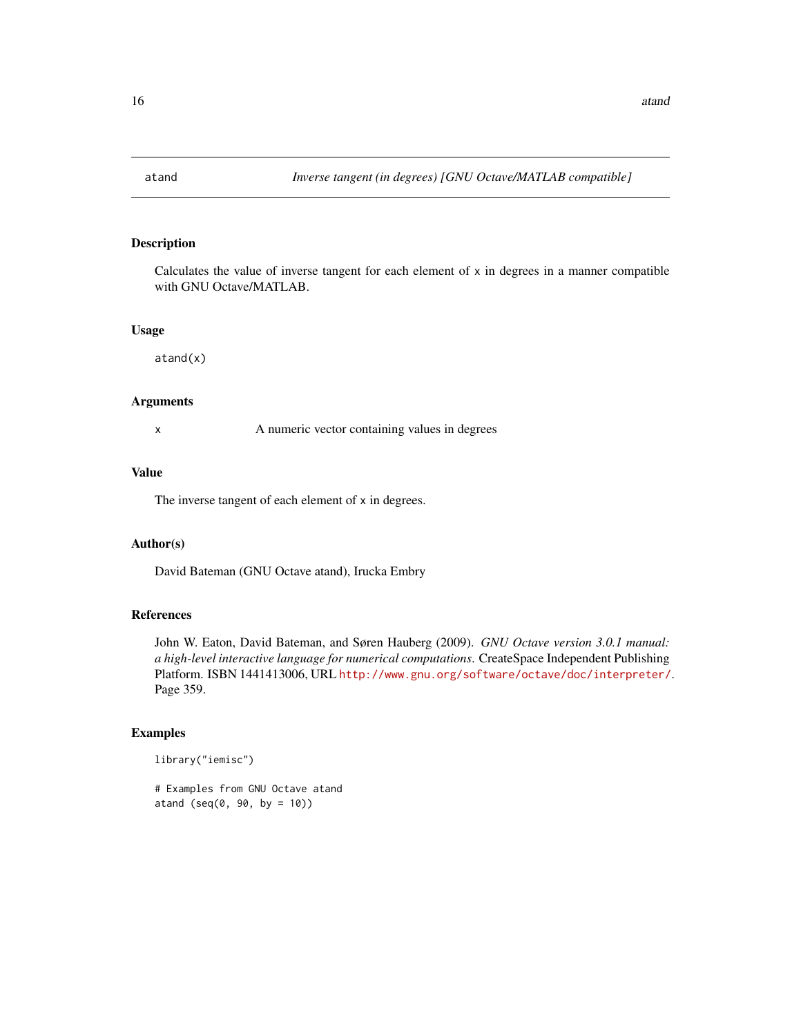# atand — *Inverse tangent (in degrees) [GNU Octave/MATLAB compatible]*

## Description

Calculates the value of inverse tangent for each element of `x` in degrees in a manner compatible with GNU Octave/MATLAB.

## Usage

```
atand(x)
```

## Arguments

| | |
|---|---|
| `x` | A numeric vector containing values in degrees |

## Value

The inverse tangent of each element of `x` in degrees.

## Author(s)

David Bateman (GNU Octave atand), Irucka Embry

## References

John W. Eaton, David Bateman, and Søren Hauberg (2009). *GNU Octave version 3.0.1 manual: a high-level interactive language for numerical computations.* CreateSpace Independent Publishing Platform. ISBN 1441413006, URL http://www.gnu.org/software/octave/doc/interpreter/. Page 359.

## Examples

```
library("iemisc")

# Examples from GNU Octave atand
atand (seq(0, 90, by = 10))
```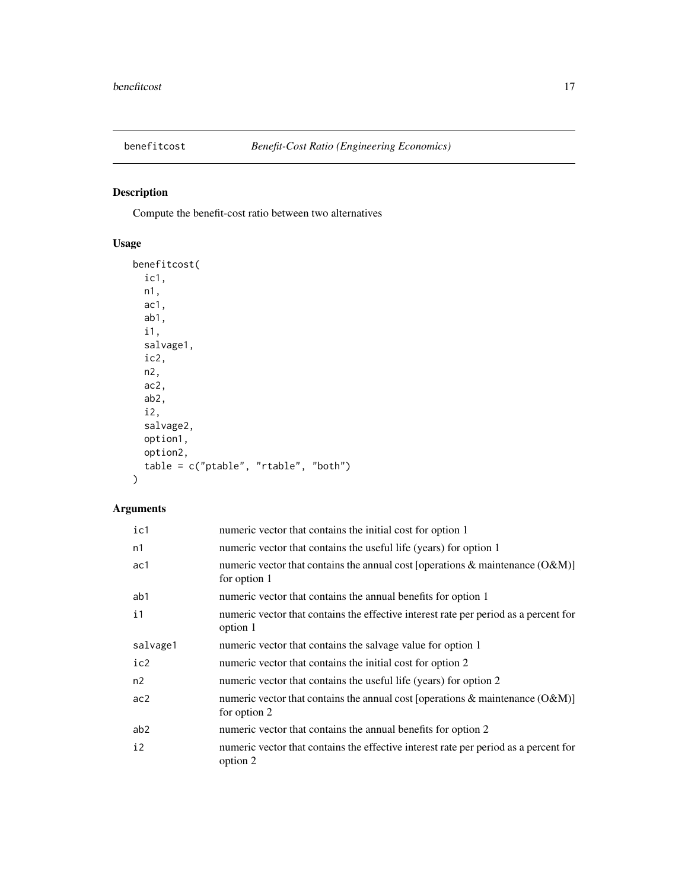benefitcost    *Benefit-Cost Ratio (Engineering Economics)*

## Description

Compute the benefit-cost ratio between two alternatives

## Usage

```
benefitcost(
  ic1,
  n1,
  ac1,
  ab1,
  i1,
  salvage1,
  ic2,
  n2,
  ac2,
  ab2,
  i2,
  salvage2,
  option1,
  option2,
  table = c("ptable", "rtable", "both")
)
```

## Arguments

| | |
|---|---|
| ic1 | numeric vector that contains the initial cost for option 1 |
| n1 | numeric vector that contains the useful life (years) for option 1 |
| ac1 | numeric vector that contains the annual cost [operations & maintenance (O&M)] for option 1 |
| ab1 | numeric vector that contains the annual benefits for option 1 |
| i1 | numeric vector that contains the effective interest rate per period as a percent for option 1 |
| salvage1 | numeric vector that contains the salvage value for option 1 |
| ic2 | numeric vector that contains the initial cost for option 2 |
| n2 | numeric vector that contains the useful life (years) for option 2 |
| ac2 | numeric vector that contains the annual cost [operations & maintenance (O&M)] for option 2 |
| ab2 | numeric vector that contains the annual benefits for option 2 |
| i2 | numeric vector that contains the effective interest rate per period as a percent for option 2 |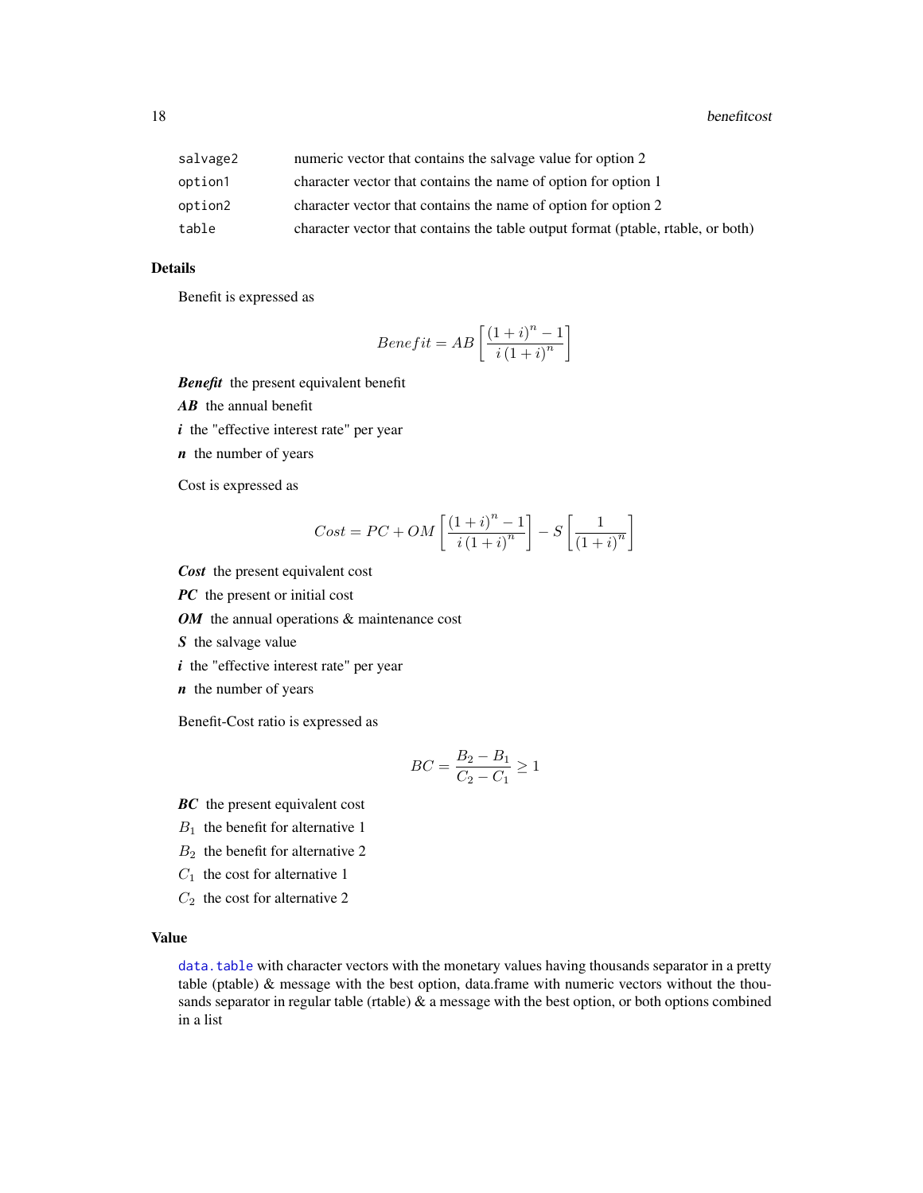| | |
|---|---|
| salvage2 | numeric vector that contains the salvage value for option 2 |
| option1 | character vector that contains the name of option for option 1 |
| option2 | character vector that contains the name of option for option 2 |
| table | character vector that contains the table output format (ptable, rtable, or both) |

### Details

Benefit is expressed as

$$Benefit = AB \left[\frac{\left(1 + i\right)^n - 1}{i \left(1 + i\right)^n}\right]$$

***Benefit*** the present equivalent benefit

***AB*** the annual benefit

***i*** the "effective interest rate" per year

***n*** the number of years

Cost is expressed as

$$Cost = PC + OM \left[\frac{\left(1 + i\right)^n - 1}{i \left(1 + i\right)^n}\right] - S \left[\frac{1}{\left(1 + i\right)^n}\right]$$

***Cost*** the present equivalent cost

***PC*** the present or initial cost

***OM*** the annual operations & maintenance cost

***S*** the salvage value

***i*** the "effective interest rate" per year

***n*** the number of years

Benefit-Cost ratio is expressed as

$$BC = \frac{B_2 - B_1}{C_2 - C_1} \geq 1$$

***BC*** the present equivalent cost

$B_1$ the benefit for alternative 1

$B_2$ the benefit for alternative 2

$C_1$ the cost for alternative 1

$C_2$ the cost for alternative 2

### Value

data.table with character vectors with the monetary values having thousands separator in a pretty table (ptable) & message with the best option, data.frame with numeric vectors without the thousands separator in regular table (rtable) & a message with the best option, or both options combined in a list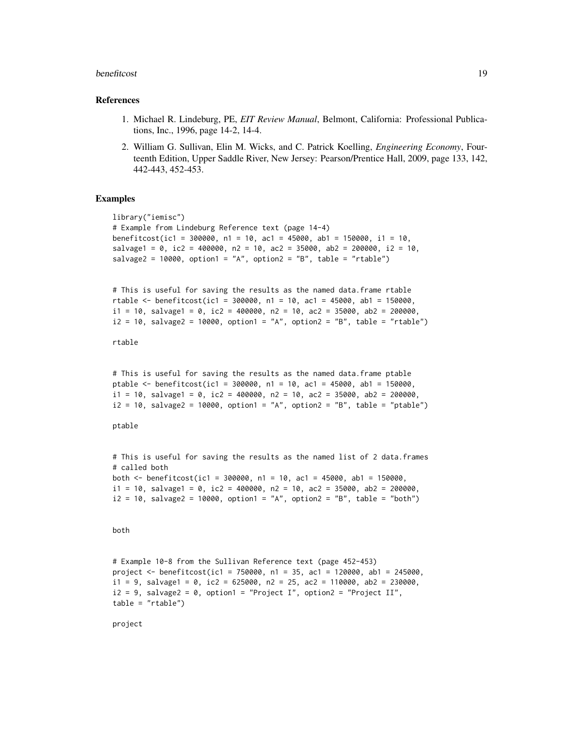## References

1. Michael R. Lindeburg, PE, *EIT Review Manual*, Belmont, California: Professional Publications, Inc., 1996, page 14-2, 14-4.
2. William G. Sullivan, Elin M. Wicks, and C. Patrick Koelling, *Engineering Economy*, Fourteenth Edition, Upper Saddle River, New Jersey: Pearson/Prentice Hall, 2009, page 133, 142, 442-443, 452-453.

## Examples

```
library("iemisc")
# Example from Lindeburg Reference text (page 14-4)
benefitcost(ic1 = 300000, n1 = 10, ac1 = 45000, ab1 = 150000, i1 = 10,
salvage1 = 0, ic2 = 400000, n2 = 10, ac2 = 35000, ab2 = 200000, i2 = 10,
salvage2 = 10000, option1 = "A", option2 = "B", table = "rtable")


# This is useful for saving the results as the named data.frame rtable
rtable <- benefitcost(ic1 = 300000, n1 = 10, ac1 = 45000, ab1 = 150000,
i1 = 10, salvage1 = 0, ic2 = 400000, n2 = 10, ac2 = 35000, ab2 = 200000,
i2 = 10, salvage2 = 10000, option1 = "A", option2 = "B", table = "rtable")

rtable


# This is useful for saving the results as the named data.frame ptable
ptable <- benefitcost(ic1 = 300000, n1 = 10, ac1 = 45000, ab1 = 150000,
i1 = 10, salvage1 = 0, ic2 = 400000, n2 = 10, ac2 = 35000, ab2 = 200000,
i2 = 10, salvage2 = 10000, option1 = "A", option2 = "B", table = "ptable")

ptable


# This is useful for saving the results as the named list of 2 data.frames
# called both
both <- benefitcost(ic1 = 300000, n1 = 10, ac1 = 45000, ab1 = 150000,
i1 = 10, salvage1 = 0, ic2 = 400000, n2 = 10, ac2 = 35000, ab2 = 200000,
i2 = 10, salvage2 = 10000, option1 = "A", option2 = "B", table = "both")


both


# Example 10-8 from the Sullivan Reference text (page 452-453)
project <- benefitcost(ic1 = 750000, n1 = 35, ac1 = 120000, ab1 = 245000,
i1 = 9, salvage1 = 0, ic2 = 625000, n2 = 25, ac2 = 110000, ab2 = 230000,
i2 = 9, salvage2 = 0, option1 = "Project I", option2 = "Project II",
table = "rtable")

project
```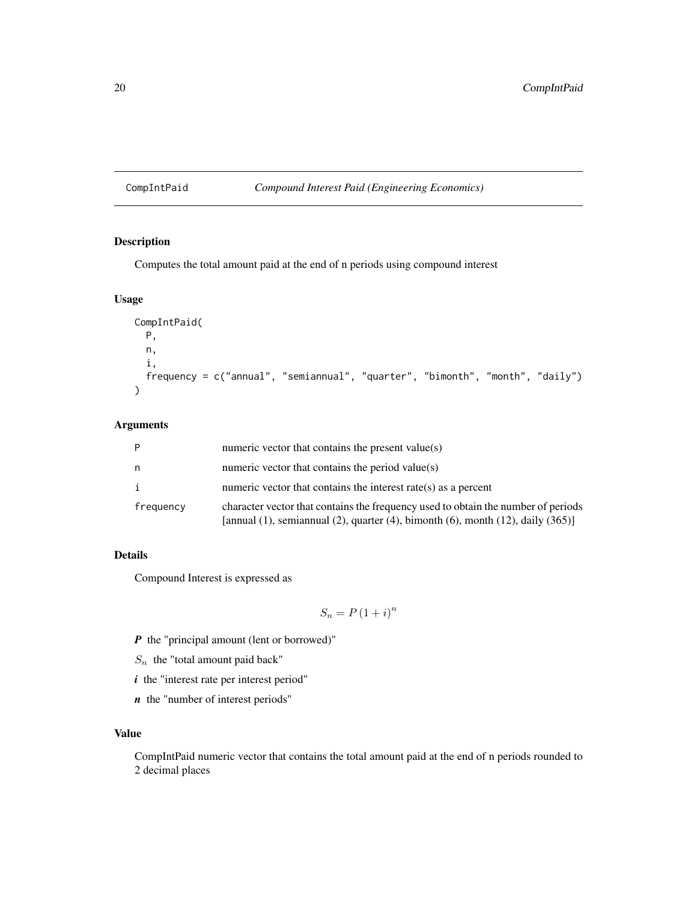## CompIntPaid — *Compound Interest Paid (Engineering Economics)*

### Description

Computes the total amount paid at the end of n periods using compound interest

### Usage

```
CompIntPaid(
  P,
  n,
  i,
  frequency = c("annual", "semiannual", "quarter", "bimonth", "month", "daily")
)
```

### Arguments

| | |
|---|---|
| P | numeric vector that contains the present value(s) |
| n | numeric vector that contains the period value(s) |
| i | numeric vector that contains the interest rate(s) as a percent |
| frequency | character vector that contains the frequency used to obtain the number of periods [annual (1), semiannual (2), quarter (4), bimonth (6), month (12), daily (365)] |

### Details

Compound Interest is expressed as

$$S_n = P\left(1 + i\right)^n$$

***P*** the "principal amount (lent or borrowed)"

$S_n$ the "total amount paid back"

***i*** the "interest rate per interest period"

***n*** the "number of interest periods"

### Value

CompIntPaid numeric vector that contains the total amount paid at the end of n periods rounded to 2 decimal places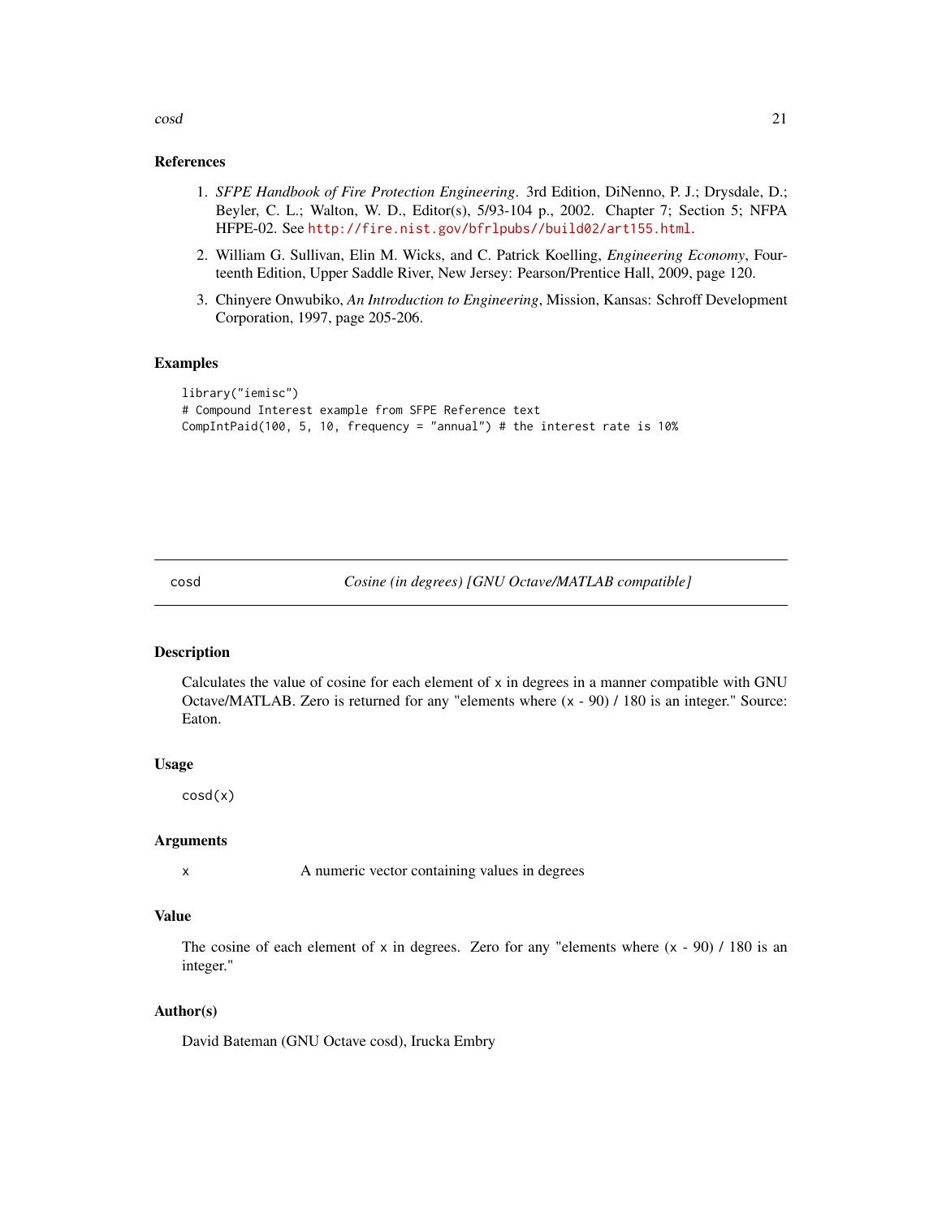### References

1. *SFPE Handbook of Fire Protection Engineering*. 3rd Edition, DiNenno, P. J.; Drysdale, D.; Beyler, C. L.; Walton, W. D., Editor(s), 5/93-104 p., 2002. Chapter 7; Section 5; NFPA HFPE-02. See http://fire.nist.gov/bfrlpubs//build02/art155.html.
2. William G. Sullivan, Elin M. Wicks, and C. Patrick Koelling, *Engineering Economy*, Fourteenth Edition, Upper Saddle River, New Jersey: Pearson/Prentice Hall, 2009, page 120.
3. Chinyere Onwubiko, *An Introduction to Engineering*, Mission, Kansas: Schroff Development Corporation, 1997, page 205-206.

### Examples

```
library("iemisc")
# Compound Interest example from SFPE Reference text
CompIntPaid(100, 5, 10, frequency = "annual") # the interest rate is 10%
```

---

## cosd — *Cosine (in degrees) [GNU Octave/MATLAB compatible]*

### Description

Calculates the value of cosine for each element of `x` in degrees in a manner compatible with GNU Octave/MATLAB. Zero is returned for any "elements where `(x - 90) / 180` is an integer." Source: Eaton.

### Usage

```
cosd(x)
```

### Arguments

| | |
|---|---|
| `x` | A numeric vector containing values in degrees |

### Value

The cosine of each element of `x` in degrees. Zero for any "elements where `(x - 90) / 180` is an integer."

### Author(s)

David Bateman (GNU Octave cosd), Irucka Embry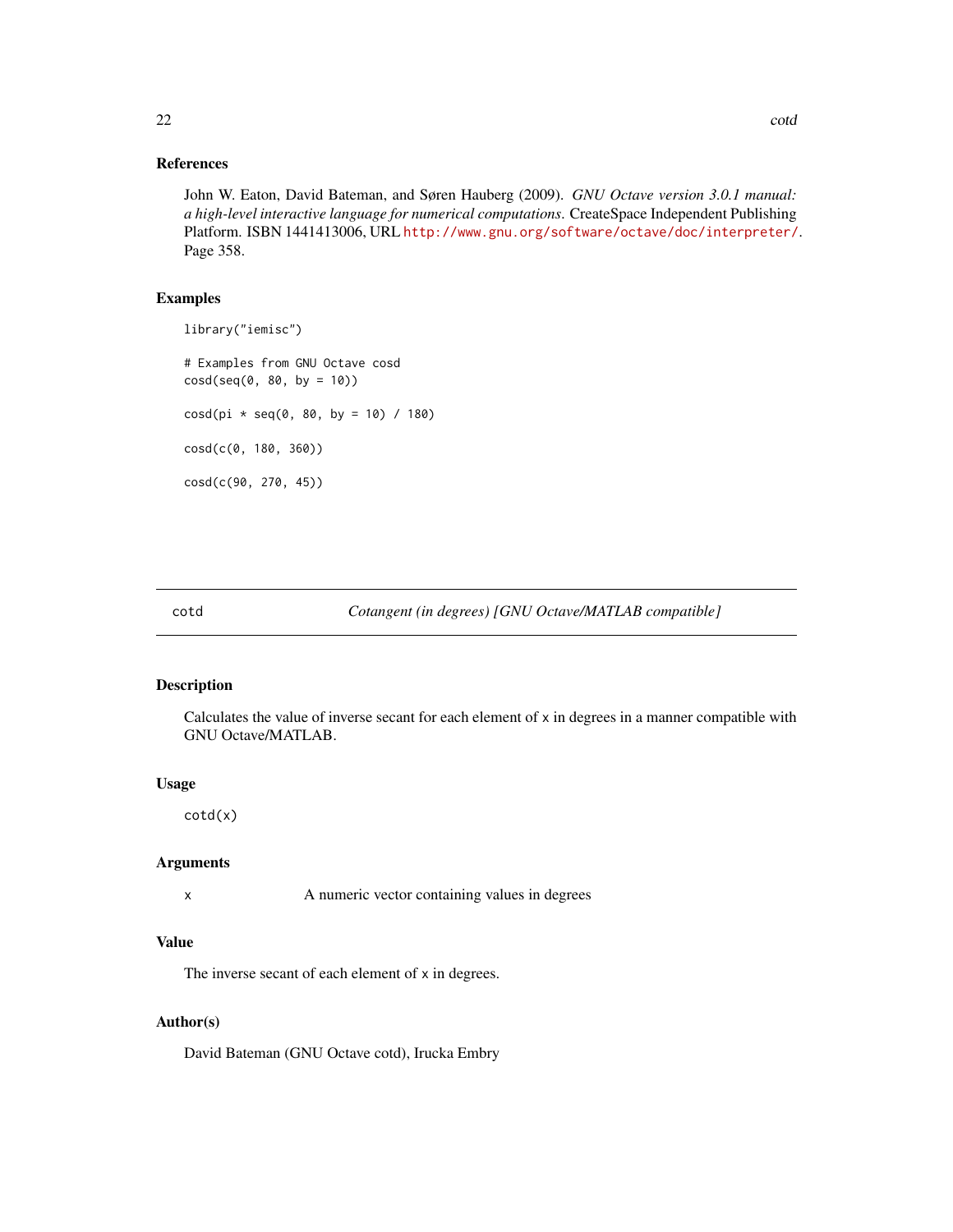## References

John W. Eaton, David Bateman, and Søren Hauberg (2009). *GNU Octave version 3.0.1 manual: a high-level interactive language for numerical computations*. CreateSpace Independent Publishing Platform. ISBN 1441413006, URL http://www.gnu.org/software/octave/doc/interpreter/. Page 358.

## Examples

```
library("iemisc")

# Examples from GNU Octave cosd
cosd(seq(0, 80, by = 10))

cosd(pi * seq(0, 80, by = 10) / 180)

cosd(c(0, 180, 360))

cosd(c(90, 270, 45))
```

---

# cotd — *Cotangent (in degrees) [GNU Octave/MATLAB compatible]*

---

## Description

Calculates the value of inverse secant for each element of x in degrees in a manner compatible with GNU Octave/MATLAB.

## Usage

```
cotd(x)
```

## Arguments

| | |
|---|---|
| x | A numeric vector containing values in degrees |

## Value

The inverse secant of each element of x in degrees.

## Author(s)

David Bateman (GNU Octave cotd), Irucka Embry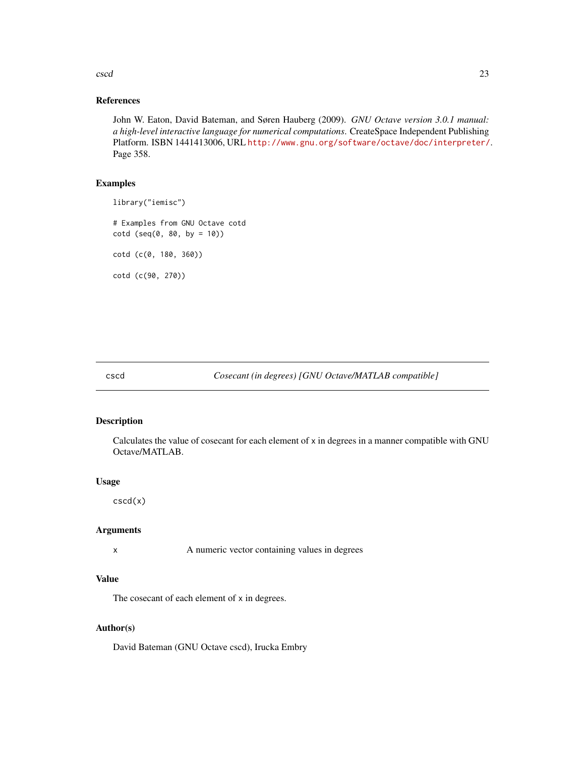### References

John W. Eaton, David Bateman, and Søren Hauberg (2009). *GNU Octave version 3.0.1 manual: a high-level interactive language for numerical computations*. CreateSpace Independent Publishing Platform. ISBN 1441413006, URL http://www.gnu.org/software/octave/doc/interpreter/. Page 358.

### Examples

```
library("iemisc")

# Examples from GNU Octave cotd
cotd (seq(0, 80, by = 10))

cotd (c(0, 180, 360))

cotd (c(90, 270))
```

---

## cscd *Cosecant (in degrees) [GNU Octave/MATLAB compatible]*

### Description

Calculates the value of cosecant for each element of x in degrees in a manner compatible with GNU Octave/MATLAB.

### Usage

```
cscd(x)
```

### Arguments

| | |
|---|---|
| x | A numeric vector containing values in degrees |

### Value

The cosecant of each element of x in degrees.

### Author(s)

David Bateman (GNU Octave cscd), Irucka Embry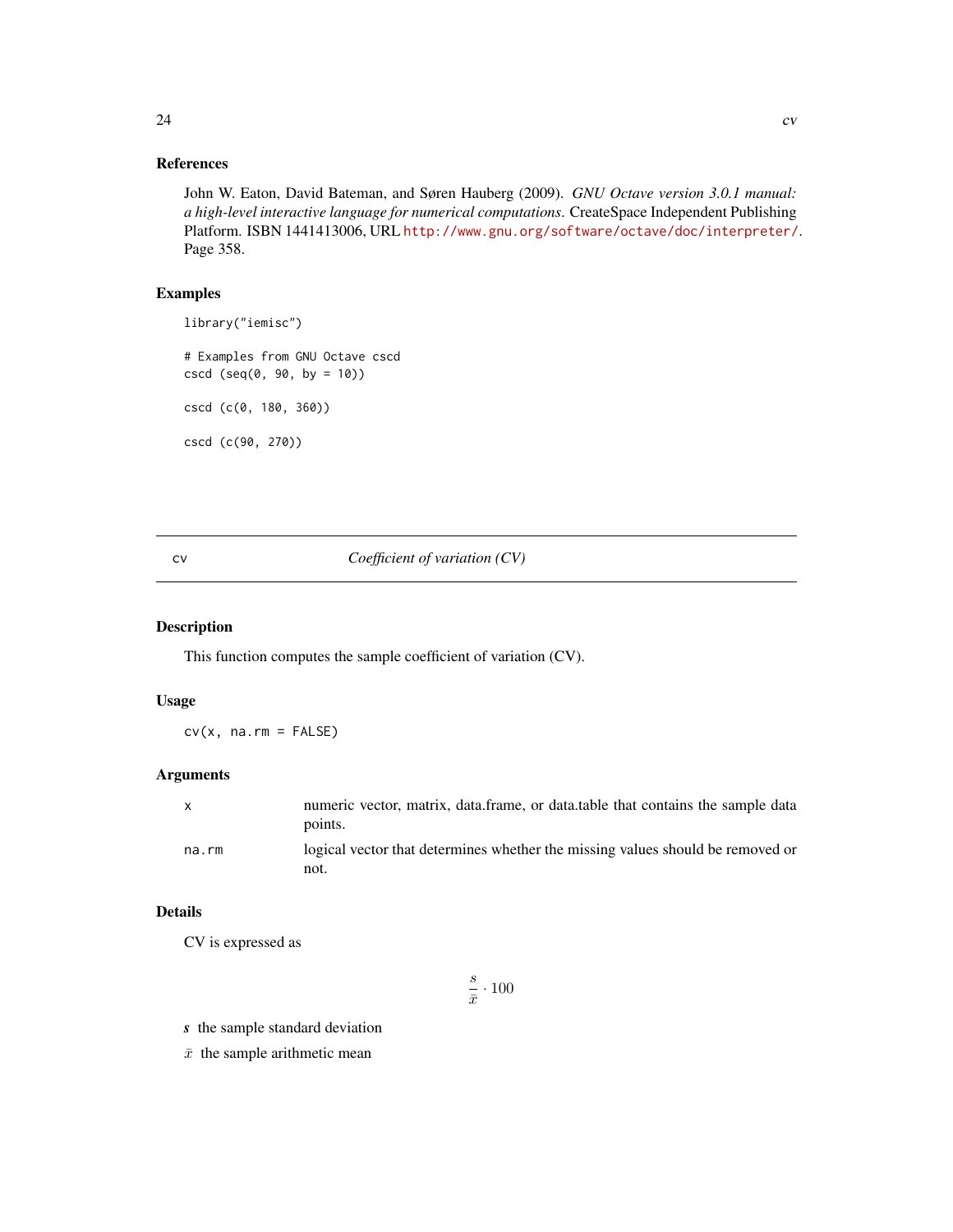### References

John W. Eaton, David Bateman, and Søren Hauberg (2009). *GNU Octave version 3.0.1 manual: a high-level interactive language for numerical computations.* CreateSpace Independent Publishing Platform. ISBN 1441413006, URL http://www.gnu.org/software/octave/doc/interpreter/. Page 358.

### Examples

```
library("iemisc")

# Examples from GNU Octave cscd
cscd (seq(0, 90, by = 10))

cscd (c(0, 180, 360))

cscd (c(90, 270))
```

---

## cv — *Coefficient of variation (CV)*

### Description

This function computes the sample coefficient of variation (CV).

### Usage

```
cv(x, na.rm = FALSE)
```

### Arguments

| | |
|---|---|
| x | numeric vector, matrix, data.frame, or data.table that contains the sample data points. |
| na.rm | logical vector that determines whether the missing values should be removed or not. |

### Details

CV is expressed as

$$\frac{s}{\bar{x}} \cdot 100$$

$s$ the sample standard deviation

$\bar{x}$ the sample arithmetic mean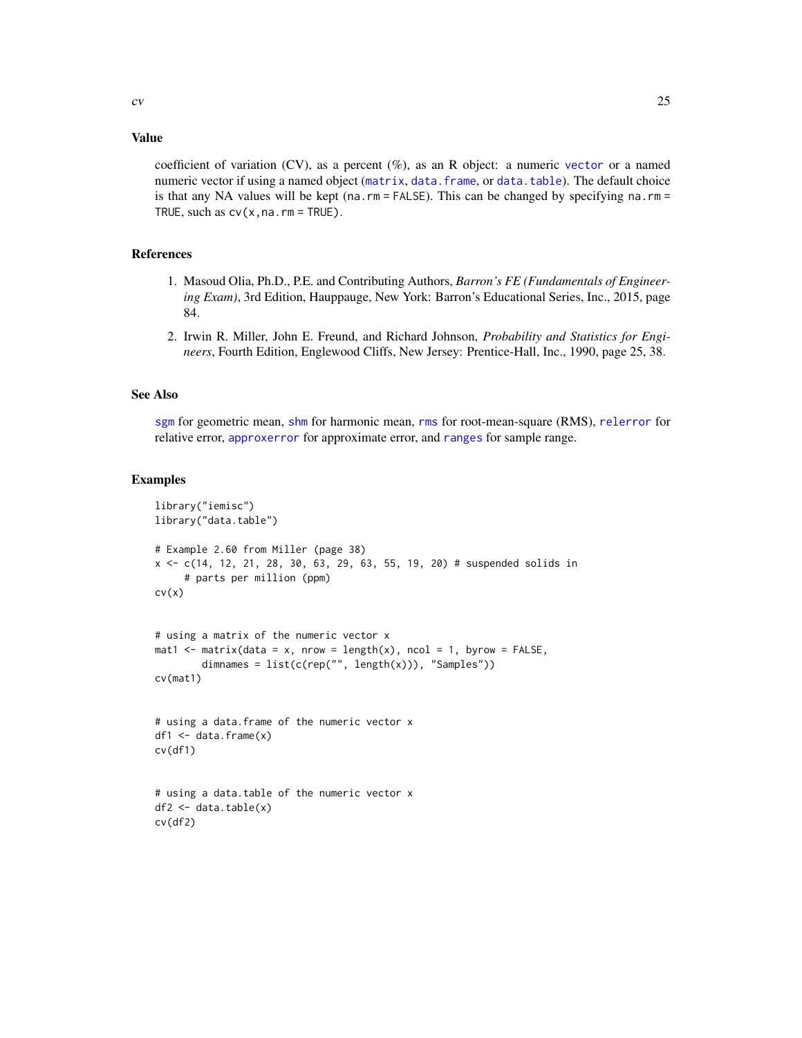## Value

coefficient of variation (CV), as a percent (%), as an R object: a numeric vector or a named numeric vector if using a named object (matrix, data.frame, or data.table). The default choice is that any NA values will be kept (na.rm = FALSE). This can be changed by specifying na.rm = TRUE, such as cv(x,na.rm = TRUE).

## References

1. Masoud Olia, Ph.D., P.E. and Contributing Authors, *Barron's FE (Fundamentals of Engineering Exam)*, 3rd Edition, Hauppauge, New York: Barron's Educational Series, Inc., 2015, page 84.
2. Irwin R. Miller, John E. Freund, and Richard Johnson, *Probability and Statistics for Engineers*, Fourth Edition, Englewood Cliffs, New Jersey: Prentice-Hall, Inc., 1990, page 25, 38.

## See Also

sgm for geometric mean, shm for harmonic mean, rms for root-mean-square (RMS), relerror for relative error, approxerror for approximate error, and ranges for sample range.

## Examples

```
library("iemisc")
library("data.table")

# Example 2.60 from Miller (page 38)
x <- c(14, 12, 21, 28, 30, 63, 29, 63, 55, 19, 20) # suspended solids in
     # parts per million (ppm)
cv(x)


# using a matrix of the numeric vector x
mat1 <- matrix(data = x, nrow = length(x), ncol = 1, byrow = FALSE,
        dimnames = list(c(rep("", length(x))), "Samples"))
cv(mat1)


# using a data.frame of the numeric vector x
df1 <- data.frame(x)
cv(df1)


# using a data.table of the numeric vector x
df2 <- data.table(x)
cv(df2)
```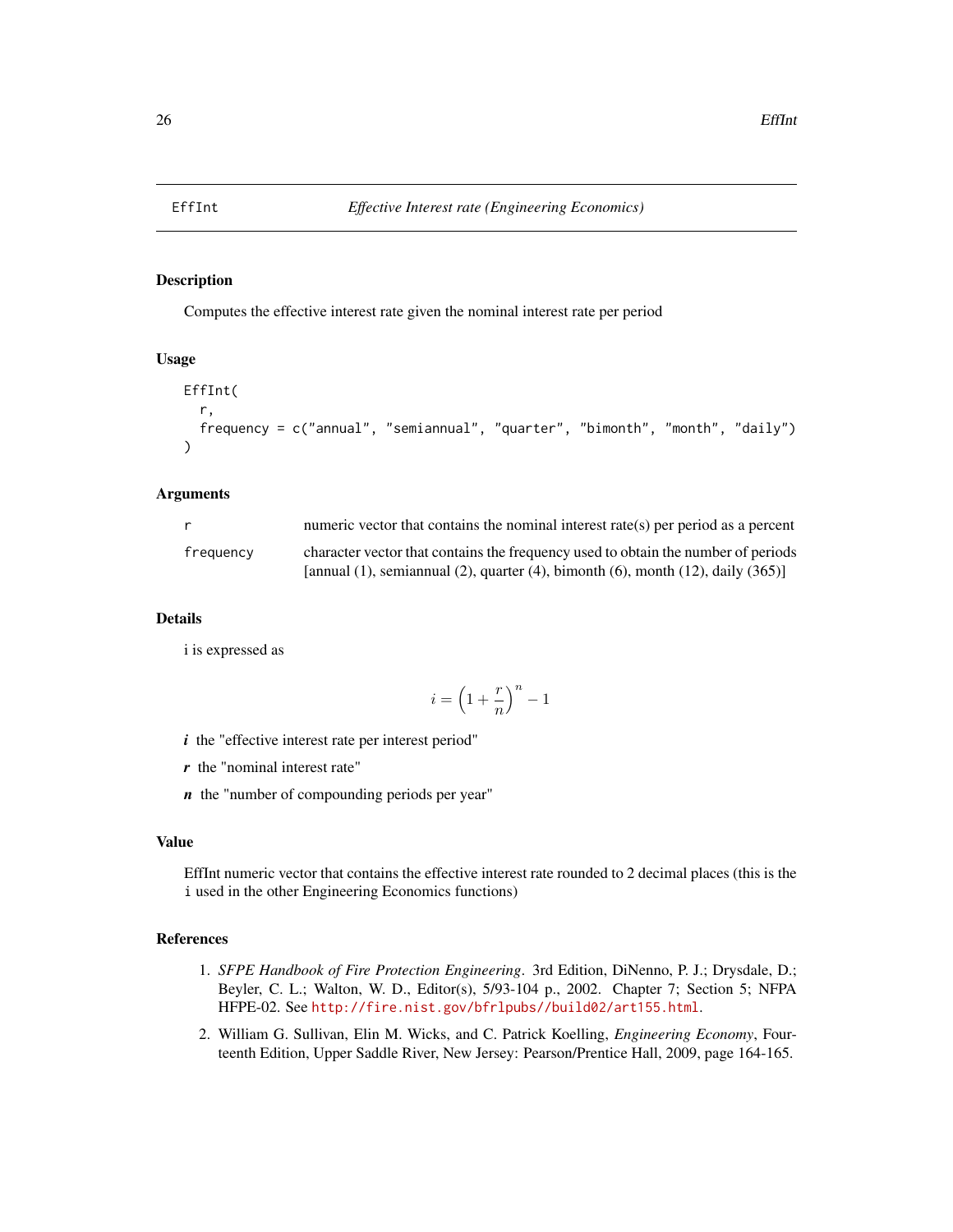# EffInt — *Effective Interest rate (Engineering Economics)*

## Description

Computes the effective interest rate given the nominal interest rate per period

## Usage

```
EffInt(
  r,
  frequency = c("annual", "semiannual", "quarter", "bimonth", "month", "daily")
)
```

## Arguments

| | |
|---|---|
| r | numeric vector that contains the nominal interest rate(s) per period as a percent |
| frequency | character vector that contains the frequency used to obtain the number of periods [annual (1), semiannual (2), quarter (4), bimonth (6), month (12), daily (365)] |

## Details

i is expressed as

$$i = \left(1 + \frac{r}{n}\right)^n - 1$$

***i*** the "effective interest rate per interest period"

***r*** the "nominal interest rate"

***n*** the "number of compounding periods per year"

## Value

EffInt numeric vector that contains the effective interest rate rounded to 2 decimal places (this is the i used in the other Engineering Economics functions)

## References

1. *SFPE Handbook of Fire Protection Engineering*. 3rd Edition, DiNenno, P. J.; Drysdale, D.; Beyler, C. L.; Walton, W. D., Editor(s), 5/93-104 p., 2002. Chapter 7; Section 5; NFPA HFPE-02. See http://fire.nist.gov/bfrlpubs//build02/art155.html.
2. William G. Sullivan, Elin M. Wicks, and C. Patrick Koelling, *Engineering Economy*, Fourteenth Edition, Upper Saddle River, New Jersey: Pearson/Prentice Hall, 2009, page 164-165.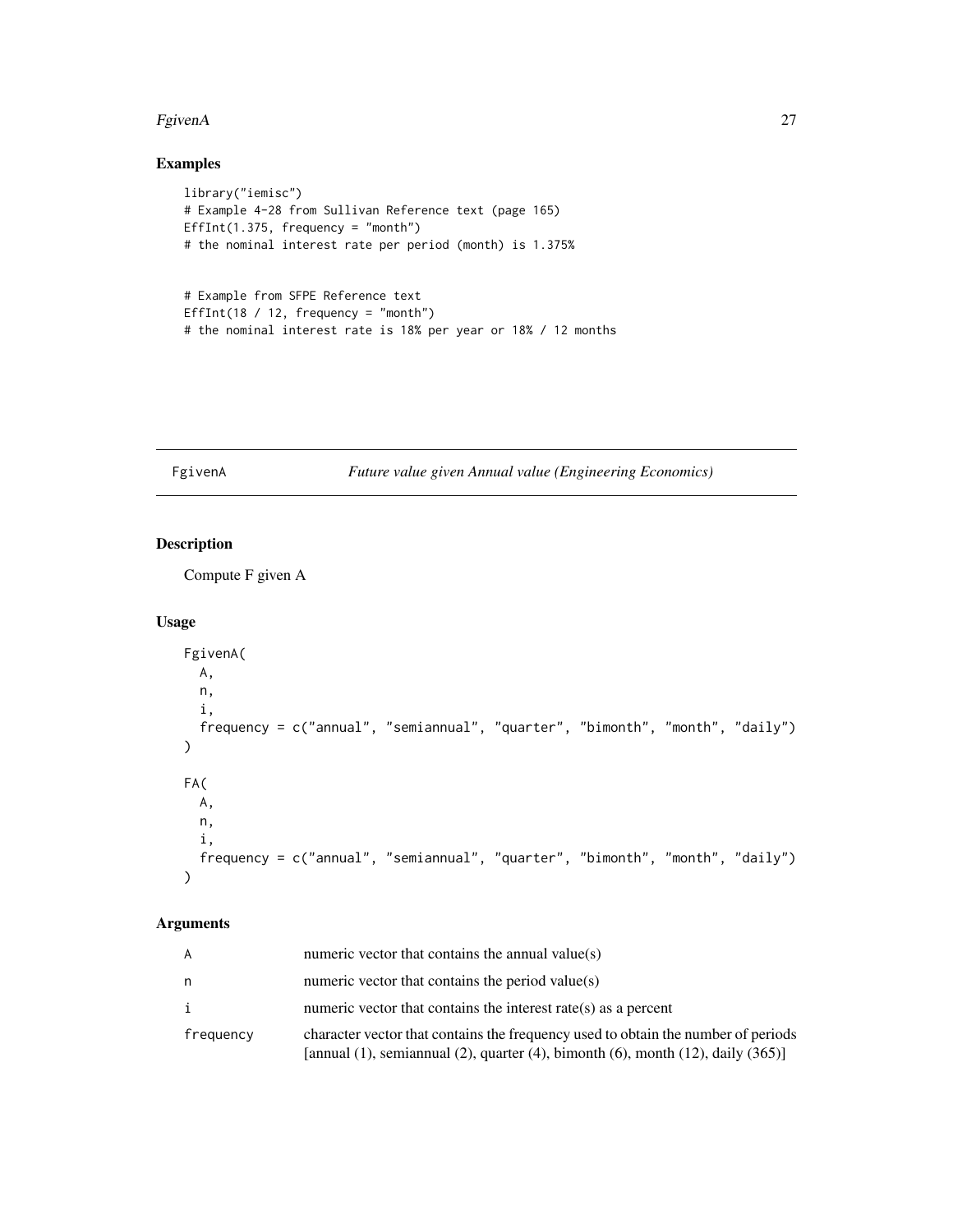## Examples

```
library("iemisc")
# Example 4-28 from Sullivan Reference text (page 165)
EffInt(1.375, frequency = "month")
# the nominal interest rate per period (month) is 1.375%


# Example from SFPE Reference text
EffInt(18 / 12, frequency = "month")
# the nominal interest rate is 18% per year or 18% / 12 months
```

---

# FgivenA — *Future value given Annual value (Engineering Economics)*

## Description

Compute F given A

## Usage

```
FgivenA(
  A,
  n,
  i,
  frequency = c("annual", "semiannual", "quarter", "bimonth", "month", "daily")
)

FA(
  A,
  n,
  i,
  frequency = c("annual", "semiannual", "quarter", "bimonth", "month", "daily")
)
```

## Arguments

| Argument | Description |
|---|---|
| A | numeric vector that contains the annual value(s) |
| n | numeric vector that contains the period value(s) |
| i | numeric vector that contains the interest rate(s) as a percent |
| frequency | character vector that contains the frequency used to obtain the number of periods [annual (1), semiannual (2), quarter (4), bimonth (6), month (12), daily (365)] |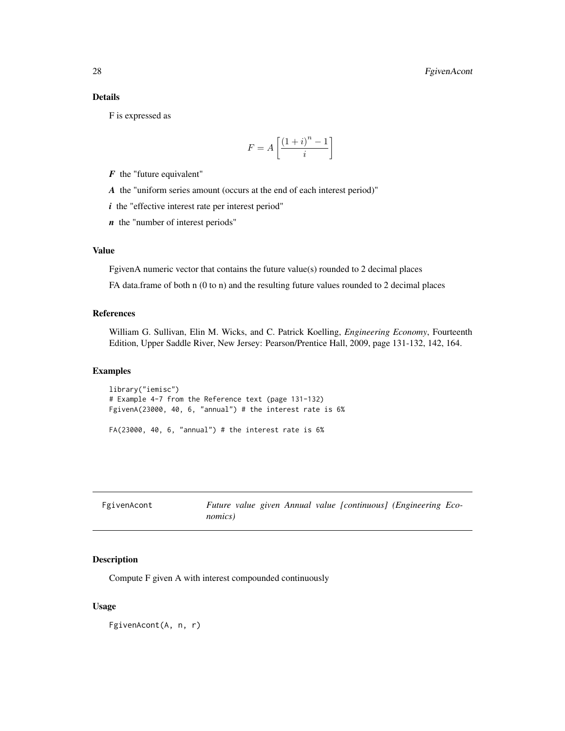## Details

F is expressed as

$$F = A\left[\frac{(1+i)^n - 1}{i}\right]$$

***F*** the "future equivalent"

***A*** the "uniform series amount (occurs at the end of each interest period)"

***i*** the "effective interest rate per interest period"

***n*** the "number of interest periods"

## Value

FgivenA numeric vector that contains the future value(s) rounded to 2 decimal places

FA data.frame of both n (0 to n) and the resulting future values rounded to 2 decimal places

## References

William G. Sullivan, Elin M. Wicks, and C. Patrick Koelling, *Engineering Economy*, Fourteenth Edition, Upper Saddle River, New Jersey: Pearson/Prentice Hall, 2009, page 131-132, 142, 164.

## Examples

```
library("iemisc")
# Example 4-7 from the Reference text (page 131-132)
FgivenA(23000, 40, 6, "annual") # the interest rate is 6%

FA(23000, 40, 6, "annual") # the interest rate is 6%
```

---

# FgivenAcont    *Future value given Annual value [continuous] (Engineering Economics)*

---

## Description

Compute F given A with interest compounded continuously

## Usage

```
FgivenAcont(A, n, r)
```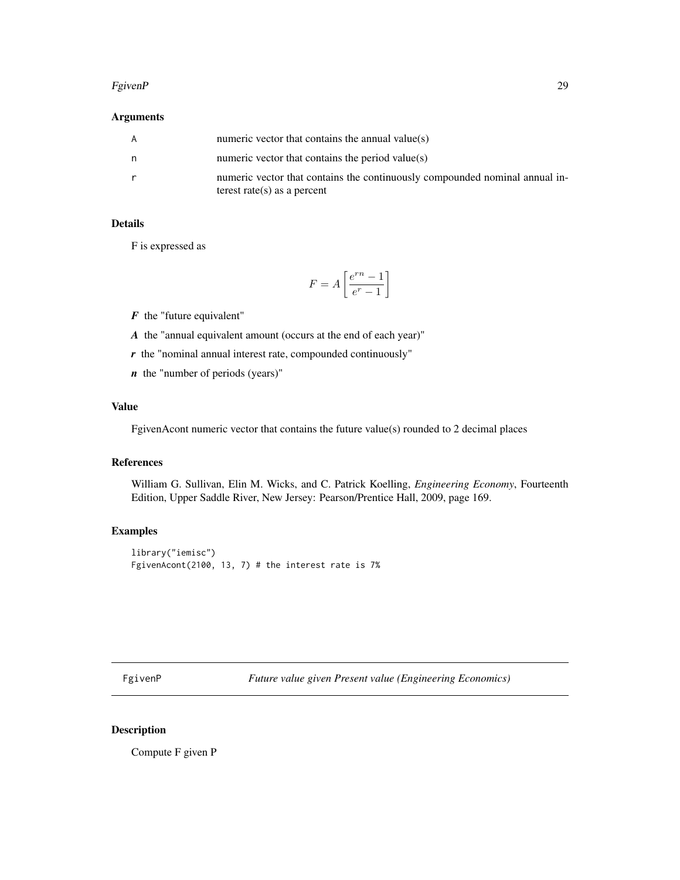## Arguments

| | |
|---|---|
| A | numeric vector that contains the annual value(s) |
| n | numeric vector that contains the period value(s) |
| r | numeric vector that contains the continuously compounded nominal annual interest rate(s) as a percent |

## Details

F is expressed as

$$F = A\left[\frac{e^{rn} - 1}{e^{r} - 1}\right]$$

***F*** the "future equivalent"

***A*** the "annual equivalent amount (occurs at the end of each year)"

***r*** the "nominal annual interest rate, compounded continuously"

***n*** the "number of periods (years)"

## Value

FgivenAcont numeric vector that contains the future value(s) rounded to 2 decimal places

## References

William G. Sullivan, Elin M. Wicks, and C. Patrick Koelling, *Engineering Economy*, Fourteenth Edition, Upper Saddle River, New Jersey: Pearson/Prentice Hall, 2009, page 169.

## Examples

```
library("iemisc")
FgivenAcont(2100, 13, 7) # the interest rate is 7%
```

---

# FgivenP    *Future value given Present value (Engineering Economics)*

## Description

Compute F given P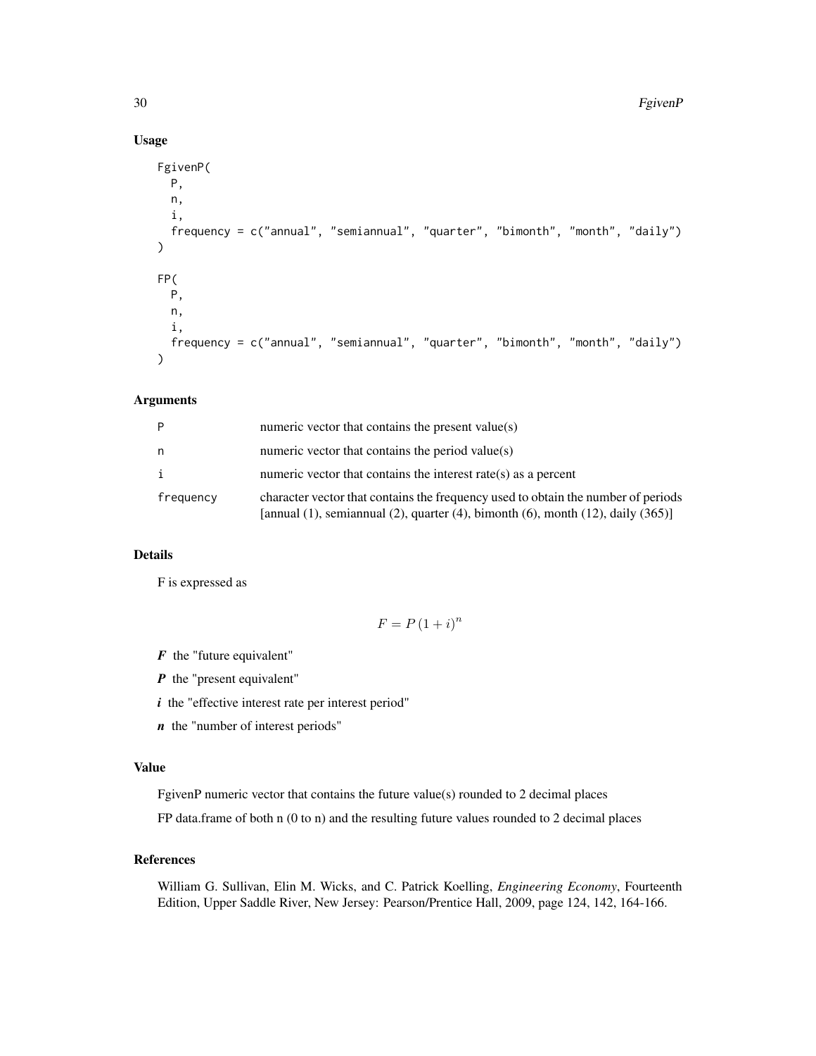## Usage

```
FgivenP(
  P,
  n,
  i,
  frequency = c("annual", "semiannual", "quarter", "bimonth", "month", "daily")
)

FP(
  P,
  n,
  i,
  frequency = c("annual", "semiannual", "quarter", "bimonth", "month", "daily")
)
```

## Arguments

| | |
|---|---|
| P | numeric vector that contains the present value(s) |
| n | numeric vector that contains the period value(s) |
| i | numeric vector that contains the interest rate(s) as a percent |
| frequency | character vector that contains the frequency used to obtain the number of periods [annual (1), semiannual (2), quarter (4), bimonth (6), month (12), daily (365)] |

## Details

F is expressed as

$$F = P\left(1 + i\right)^{n}$$

***F*** the "future equivalent"

***P*** the "present equivalent"

***i*** the "effective interest rate per interest period"

***n*** the "number of interest periods"

## Value

FgivenP numeric vector that contains the future value(s) rounded to 2 decimal places

FP data.frame of both n (0 to n) and the resulting future values rounded to 2 decimal places

## References

William G. Sullivan, Elin M. Wicks, and C. Patrick Koelling, *Engineering Economy*, Fourteenth Edition, Upper Saddle River, New Jersey: Pearson/Prentice Hall, 2009, page 124, 142, 164-166.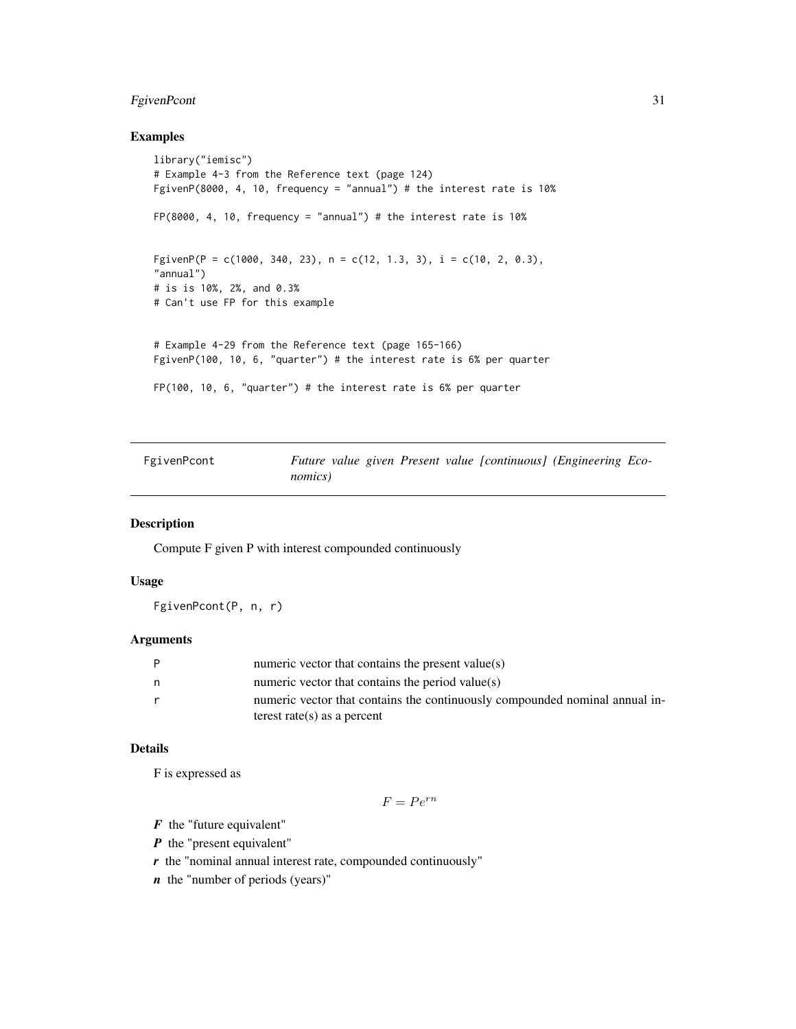## Examples

```
library("iemisc")
# Example 4-3 from the Reference text (page 124)
FgivenP(8000, 4, 10, frequency = "annual") # the interest rate is 10%

FP(8000, 4, 10, frequency = "annual") # the interest rate is 10%


FgivenP(P = c(1000, 340, 23), n = c(12, 1.3, 3), i = c(10, 2, 0.3),
"annual")
# is is 10%, 2%, and 0.3%
# Can't use FP for this example


# Example 4-29 from the Reference text (page 165-166)
FgivenP(100, 10, 6, "quarter") # the interest rate is 6% per quarter

FP(100, 10, 6, "quarter") # the interest rate is 6% per quarter
```

---

# FgivenPcont — *Future value given Present value [continuous] (Engineering Economics)*

## Description

Compute F given P with interest compounded continuously

## Usage

```
FgivenPcont(P, n, r)
```

## Arguments

| | |
|---|---|
| P | numeric vector that contains the present value(s) |
| n | numeric vector that contains the period value(s) |
| r | numeric vector that contains the continuously compounded nominal annual interest rate(s) as a percent |

## Details

F is expressed as

$$F = Pe^{rn}$$

***F*** the "future equivalent"

***P*** the "present equivalent"

***r*** the "nominal annual interest rate, compounded continuously"

***n*** the "number of periods (years)"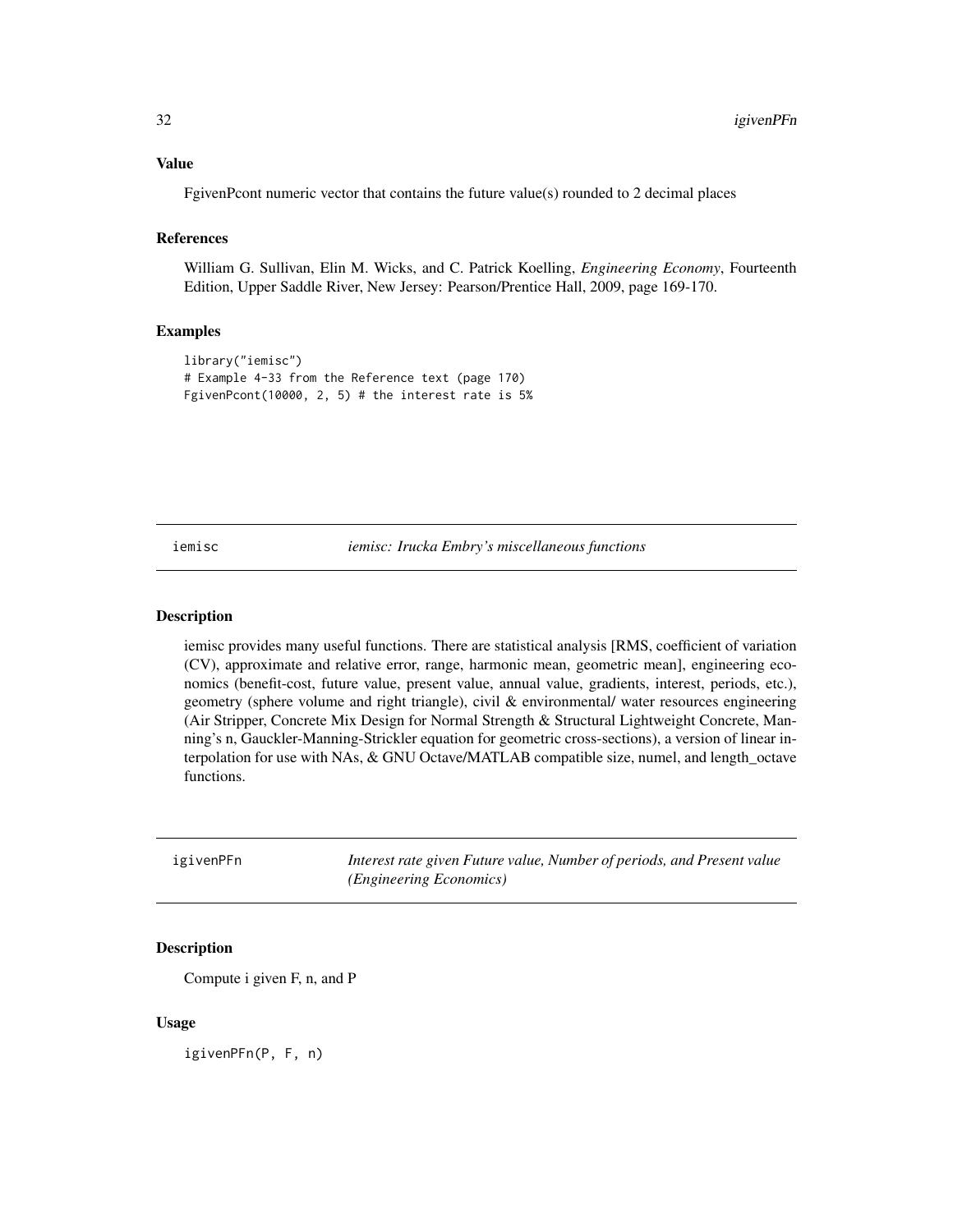## Value

FgivenPcont numeric vector that contains the future value(s) rounded to 2 decimal places

## References

William G. Sullivan, Elin M. Wicks, and C. Patrick Koelling, *Engineering Economy*, Fourteenth Edition, Upper Saddle River, New Jersey: Pearson/Prentice Hall, 2009, page 169-170.

## Examples

```
library("iemisc")
# Example 4-33 from the Reference text (page 170)
FgivenPcont(10000, 2, 5) # the interest rate is 5%
```

---

# iemisc — *iemisc: Irucka Embry's miscellaneous functions*

## Description

iemisc provides many useful functions. There are statistical analysis [RMS, coefficient of variation (CV), approximate and relative error, range, harmonic mean, geometric mean], engineering economics (benefit-cost, future value, present value, annual value, gradients, interest, periods, etc.), geometry (sphere volume and right triangle), civil & environmental/ water resources engineering (Air Stripper, Concrete Mix Design for Normal Strength & Structural Lightweight Concrete, Manning's n, Gauckler-Manning-Strickler equation for geometric cross-sections), a version of linear interpolation for use with NAs, & GNU Octave/MATLAB compatible size, numel, and length_octave functions.

---

# igivenPFn — *Interest rate given Future value, Number of periods, and Present value (Engineering Economics)*

## Description

Compute i given F, n, and P

## Usage

```
igivenPFn(P, F, n)
```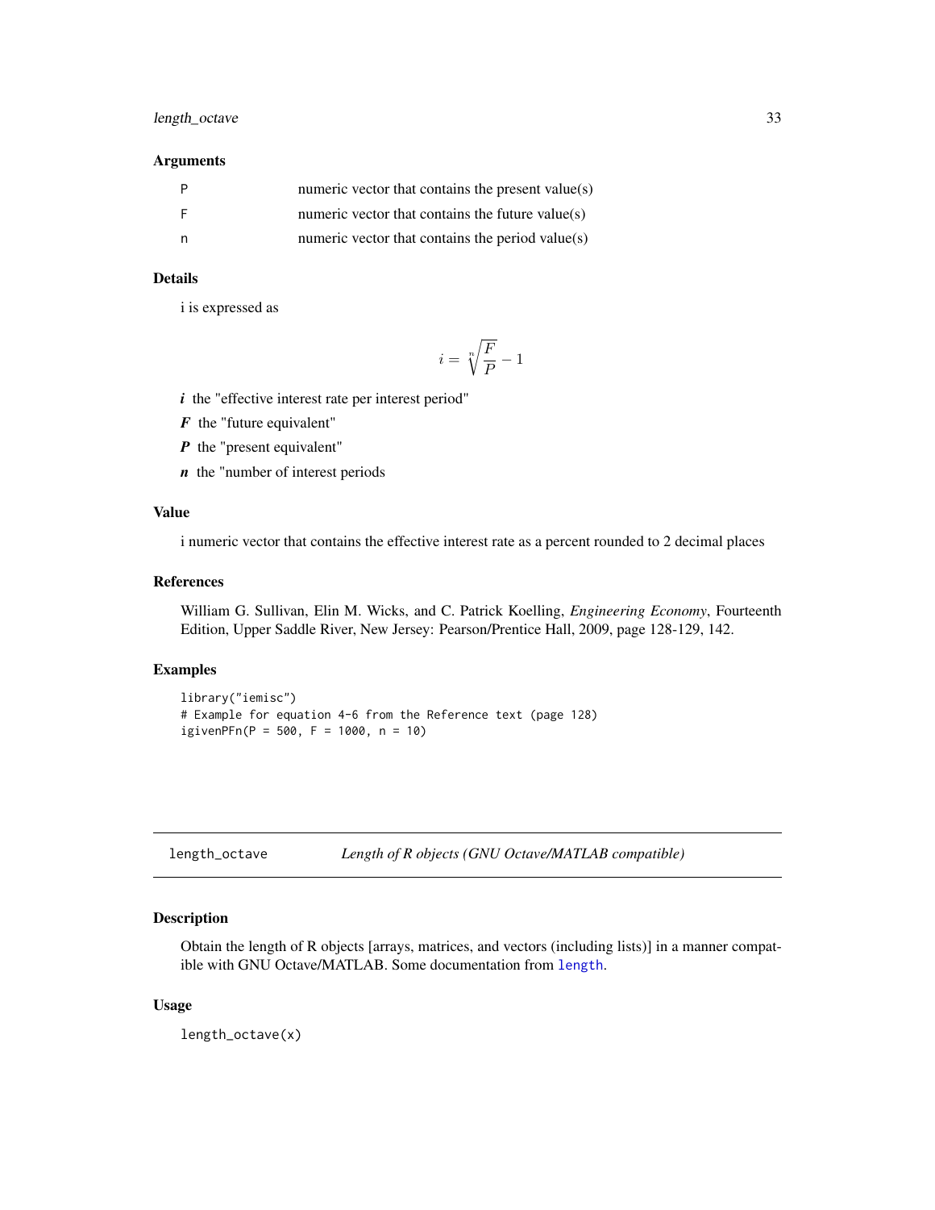### Arguments

| | |
|---|---|
| P | numeric vector that contains the present value(s) |
| F | numeric vector that contains the future value(s) |
| n | numeric vector that contains the period value(s) |

### Details

i is expressed as

$$i = \sqrt[n]{\frac{F}{P}} - 1$$

***i*** the "effective interest rate per interest period"

***F*** the "future equivalent"

***P*** the "present equivalent"

***n*** the "number of interest periods

### Value

i numeric vector that contains the effective interest rate as a percent rounded to 2 decimal places

### References

William G. Sullivan, Elin M. Wicks, and C. Patrick Koelling, *Engineering Economy*, Fourteenth Edition, Upper Saddle River, New Jersey: Pearson/Prentice Hall, 2009, page 128-129, 142.

### Examples

```
library("iemisc")
# Example for equation 4-6 from the Reference text (page 128)
igivenPFn(P = 500, F = 1000, n = 10)
```

---

## length_octave *Length of R objects (GNU Octave/MATLAB compatible)*

### Description

Obtain the length of R objects [arrays, matrices, and vectors (including lists)] in a manner compatible with GNU Octave/MATLAB. Some documentation from `length`.

### Usage

```
length_octave(x)
```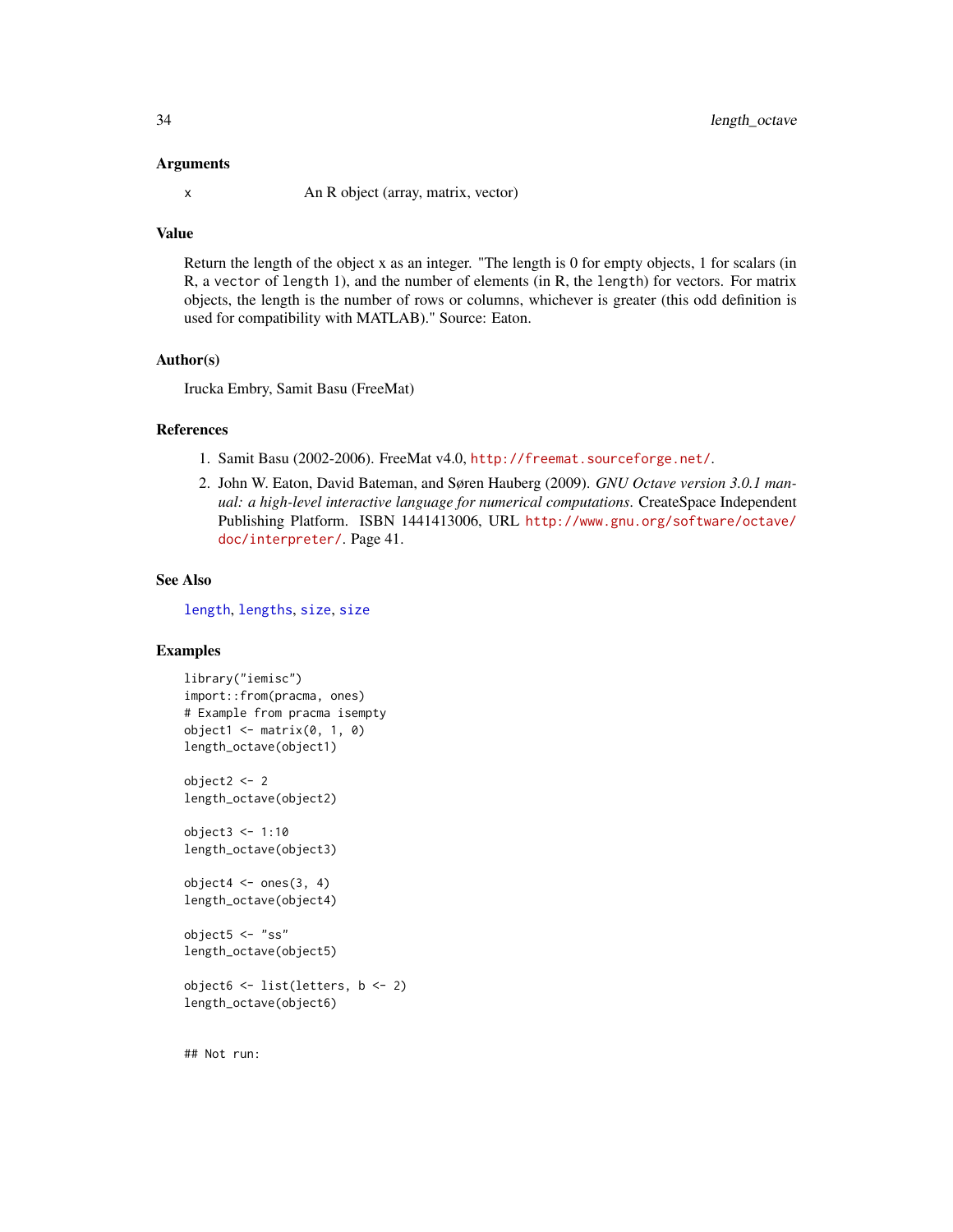## Arguments

x An R object (array, matrix, vector)

## Value

Return the length of the object x as an integer. "The length is 0 for empty objects, 1 for scalars (in R, a `vector` of `length` 1), and the number of elements (in R, the `length`) for vectors. For matrix objects, the length is the number of rows or columns, whichever is greater (this odd definition is used for compatibility with MATLAB)." Source: Eaton.

## Author(s)

Irucka Embry, Samit Basu (FreeMat)

## References

1. Samit Basu (2002-2006). FreeMat v4.0, http://freemat.sourceforge.net/.
2. John W. Eaton, David Bateman, and Søren Hauberg (2009). *GNU Octave version 3.0.1 manual: a high-level interactive language for numerical computations*. CreateSpace Independent Publishing Platform. ISBN 1441413006, URL http://www.gnu.org/software/octave/doc/interpreter/. Page 41.

## See Also

`length`, `lengths`, `size`, `size`

## Examples

```
library("iemisc")
import::from(pracma, ones)
# Example from pracma isempty
object1 <- matrix(0, 1, 0)
length_octave(object1)

object2 <- 2
length_octave(object2)

object3 <- 1:10
length_octave(object3)

object4 <- ones(3, 4)
length_octave(object4)

object5 <- "ss"
length_octave(object5)

object6 <- list(letters, b <- 2)
length_octave(object6)


## Not run:
```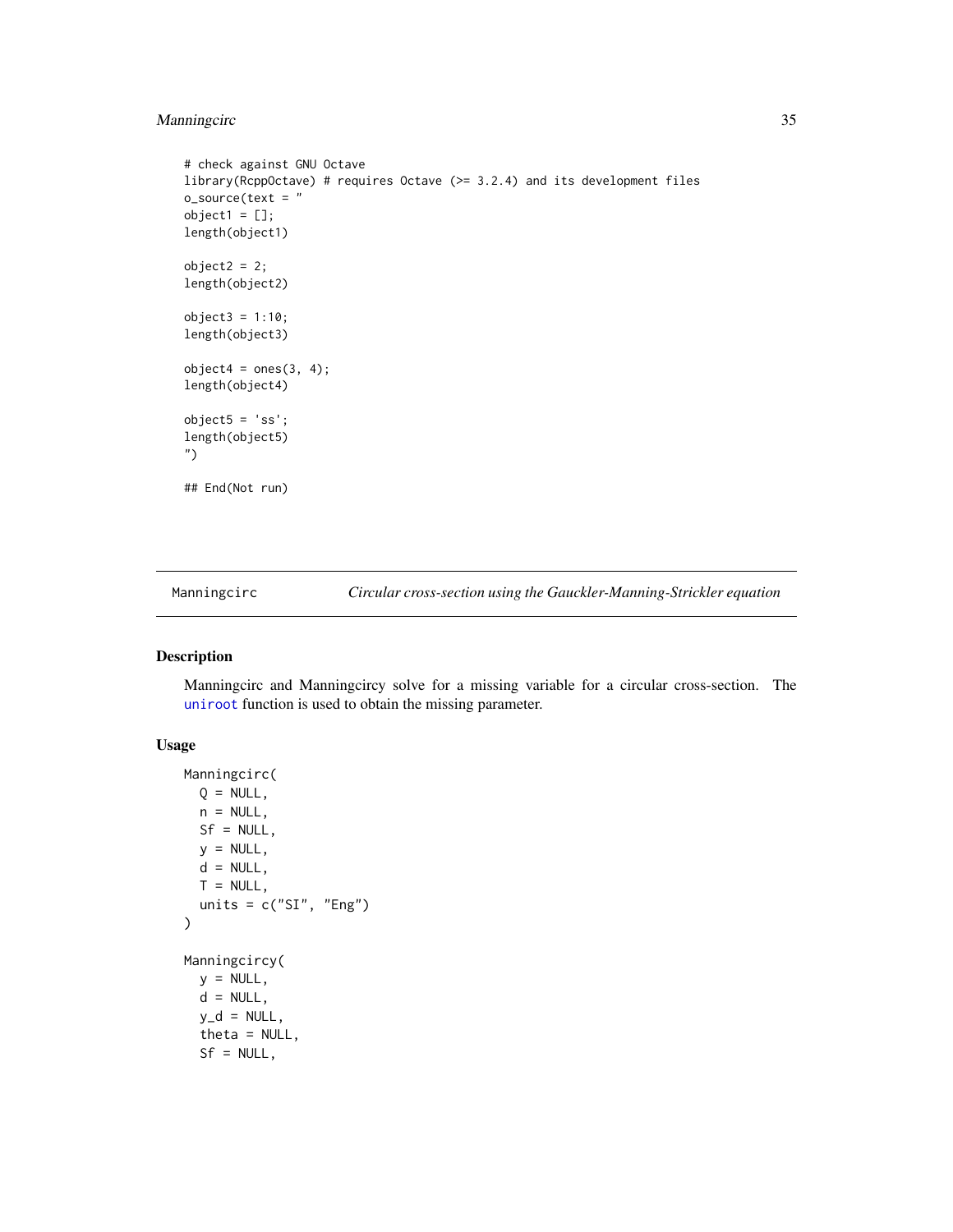```
# check against GNU Octave
library(RcppOctave) # requires Octave (>= 3.2.4) and its development files
o_source(text = "
object1 = [];
length(object1)

object2 = 2;
length(object2)

object3 = 1:10;
length(object3)

object4 = ones(3, 4);
length(object4)

object5 = 'ss';
length(object5)
")

## End(Not run)
```

---

Manningcirc    *Circular cross-section using the Gauckler-Manning-Strickler equation*

---

### Description

Manningcirc and Manningcircy solve for a missing variable for a circular cross-section. The uniroot function is used to obtain the missing parameter.

### Usage

```
Manningcirc(
  Q = NULL,
  n = NULL,
  Sf = NULL,
  y = NULL,
  d = NULL,
  T = NULL,
  units = c("SI", "Eng")
)

Manningcircy(
  y = NULL,
  d = NULL,
  y_d = NULL,
  theta = NULL,
  Sf = NULL,
```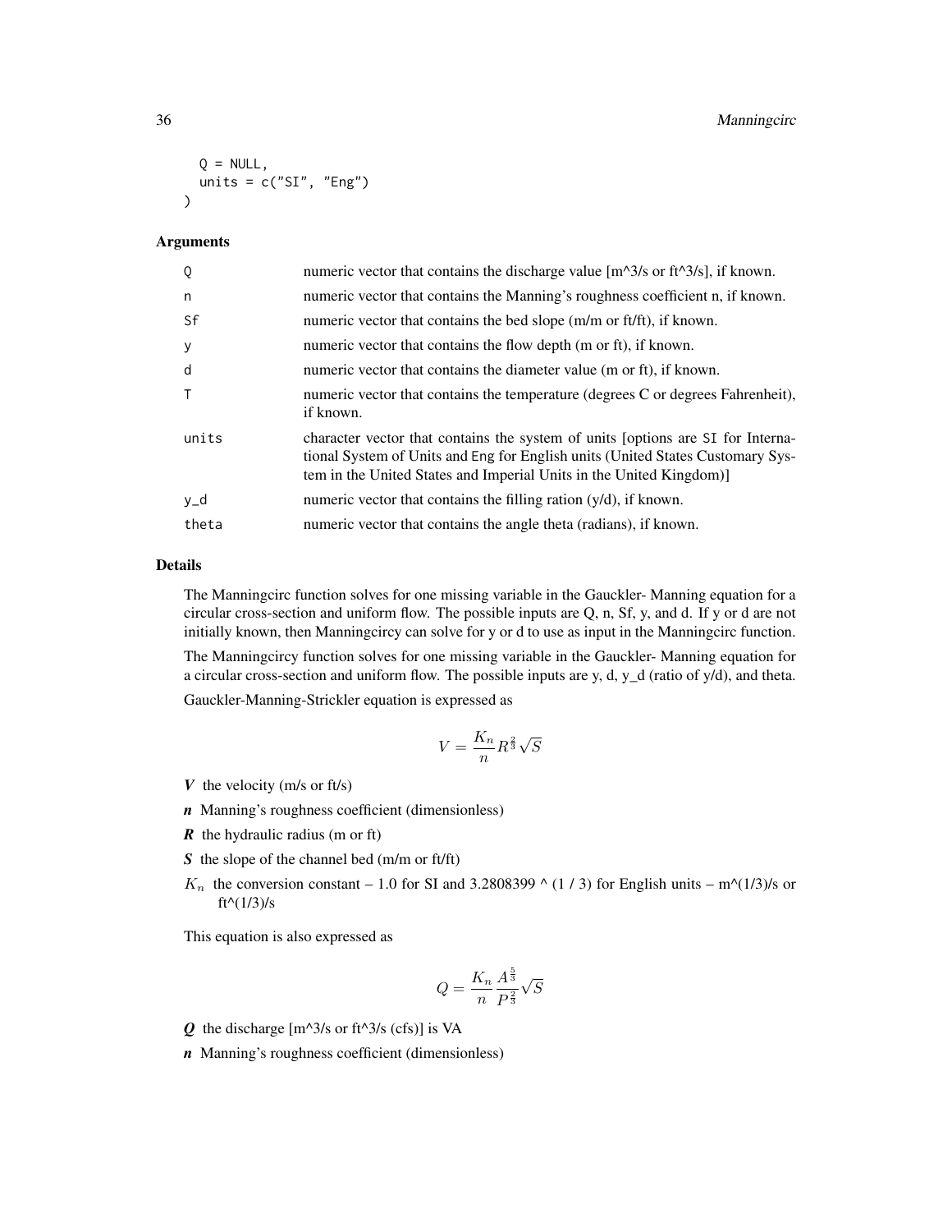```
  Q = NULL,
  units = c("SI", "Eng")
)
```

### Arguments

| | |
|---|---|
| Q | numeric vector that contains the discharge value [m^3/s or ft^3/s], if known. |
| n | numeric vector that contains the Manning's roughness coefficient n, if known. |
| Sf | numeric vector that contains the bed slope (m/m or ft/ft), if known. |
| y | numeric vector that contains the flow depth (m or ft), if known. |
| d | numeric vector that contains the diameter value (m or ft), if known. |
| T | numeric vector that contains the temperature (degrees C or degrees Fahrenheit), if known. |
| units | character vector that contains the system of units [options are SI for International System of Units and Eng for English units (United States Customary System in the United States and Imperial Units in the United Kingdom)] |
| y_d | numeric vector that contains the filling ration (y/d), if known. |
| theta | numeric vector that contains the angle theta (radians), if known. |

### Details

The Manningcirc function solves for one missing variable in the Gauckler- Manning equation for a circular cross-section and uniform flow. The possible inputs are Q, n, Sf, y, and d. If y or d are not initially known, then Manningcircy can solve for y or d to use as input in the Manningcirc function.

The Manningcircy function solves for one missing variable in the Gauckler- Manning equation for a circular cross-section and uniform flow. The possible inputs are y, d, y_d (ratio of y/d), and theta.

Gauckler-Manning-Strickler equation is expressed as

$$V = \frac{K_n}{n} R^{\frac{2}{3}} \sqrt{S}$$

- ***V*** the velocity (m/s or ft/s)
- ***n*** Manning's roughness coefficient (dimensionless)
- ***R*** the hydraulic radius (m or ft)
- ***S*** the slope of the channel bed (m/m or ft/ft)
- $K_n$ the conversion constant – 1.0 for SI and 3.2808399 ^ (1 / 3) for English units – m^(1/3)/s or ft^(1/3)/s

This equation is also expressed as

$$Q = \frac{K_n}{n} \frac{A^{\frac{5}{3}}}{P^{\frac{2}{3}}} \sqrt{S}$$

- ***Q*** the discharge [m^3/s or ft^3/s (cfs)] is VA
- ***n*** Manning's roughness coefficient (dimensionless)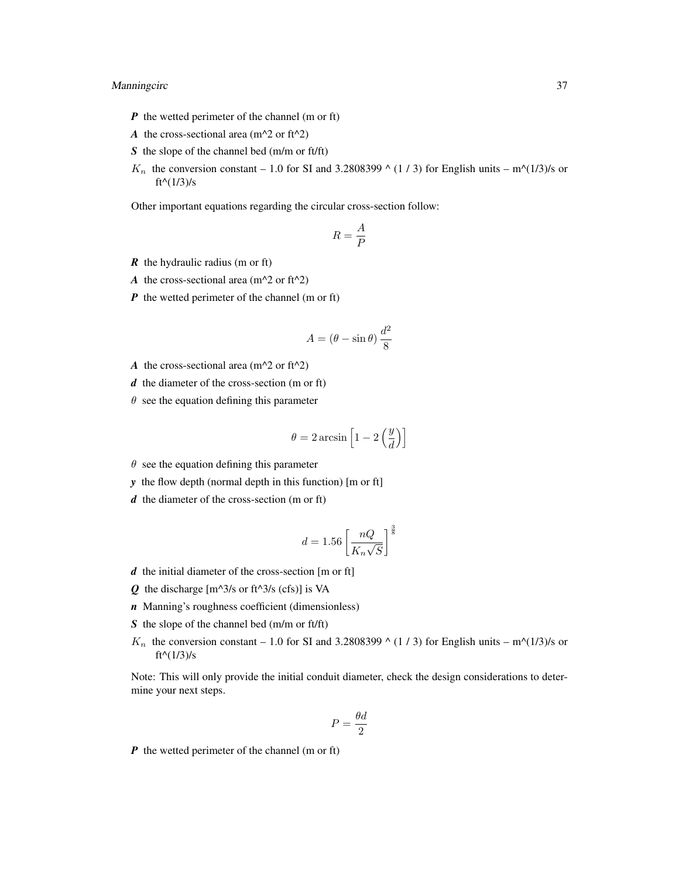***P*** the wetted perimeter of the channel (m or ft)

***A*** the cross-sectional area (m^2 or ft^2)

***S*** the slope of the channel bed (m/m or ft/ft)

$K_n$ the conversion constant – 1.0 for SI and 3.2808399 ^ (1 / 3) for English units – m^(1/3)/s or ft^(1/3)/s

Other important equations regarding the circular cross-section follow:

$$R = \frac{A}{P}$$

***R*** the hydraulic radius (m or ft)

***A*** the cross-sectional area (m^2 or ft^2)

***P*** the wetted perimeter of the channel (m or ft)

$$A = (\theta - \sin\theta)\,\frac{d^2}{8}$$

***A*** the cross-sectional area (m^2 or ft^2)

***d*** the diameter of the cross-section (m or ft)

$\theta$ see the equation defining this parameter

$$\theta = 2 \arcsin\left[1 - 2\left(\frac{y}{d}\right)\right]$$

$\theta$ see the equation defining this parameter

***y*** the flow depth (normal depth in this function) [m or ft]

***d*** the diameter of the cross-section (m or ft)

$$d = 1.56\left[\frac{nQ}{K_n\sqrt{S}}\right]^{\frac{3}{8}}$$

***d*** the initial diameter of the cross-section [m or ft]

***Q*** the discharge [m^3/s or ft^3/s (cfs)] is VA

***n*** Manning's roughness coefficient (dimensionless)

***S*** the slope of the channel bed (m/m or ft/ft)

$K_n$ the conversion constant – 1.0 for SI and 3.2808399 ^ (1 / 3) for English units – m^(1/3)/s or ft^(1/3)/s

Note: This will only provide the initial conduit diameter, check the design considerations to determine your next steps.

$$P = \frac{\theta d}{2}$$

***P*** the wetted perimeter of the channel (m or ft)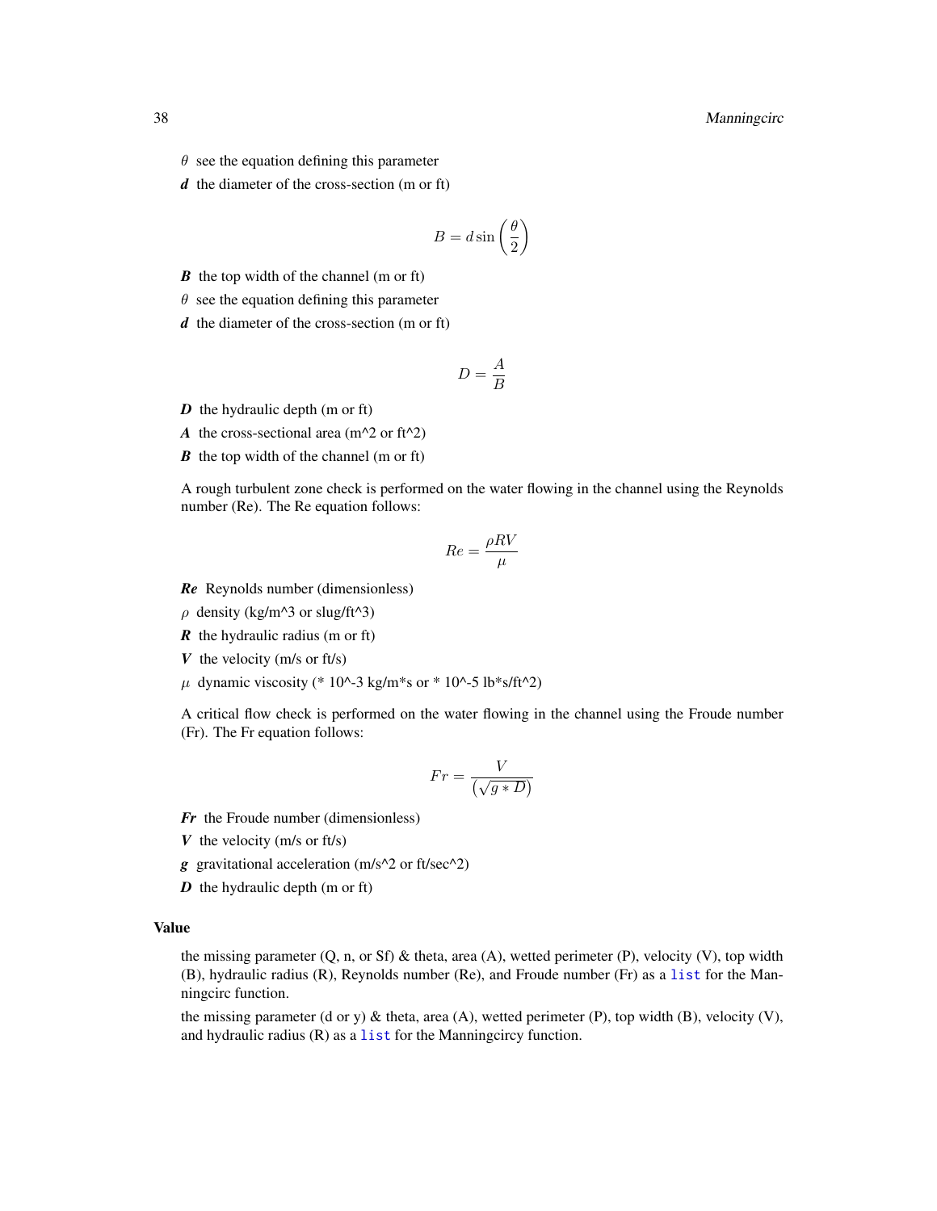$\theta$ see the equation defining this parameter

***d*** the diameter of the cross-section (m or ft)

$$B = d \sin\left(\frac{\theta}{2}\right)$$

***B*** the top width of the channel (m or ft)

$\theta$ see the equation defining this parameter

***d*** the diameter of the cross-section (m or ft)

$$D = \frac{A}{B}$$

***D*** the hydraulic depth (m or ft)

***A*** the cross-sectional area (m^2 or ft^2)

***B*** the top width of the channel (m or ft)

A rough turbulent zone check is performed on the water flowing in the channel using the Reynolds number (Re). The Re equation follows:

$$Re = \frac{\rho R V}{\mu}$$

***Re*** Reynolds number (dimensionless)

$\rho$ density (kg/m^3 or slug/ft^3)

***R*** the hydraulic radius (m or ft)

***V*** the velocity (m/s or ft/s)

$\mu$ dynamic viscosity (* 10^-3 kg/m*s or * 10^-5 lb*s/ft^2)

A critical flow check is performed on the water flowing in the channel using the Froude number (Fr). The Fr equation follows:

$$Fr = \frac{V}{\left(\sqrt{g * D}\right)}$$

***Fr*** the Froude number (dimensionless)

***V*** the velocity (m/s or ft/s)

***g*** gravitational acceleration (m/s^2 or ft/sec^2)

***D*** the hydraulic depth (m or ft)

## Value

the missing parameter (Q, n, or Sf) & theta, area (A), wetted perimeter (P), velocity (V), top width (B), hydraulic radius (R), Reynolds number (Re), and Froude number (Fr) as a `list` for the Manningcirc function.

the missing parameter (d or y) & theta, area (A), wetted perimeter (P), top width (B), velocity (V), and hydraulic radius (R) as a `list` for the Manningcircy function.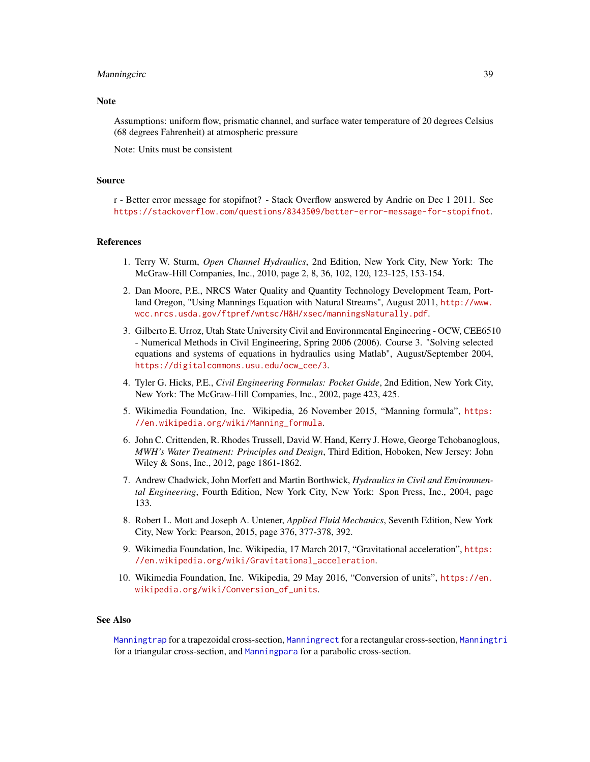## Note

Assumptions: uniform flow, prismatic channel, and surface water temperature of 20 degrees Celsius (68 degrees Fahrenheit) at atmospheric pressure

Note: Units must be consistent

## Source

r - Better error message for stopifnot? - Stack Overflow answered by Andrie on Dec 1 2011. See https://stackoverflow.com/questions/8343509/better-error-message-for-stopifnot.

## References

1. Terry W. Sturm, *Open Channel Hydraulics*, 2nd Edition, New York City, New York: The McGraw-Hill Companies, Inc., 2010, page 2, 8, 36, 102, 120, 123-125, 153-154.
2. Dan Moore, P.E., NRCS Water Quality and Quantity Technology Development Team, Portland Oregon, "Using Mannings Equation with Natural Streams", August 2011, http://www.wcc.nrcs.usda.gov/ftpref/wntsc/H&H/xsec/manningsNaturally.pdf.
3. Gilberto E. Urroz, Utah State University Civil and Environmental Engineering - OCW, CEE6510 - Numerical Methods in Civil Engineering, Spring 2006 (2006). Course 3. "Solving selected equations and systems of equations in hydraulics using Matlab", August/September 2004, https://digitalcommons.usu.edu/ocw_cee/3.
4. Tyler G. Hicks, P.E., *Civil Engineering Formulas: Pocket Guide*, 2nd Edition, New York City, New York: The McGraw-Hill Companies, Inc., 2002, page 423, 425.
5. Wikimedia Foundation, Inc. Wikipedia, 26 November 2015, "Manning formula", https://en.wikipedia.org/wiki/Manning_formula.
6. John C. Crittenden, R. Rhodes Trussell, David W. Hand, Kerry J. Howe, George Tchobanoglous, *MWH's Water Treatment: Principles and Design*, Third Edition, Hoboken, New Jersey: John Wiley & Sons, Inc., 2012, page 1861-1862.
7. Andrew Chadwick, John Morfett and Martin Borthwick, *Hydraulics in Civil and Environmental Engineering*, Fourth Edition, New York City, New York: Spon Press, Inc., 2004, page 133.
8. Robert L. Mott and Joseph A. Untener, *Applied Fluid Mechanics*, Seventh Edition, New York City, New York: Pearson, 2015, page 376, 377-378, 392.
9. Wikimedia Foundation, Inc. Wikipedia, 17 March 2017, "Gravitational acceleration", https://en.wikipedia.org/wiki/Gravitational_acceleration.
10. Wikimedia Foundation, Inc. Wikipedia, 29 May 2016, "Conversion of units", https://en.wikipedia.org/wiki/Conversion_of_units.

## See Also

Manningtrap for a trapezoidal cross-section, Manningrect for a rectangular cross-section, Manningtri for a triangular cross-section, and Manningpara for a parabolic cross-section.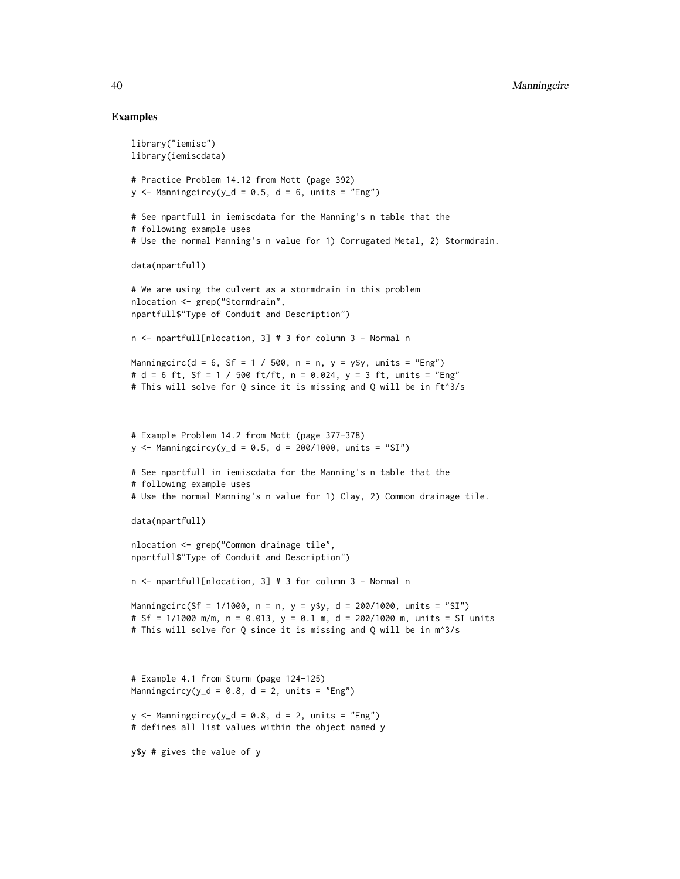## Examples

```
library("iemisc")
library(iemiscdata)

# Practice Problem 14.12 from Mott (page 392)
y <- Manningcircy(y_d = 0.5, d = 6, units = "Eng")

# See npartfull in iemiscdata for the Manning's n table that the
# following example uses
# Use the normal Manning's n value for 1) Corrugated Metal, 2) Stormdrain.

data(npartfull)

# We are using the culvert as a stormdrain in this problem
nlocation <- grep("Stormdrain",
npartfull$"Type of Conduit and Description")

n <- npartfull[nlocation, 3] # 3 for column 3 - Normal n

Manningcirc(d = 6, Sf = 1 / 500, n = n, y = y$y, units = "Eng")
# d = 6 ft, Sf = 1 / 500 ft/ft, n = 0.024, y = 3 ft, units = "Eng"
# This will solve for Q since it is missing and Q will be in ft^3/s



# Example Problem 14.2 from Mott (page 377-378)
y <- Manningcircy(y_d = 0.5, d = 200/1000, units = "SI")

# See npartfull in iemiscdata for the Manning's n table that the
# following example uses
# Use the normal Manning's n value for 1) Clay, 2) Common drainage tile.

data(npartfull)

nlocation <- grep("Common drainage tile",
npartfull$"Type of Conduit and Description")

n <- npartfull[nlocation, 3] # 3 for column 3 - Normal n

Manningcirc(Sf = 1/1000, n = n, y = y$y, d = 200/1000, units = "SI")
# Sf = 1/1000 m/m, n = 0.013, y = 0.1 m, d = 200/1000 m, units = SI units
# This will solve for Q since it is missing and Q will be in m^3/s



# Example 4.1 from Sturm (page 124-125)
Manningcircy(y_d = 0.8, d = 2, units = "Eng")

y <- Manningcircy(y_d = 0.8, d = 2, units = "Eng")
# defines all list values within the object named y

y$y # gives the value of y
```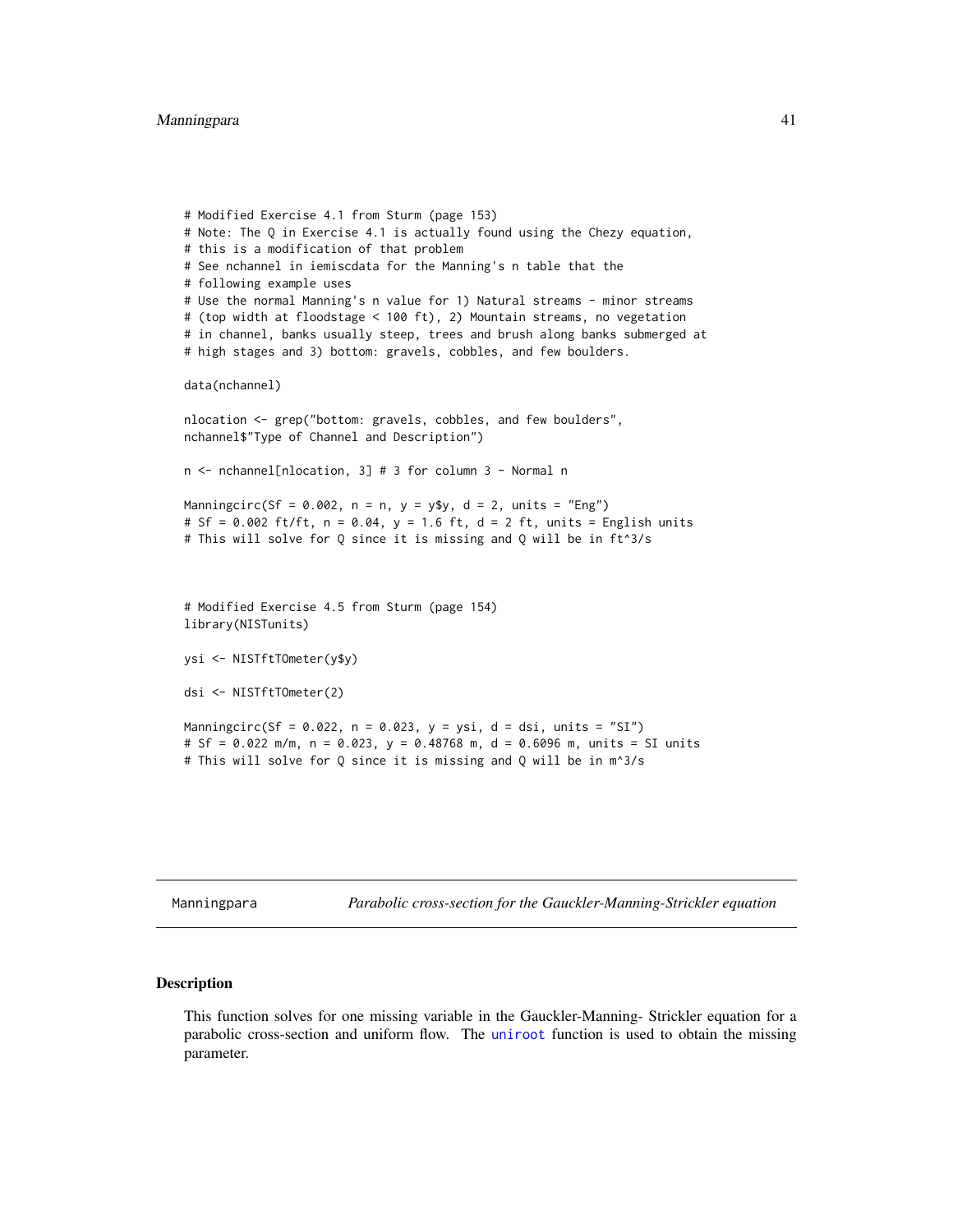```
# Modified Exercise 4.1 from Sturm (page 153)
# Note: The Q in Exercise 4.1 is actually found using the Chezy equation,
# this is a modification of that problem
# See nchannel in iemiscdata for the Manning's n table that the
# following example uses
# Use the normal Manning's n value for 1) Natural streams - minor streams
# (top width at floodstage < 100 ft), 2) Mountain streams, no vegetation
# in channel, banks usually steep, trees and brush along banks submerged at
# high stages and 3) bottom: gravels, cobbles, and few boulders.

data(nchannel)

nlocation <- grep("bottom: gravels, cobbles, and few boulders",
nchannel$"Type of Channel and Description")

n <- nchannel[nlocation, 3] # 3 for column 3 - Normal n

Manningcirc(Sf = 0.002, n = n, y = y$y, d = 2, units = "Eng")
# Sf = 0.002 ft/ft, n = 0.04, y = 1.6 ft, d = 2 ft, units = English units
# This will solve for Q since it is missing and Q will be in ft^3/s



# Modified Exercise 4.5 from Sturm (page 154)
library(NISTunits)

ysi <- NISTftTOmeter(y$y)

dsi <- NISTftTOmeter(2)

Manningcirc(Sf = 0.022, n = 0.023, y = ysi, d = dsi, units = "SI")
# Sf = 0.022 m/m, n = 0.023, y = 0.48768 m, d = 0.6096 m, units = SI units
# This will solve for Q since it is missing and Q will be in m^3/s
```

---

Manningpara — *Parabolic cross-section for the Gauckler-Manning-Strickler equation*

---

## Description

This function solves for one missing variable in the Gauckler-Manning- Strickler equation for a parabolic cross-section and uniform flow. The uniroot function is used to obtain the missing parameter.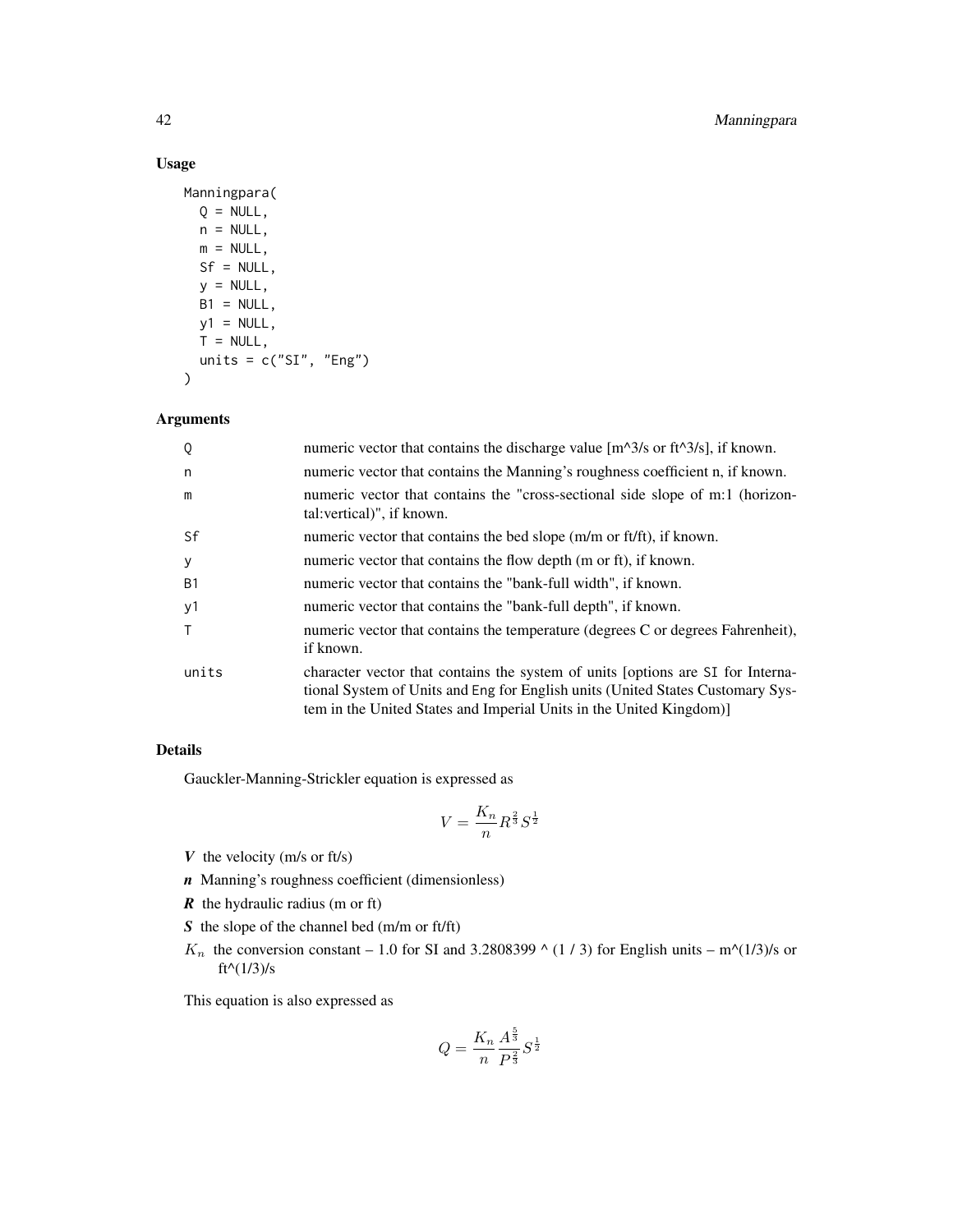### Usage

```
Manningpara(
  Q = NULL,
  n = NULL,
  m = NULL,
  Sf = NULL,
  y = NULL,
  B1 = NULL,
  y1 = NULL,
  T = NULL,
  units = c("SI", "Eng")
)
```

### Arguments

| | |
|---|---|
| Q | numeric vector that contains the discharge value [m^3/s or ft^3/s], if known. |
| n | numeric vector that contains the Manning's roughness coefficient n, if known. |
| m | numeric vector that contains the "cross-sectional side slope of m:1 (horizontal:vertical)", if known. |
| Sf | numeric vector that contains the bed slope (m/m or ft/ft), if known. |
| y | numeric vector that contains the flow depth (m or ft), if known. |
| B1 | numeric vector that contains the "bank-full width", if known. |
| y1 | numeric vector that contains the "bank-full depth", if known. |
| T | numeric vector that contains the temperature (degrees C or degrees Fahrenheit), if known. |
| units | character vector that contains the system of units [options are SI for International System of Units and Eng for English units (United States Customary System in the United States and Imperial Units in the United Kingdom)] |

### Details

Gauckler-Manning-Strickler equation is expressed as

$$V = \frac{K_n}{n} R^{\frac{2}{3}} S^{\frac{1}{2}}$$

- ***V*** the velocity (m/s or ft/s)
- ***n*** Manning's roughness coefficient (dimensionless)
- ***R*** the hydraulic radius (m or ft)
- ***S*** the slope of the channel bed (m/m or ft/ft)
- $K_n$ the conversion constant – 1.0 for SI and 3.2808399 ^ (1 / 3) for English units – m^(1/3)/s or ft^(1/3)/s

This equation is also expressed as

$$Q = \frac{K_n}{n} \frac{A^{\frac{5}{3}}}{P^{\frac{2}{3}}} S^{\frac{1}{2}}$$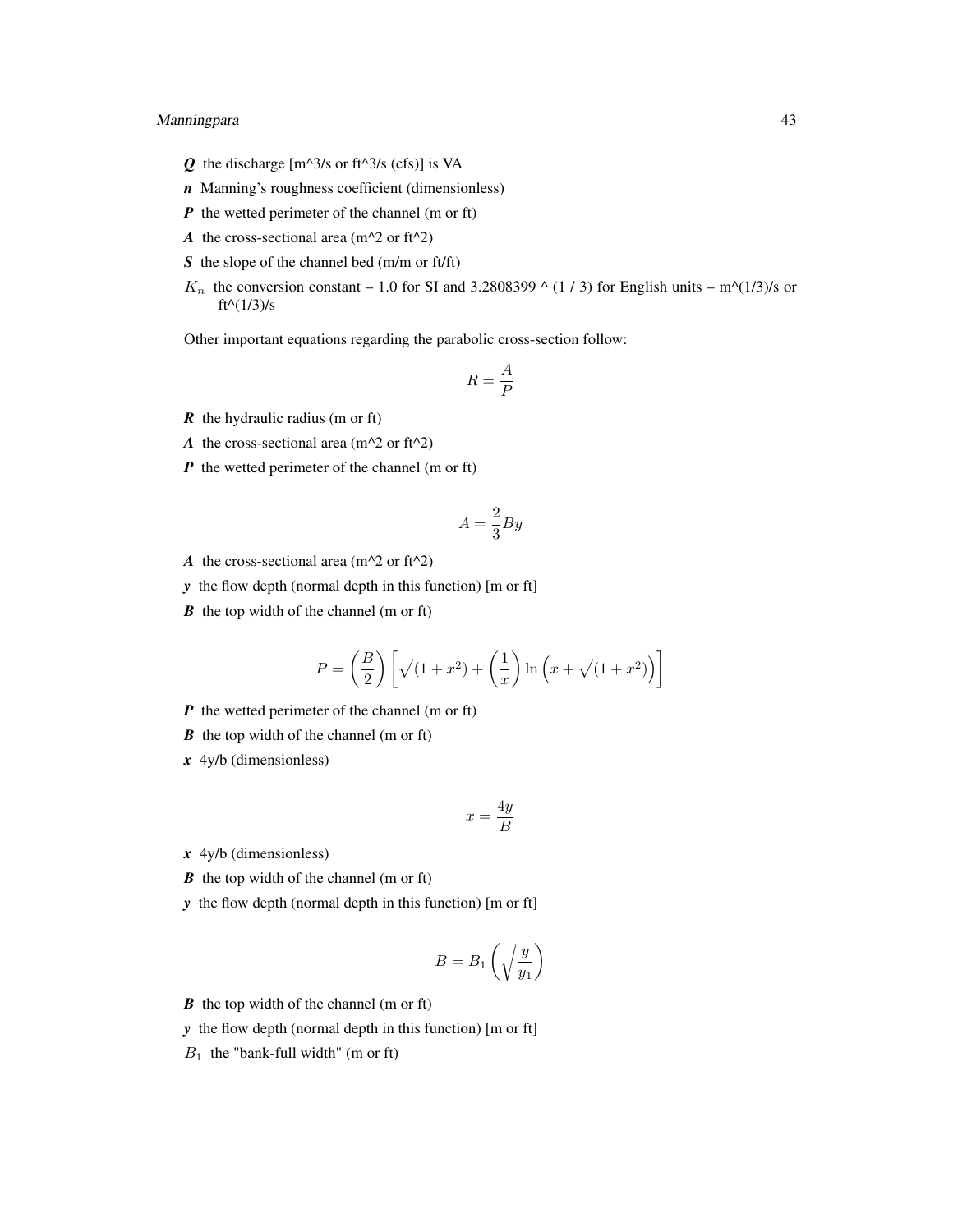***Q*** the discharge [m^3/s or ft^3/s (cfs)] is VA

***n*** Manning's roughness coefficient (dimensionless)

***P*** the wetted perimeter of the channel (m or ft)

***A*** the cross-sectional area (m^2 or ft^2)

***S*** the slope of the channel bed (m/m or ft/ft)

$K_n$ the conversion constant – 1.0 for SI and 3.2808399 ^ (1 / 3) for English units – m^(1/3)/s or ft^(1/3)/s

Other important equations regarding the parabolic cross-section follow:

$$R = \frac{A}{P}$$

***R*** the hydraulic radius (m or ft)

***A*** the cross-sectional area (m^2 or ft^2)

***P*** the wetted perimeter of the channel (m or ft)

$$A = \frac{2}{3}By$$

***A*** the cross-sectional area (m^2 or ft^2)

***y*** the flow depth (normal depth in this function) [m or ft]

***B*** the top width of the channel (m or ft)

$$P = \left(\frac{B}{2}\right)\left[\sqrt{(1+x^2)} + \left(\frac{1}{x}\right)\ln\left(x + \sqrt{(1+x^2)}\right)\right]$$

***P*** the wetted perimeter of the channel (m or ft)

***B*** the top width of the channel (m or ft)

***x*** 4y/b (dimensionless)

$$x = \frac{4y}{B}$$

***x*** 4y/b (dimensionless)

***B*** the top width of the channel (m or ft)

***y*** the flow depth (normal depth in this function) [m or ft]

$$B = B_1\left(\sqrt{\frac{y}{y_1}}\right)$$

***B*** the top width of the channel (m or ft)

***y*** the flow depth (normal depth in this function) [m or ft]

$B_1$ the "bank-full width" (m or ft)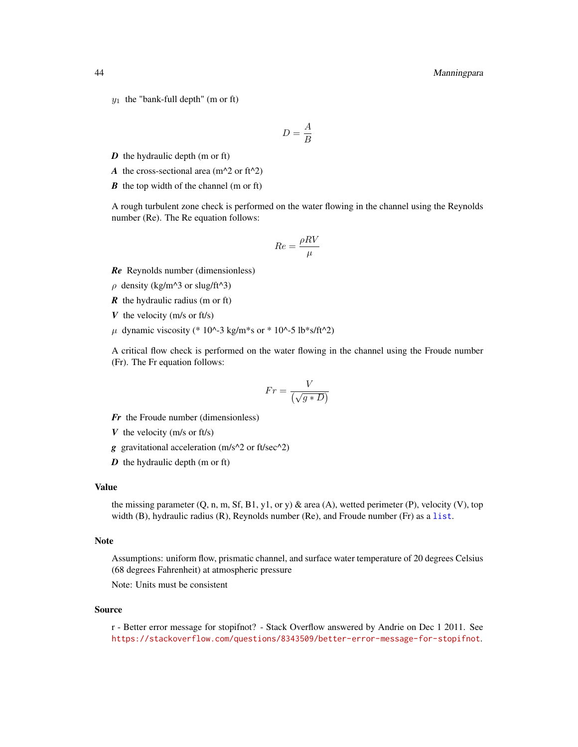$y_1$ the "bank-full depth" (m or ft)

$$D = \frac{A}{B}$$

***D*** the hydraulic depth (m or ft)

***A*** the cross-sectional area (m^2 or ft^2)

***B*** the top width of the channel (m or ft)

A rough turbulent zone check is performed on the water flowing in the channel using the Reynolds number (Re). The Re equation follows:

$$Re = \frac{\rho R V}{\mu}$$

***Re*** Reynolds number (dimensionless)

$\rho$ density (kg/m^3 or slug/ft^3)

***R*** the hydraulic radius (m or ft)

***V*** the velocity (m/s or ft/s)

$\mu$ dynamic viscosity (* 10^-3 kg/m*s or * 10^-5 lb*s/ft^2)

A critical flow check is performed on the water flowing in the channel using the Froude number (Fr). The Fr equation follows:

$$Fr = \frac{V}{\left(\sqrt{g * D}\right)}$$

***Fr*** the Froude number (dimensionless)

***V*** the velocity (m/s or ft/s)

***g*** gravitational acceleration (m/s^2 or ft/sec^2)

***D*** the hydraulic depth (m or ft)

### Value

the missing parameter (Q, n, m, Sf, B1, y1, or y) & area (A), wetted perimeter (P), velocity (V), top width (B), hydraulic radius (R), Reynolds number (Re), and Froude number (Fr) as a `list`.

### Note

Assumptions: uniform flow, prismatic channel, and surface water temperature of 20 degrees Celsius (68 degrees Fahrenheit) at atmospheric pressure

Note: Units must be consistent

### Source

r - Better error message for stopifnot? - Stack Overflow answered by Andrie on Dec 1 2011. See https://stackoverflow.com/questions/8343509/better-error-message-for-stopifnot.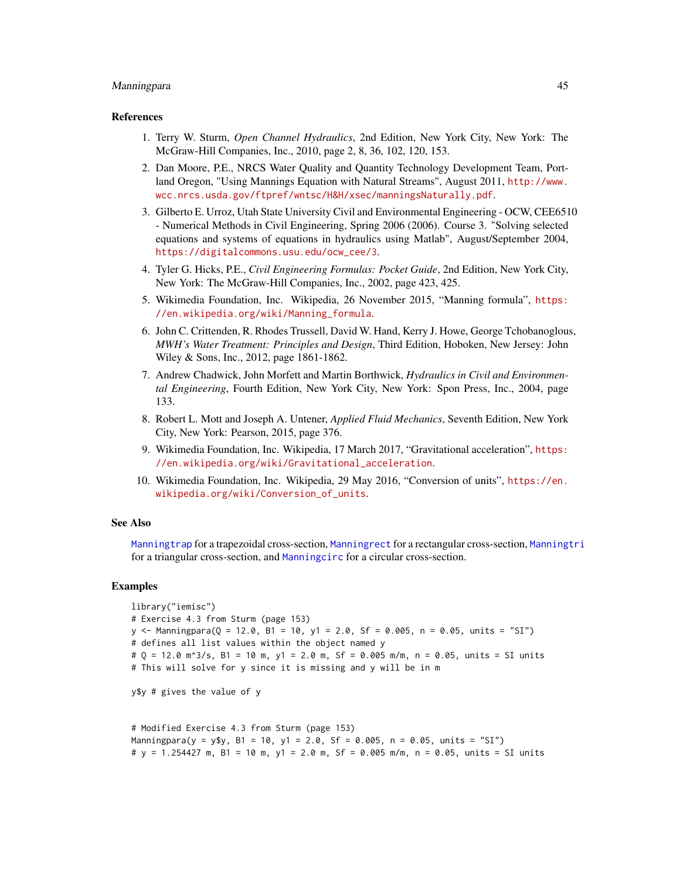## References

1. Terry W. Sturm, *Open Channel Hydraulics*, 2nd Edition, New York City, New York: The McGraw-Hill Companies, Inc., 2010, page 2, 8, 36, 102, 120, 153.
2. Dan Moore, P.E., NRCS Water Quality and Quantity Technology Development Team, Portland Oregon, "Using Mannings Equation with Natural Streams", August 2011, http://www.wcc.nrcs.usda.gov/ftpref/wntsc/H&H/xsec/manningsNaturally.pdf.
3. Gilberto E. Urroz, Utah State University Civil and Environmental Engineering - OCW, CEE6510 - Numerical Methods in Civil Engineering, Spring 2006 (2006). Course 3. "Solving selected equations and systems of equations in hydraulics using Matlab", August/September 2004, https://digitalcommons.usu.edu/ocw_cee/3.
4. Tyler G. Hicks, P.E., *Civil Engineering Formulas: Pocket Guide*, 2nd Edition, New York City, New York: The McGraw-Hill Companies, Inc., 2002, page 423, 425.
5. Wikimedia Foundation, Inc. Wikipedia, 26 November 2015, "Manning formula", https://en.wikipedia.org/wiki/Manning_formula.
6. John C. Crittenden, R. Rhodes Trussell, David W. Hand, Kerry J. Howe, George Tchobanoglous, *MWH's Water Treatment: Principles and Design*, Third Edition, Hoboken, New Jersey: John Wiley & Sons, Inc., 2012, page 1861-1862.
7. Andrew Chadwick, John Morfett and Martin Borthwick, *Hydraulics in Civil and Environmental Engineering*, Fourth Edition, New York City, New York: Spon Press, Inc., 2004, page 133.
8. Robert L. Mott and Joseph A. Untener, *Applied Fluid Mechanics*, Seventh Edition, New York City, New York: Pearson, 2015, page 376.
9. Wikimedia Foundation, Inc. Wikipedia, 17 March 2017, "Gravitational acceleration", https://en.wikipedia.org/wiki/Gravitational_acceleration.
10. Wikimedia Foundation, Inc. Wikipedia, 29 May 2016, "Conversion of units", https://en.wikipedia.org/wiki/Conversion_of_units.

## See Also

Manningtrap for a trapezoidal cross-section, Manningrect for a rectangular cross-section, Manningtri for a triangular cross-section, and Manningcirc for a circular cross-section.

## Examples

```
library("iemisc")
# Exercise 4.3 from Sturm (page 153)
y <- Manningpara(Q = 12.0, B1 = 10, y1 = 2.0, Sf = 0.005, n = 0.05, units = "SI")
# defines all list values within the object named y
# Q = 12.0 m^3/s, B1 = 10 m, y1 = 2.0 m, Sf = 0.005 m/m, n = 0.05, units = SI units
# This will solve for y since it is missing and y will be in m

y$y # gives the value of y


# Modified Exercise 4.3 from Sturm (page 153)
Manningpara(y = y$y, B1 = 10, y1 = 2.0, Sf = 0.005, n = 0.05, units = "SI")
# y = 1.254427 m, B1 = 10 m, y1 = 2.0 m, Sf = 0.005 m/m, n = 0.05, units = SI units
```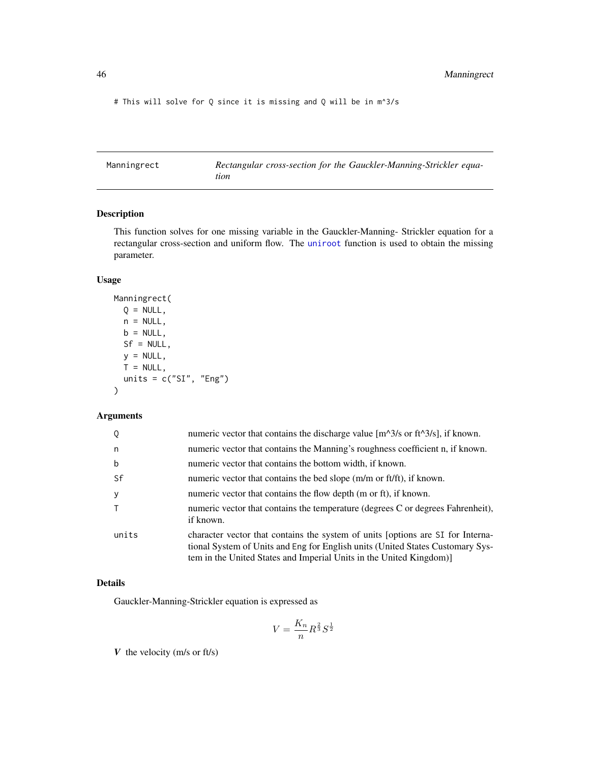```
# This will solve for Q since it is missing and Q will be in m^3/s
```

---

## Manningrect — *Rectangular cross-section for the Gauckler-Manning-Strickler equation*

### Description

This function solves for one missing variable in the Gauckler-Manning- Strickler equation for a rectangular cross-section and uniform flow. The `uniroot` function is used to obtain the missing parameter.

### Usage

```
Manningrect(
  Q = NULL,
  n = NULL,
  b = NULL,
  Sf = NULL,
  y = NULL,
  T = NULL,
  units = c("SI", "Eng")
)
```

### Arguments

| | |
|---|---|
| `Q` | numeric vector that contains the discharge value [m^3/s or ft^3/s], if known. |
| `n` | numeric vector that contains the Manning's roughness coefficient n, if known. |
| `b` | numeric vector that contains the bottom width, if known. |
| `Sf` | numeric vector that contains the bed slope (m/m or ft/ft), if known. |
| `y` | numeric vector that contains the flow depth (m or ft), if known. |
| `T` | numeric vector that contains the temperature (degrees C or degrees Fahrenheit), if known. |
| `units` | character vector that contains the system of units [options are `SI` for International System of Units and `Eng` for English units (United States Customary System in the United States and Imperial Units in the United Kingdom)] |

### Details

Gauckler-Manning-Strickler equation is expressed as

$$V = \frac{K_n}{n} R^{\frac{2}{3}} S^{\frac{1}{2}}$$

$V$ the velocity (m/s or ft/s)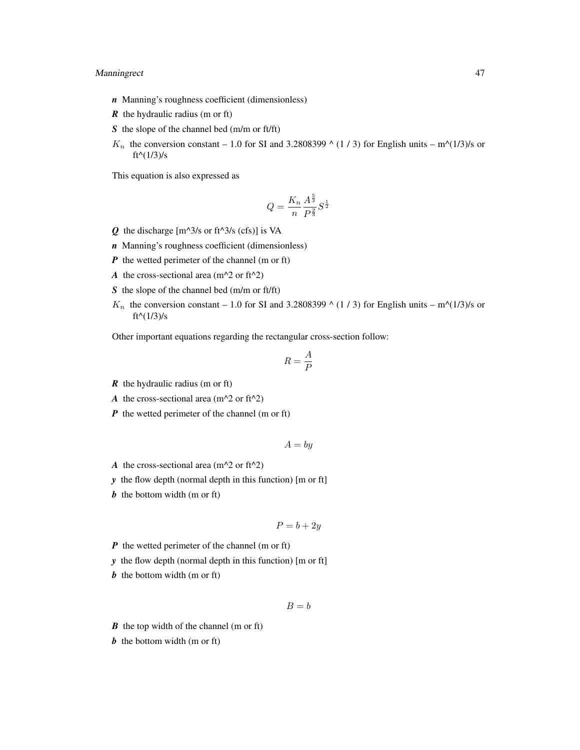- ***n*** Manning's roughness coefficient (dimensionless)
- ***R*** the hydraulic radius (m or ft)
- ***S*** the slope of the channel bed (m/m or ft/ft)
- $K_n$ the conversion constant – 1.0 for SI and 3.2808399 ^ (1 / 3) for English units – m^(1/3)/s or ft^(1/3)/s

This equation is also expressed as

$$Q = \frac{K_n}{n} \frac{A^{\frac{5}{3}}}{P^{\frac{2}{3}}} S^{\frac{1}{2}}$$

- ***Q*** the discharge [m^3/s or ft^3/s (cfs)] is VA
- ***n*** Manning's roughness coefficient (dimensionless)
- ***P*** the wetted perimeter of the channel (m or ft)
- ***A*** the cross-sectional area (m^2 or ft^2)
- ***S*** the slope of the channel bed (m/m or ft/ft)
- $K_n$ the conversion constant – 1.0 for SI and 3.2808399 ^ (1 / 3) for English units – m^(1/3)/s or ft^(1/3)/s

Other important equations regarding the rectangular cross-section follow:

$$R = \frac{A}{P}$$

- ***R*** the hydraulic radius (m or ft)
- ***A*** the cross-sectional area (m^2 or ft^2)
- ***P*** the wetted perimeter of the channel (m or ft)

$$A = by$$

- ***A*** the cross-sectional area (m^2 or ft^2)
- ***y*** the flow depth (normal depth in this function) [m or ft]
- ***b*** the bottom width (m or ft)

$$P = b + 2y$$

- ***P*** the wetted perimeter of the channel (m or ft)
- ***y*** the flow depth (normal depth in this function) [m or ft]
- ***b*** the bottom width (m or ft)

$$B = b$$

- ***B*** the top width of the channel (m or ft)
- ***b*** the bottom width (m or ft)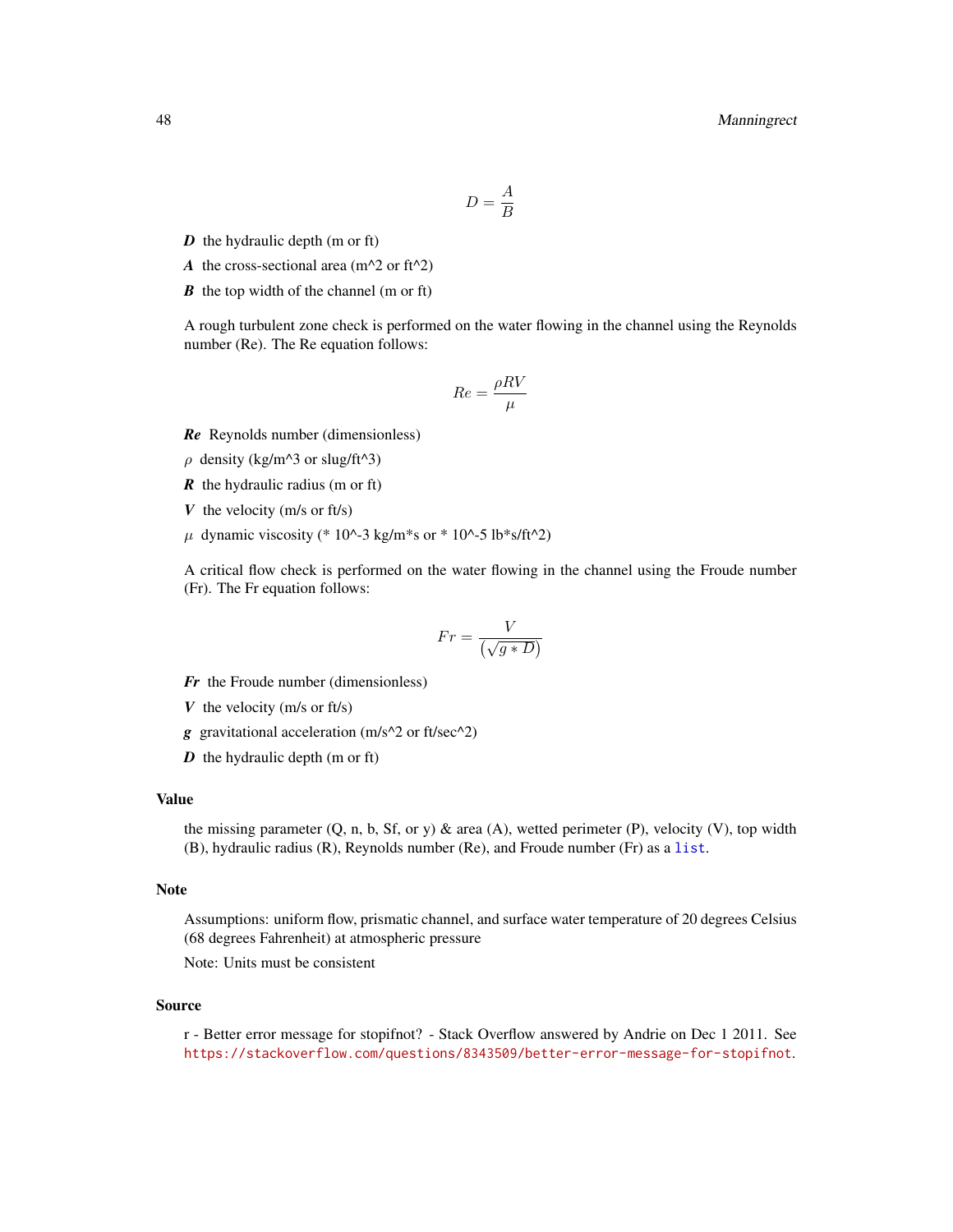$$D = \frac{A}{B}$$

***D*** the hydraulic depth (m or ft)

***A*** the cross-sectional area (m^2 or ft^2)

***B*** the top width of the channel (m or ft)

A rough turbulent zone check is performed on the water flowing in the channel using the Reynolds number (Re). The Re equation follows:

$$Re = \frac{\rho R V}{\mu}$$

***Re*** Reynolds number (dimensionless)

$\rho$ density (kg/m^3 or slug/ft^3)

***R*** the hydraulic radius (m or ft)

***V*** the velocity (m/s or ft/s)

$\mu$ dynamic viscosity (* 10^-3 kg/m*s or * 10^-5 lb*s/ft^2)

A critical flow check is performed on the water flowing in the channel using the Froude number (Fr). The Fr equation follows:

$$Fr = \frac{V}{\left(\sqrt{g * D}\right)}$$

***Fr*** the Froude number (dimensionless)

***V*** the velocity (m/s or ft/s)

***g*** gravitational acceleration (m/s^2 or ft/sec^2)

***D*** the hydraulic depth (m or ft)

## Value

the missing parameter (Q, n, b, Sf, or y) & area (A), wetted perimeter (P), velocity (V), top width (B), hydraulic radius (R), Reynolds number (Re), and Froude number (Fr) as a `list`.

## Note

Assumptions: uniform flow, prismatic channel, and surface water temperature of 20 degrees Celsius (68 degrees Fahrenheit) at atmospheric pressure

Note: Units must be consistent

## Source

r - Better error message for stopifnot? - Stack Overflow answered by Andrie on Dec 1 2011. See https://stackoverflow.com/questions/8343509/better-error-message-for-stopifnot.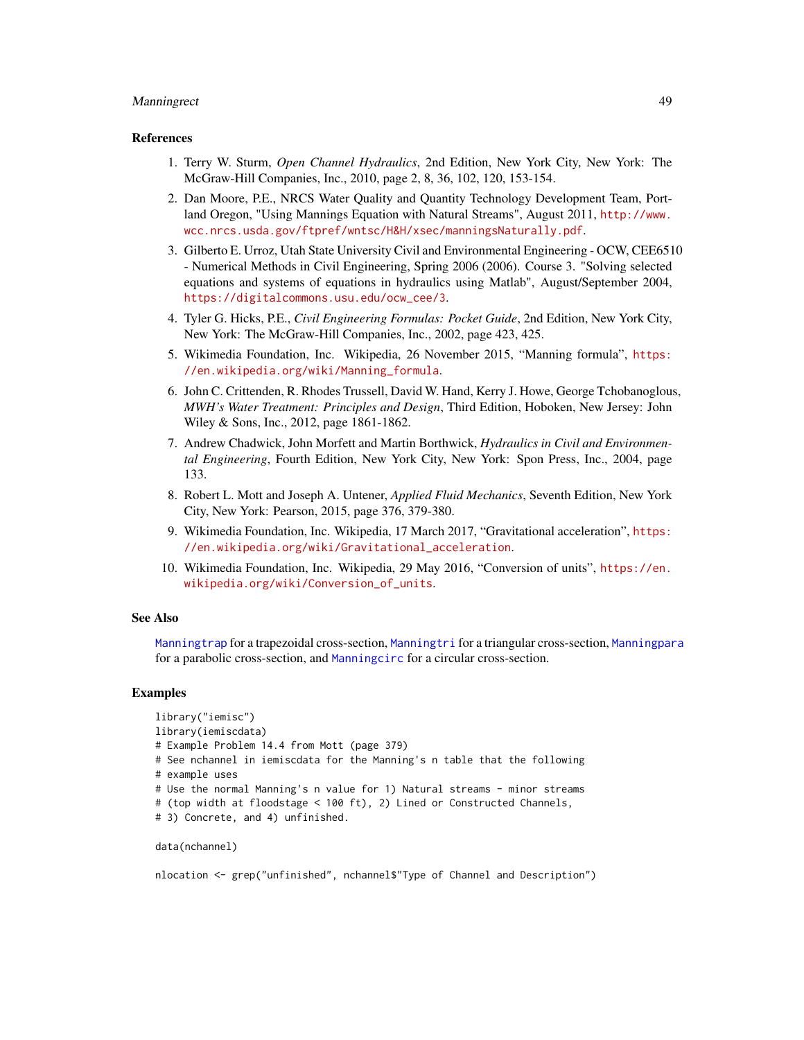### References

1. Terry W. Sturm, *Open Channel Hydraulics*, 2nd Edition, New York City, New York: The McGraw-Hill Companies, Inc., 2010, page 2, 8, 36, 102, 120, 153-154.
2. Dan Moore, P.E., NRCS Water Quality and Quantity Technology Development Team, Portland Oregon, "Using Mannings Equation with Natural Streams", August 2011, http://www.wcc.nrcs.usda.gov/ftpref/wntsc/H&H/xsec/manningsNaturally.pdf.
3. Gilberto E. Urroz, Utah State University Civil and Environmental Engineering - OCW, CEE6510 - Numerical Methods in Civil Engineering, Spring 2006 (2006). Course 3. "Solving selected equations and systems of equations in hydraulics using Matlab", August/September 2004, https://digitalcommons.usu.edu/ocw_cee/3.
4. Tyler G. Hicks, P.E., *Civil Engineering Formulas: Pocket Guide*, 2nd Edition, New York City, New York: The McGraw-Hill Companies, Inc., 2002, page 423, 425.
5. Wikimedia Foundation, Inc. Wikipedia, 26 November 2015, "Manning formula", https://en.wikipedia.org/wiki/Manning_formula.
6. John C. Crittenden, R. Rhodes Trussell, David W. Hand, Kerry J. Howe, George Tchobanoglous, *MWH's Water Treatment: Principles and Design*, Third Edition, Hoboken, New Jersey: John Wiley & Sons, Inc., 2012, page 1861-1862.
7. Andrew Chadwick, John Morfett and Martin Borthwick, *Hydraulics in Civil and Environmental Engineering*, Fourth Edition, New York City, New York: Spon Press, Inc., 2004, page 133.
8. Robert L. Mott and Joseph A. Untener, *Applied Fluid Mechanics*, Seventh Edition, New York City, New York: Pearson, 2015, page 376, 379-380.
9. Wikimedia Foundation, Inc. Wikipedia, 17 March 2017, "Gravitational acceleration", https://en.wikipedia.org/wiki/Gravitational_acceleration.
10. Wikimedia Foundation, Inc. Wikipedia, 29 May 2016, "Conversion of units", https://en.wikipedia.org/wiki/Conversion_of_units.

### See Also

Manningtrap for a trapezoidal cross-section, Manningtri for a triangular cross-section, Manningpara for a parabolic cross-section, and Manningcirc for a circular cross-section.

### Examples

```
library("iemisc")
library(iemiscdata)
# Example Problem 14.4 from Mott (page 379)
# See nchannel in iemiscdata for the Manning's n table that the following
# example uses
# Use the normal Manning's n value for 1) Natural streams - minor streams
# (top width at floodstage < 100 ft), 2) Lined or Constructed Channels,
# 3) Concrete, and 4) unfinished.

data(nchannel)

nlocation <- grep("unfinished", nchannel$"Type of Channel and Description")
```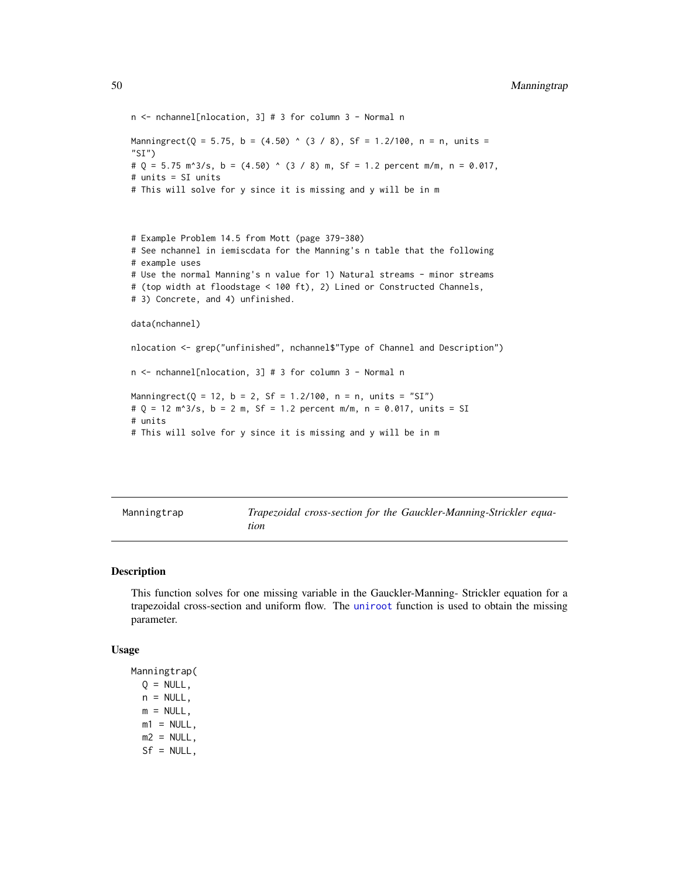```
n <- nchannel[nlocation, 3] # 3 for column 3 - Normal n

Manningrect(Q = 5.75, b = (4.50) ^ (3 / 8), Sf = 1.2/100, n = n, units =
"SI")
# Q = 5.75 m^3/s, b = (4.50) ^ (3 / 8) m, Sf = 1.2 percent m/m, n = 0.017,
# units = SI units
# This will solve for y since it is missing and y will be in m



# Example Problem 14.5 from Mott (page 379-380)
# See nchannel in iemiscdata for the Manning's n table that the following
# example uses
# Use the normal Manning's n value for 1) Natural streams - minor streams
# (top width at floodstage < 100 ft), 2) Lined or Constructed Channels,
# 3) Concrete, and 4) unfinished.

data(nchannel)

nlocation <- grep("unfinished", nchannel$"Type of Channel and Description")

n <- nchannel[nlocation, 3] # 3 for column 3 - Normal n

Manningrect(Q = 12, b = 2, Sf = 1.2/100, n = n, units = "SI")
# Q = 12 m^3/s, b = 2 m, Sf = 1.2 percent m/m, n = 0.017, units = SI
# units
# This will solve for y since it is missing and y will be in m
```

## Manningtrap — *Trapezoidal cross-section for the Gauckler-Manning-Strickler equation*

### Description

This function solves for one missing variable in the Gauckler-Manning- Strickler equation for a trapezoidal cross-section and uniform flow. The `uniroot` function is used to obtain the missing parameter.

### Usage

```
Manningtrap(
  Q = NULL,
  n = NULL,
  m = NULL,
  m1 = NULL,
  m2 = NULL,
  Sf = NULL,
```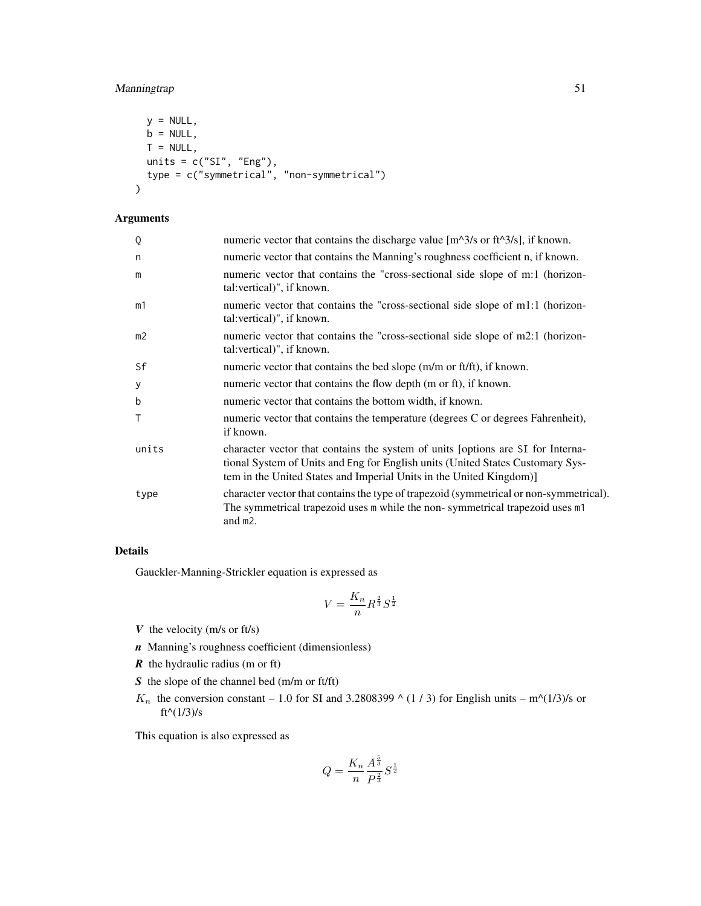```
  y = NULL,
  b = NULL,
  T = NULL,
  units = c("SI", "Eng"),
  type = c("symmetrical", "non-symmetrical")
)
```

## Arguments

| | |
|---|---|
| Q | numeric vector that contains the discharge value [m^3/s or ft^3/s], if known. |
| n | numeric vector that contains the Manning's roughness coefficient n, if known. |
| m | numeric vector that contains the "cross-sectional side slope of m:1 (horizontal:vertical)", if known. |
| m1 | numeric vector that contains the "cross-sectional side slope of m1:1 (horizontal:vertical)", if known. |
| m2 | numeric vector that contains the "cross-sectional side slope of m2:1 (horizontal:vertical)", if known. |
| Sf | numeric vector that contains the bed slope (m/m or ft/ft), if known. |
| y | numeric vector that contains the flow depth (m or ft), if known. |
| b | numeric vector that contains the bottom width, if known. |
| T | numeric vector that contains the temperature (degrees C or degrees Fahrenheit), if known. |
| units | character vector that contains the system of units [options are SI for International System of Units and Eng for English units (United States Customary System in the United States and Imperial Units in the United Kingdom)] |
| type | character vector that contains the type of trapezoid (symmetrical or non-symmetrical). The symmetrical trapezoid uses m while the non- symmetrical trapezoid uses m1 and m2. |

## Details

Gauckler-Manning-Strickler equation is expressed as

$$V = \frac{K_n}{n} R^{\frac{2}{3}} S^{\frac{1}{2}}$$

- ***V*** the velocity (m/s or ft/s)
- ***n*** Manning's roughness coefficient (dimensionless)
- ***R*** the hydraulic radius (m or ft)
- ***S*** the slope of the channel bed (m/m or ft/ft)
- $K_n$ the conversion constant – 1.0 for SI and 3.2808399 ^ (1 / 3) for English units – m^(1/3)/s or ft^(1/3)/s

This equation is also expressed as

$$Q = \frac{K_n}{n} \frac{A^{\frac{5}{3}}}{P^{\frac{2}{3}}} S^{\frac{1}{2}}$$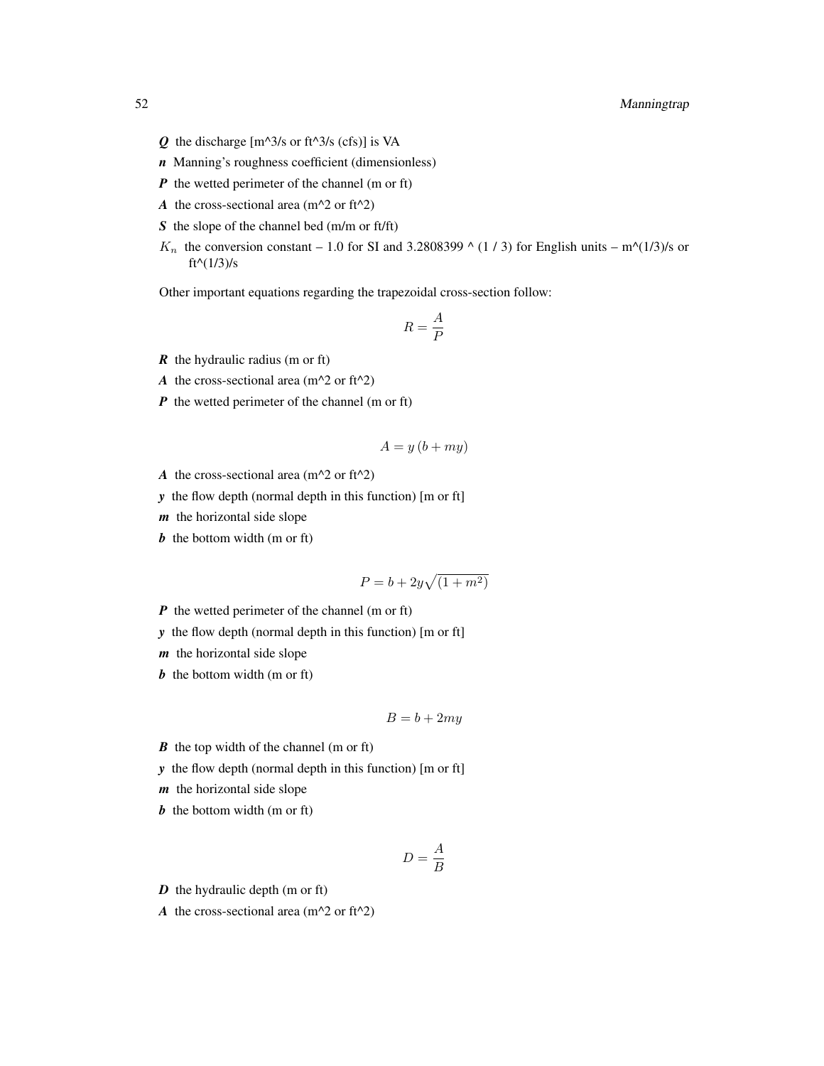***Q*** the discharge [m^3/s or ft^3/s (cfs)] is VA

***n*** Manning's roughness coefficient (dimensionless)

***P*** the wetted perimeter of the channel (m or ft)

***A*** the cross-sectional area (m^2 or ft^2)

***S*** the slope of the channel bed (m/m or ft/ft)

$K_n$ the conversion constant – 1.0 for SI and 3.2808399 ^ (1 / 3) for English units – m^(1/3)/s or ft^(1/3)/s

Other important equations regarding the trapezoidal cross-section follow:

$$R = \frac{A}{P}$$

***R*** the hydraulic radius (m or ft)

***A*** the cross-sectional area (m^2 or ft^2)

***P*** the wetted perimeter of the channel (m or ft)

$$A = y\left(b + my\right)$$

***A*** the cross-sectional area (m^2 or ft^2)

***y*** the flow depth (normal depth in this function) [m or ft]

***m*** the horizontal side slope

***b*** the bottom width (m or ft)

$$P = b + 2y\sqrt{(1 + m^2)}$$

***P*** the wetted perimeter of the channel (m or ft)

***y*** the flow depth (normal depth in this function) [m or ft]

***m*** the horizontal side slope

***b*** the bottom width (m or ft)

$$B = b + 2my$$

***B*** the top width of the channel (m or ft)

***y*** the flow depth (normal depth in this function) [m or ft]

***m*** the horizontal side slope

***b*** the bottom width (m or ft)

$$D = \frac{A}{B}$$

***D*** the hydraulic depth (m or ft)

***A*** the cross-sectional area (m^2 or ft^2)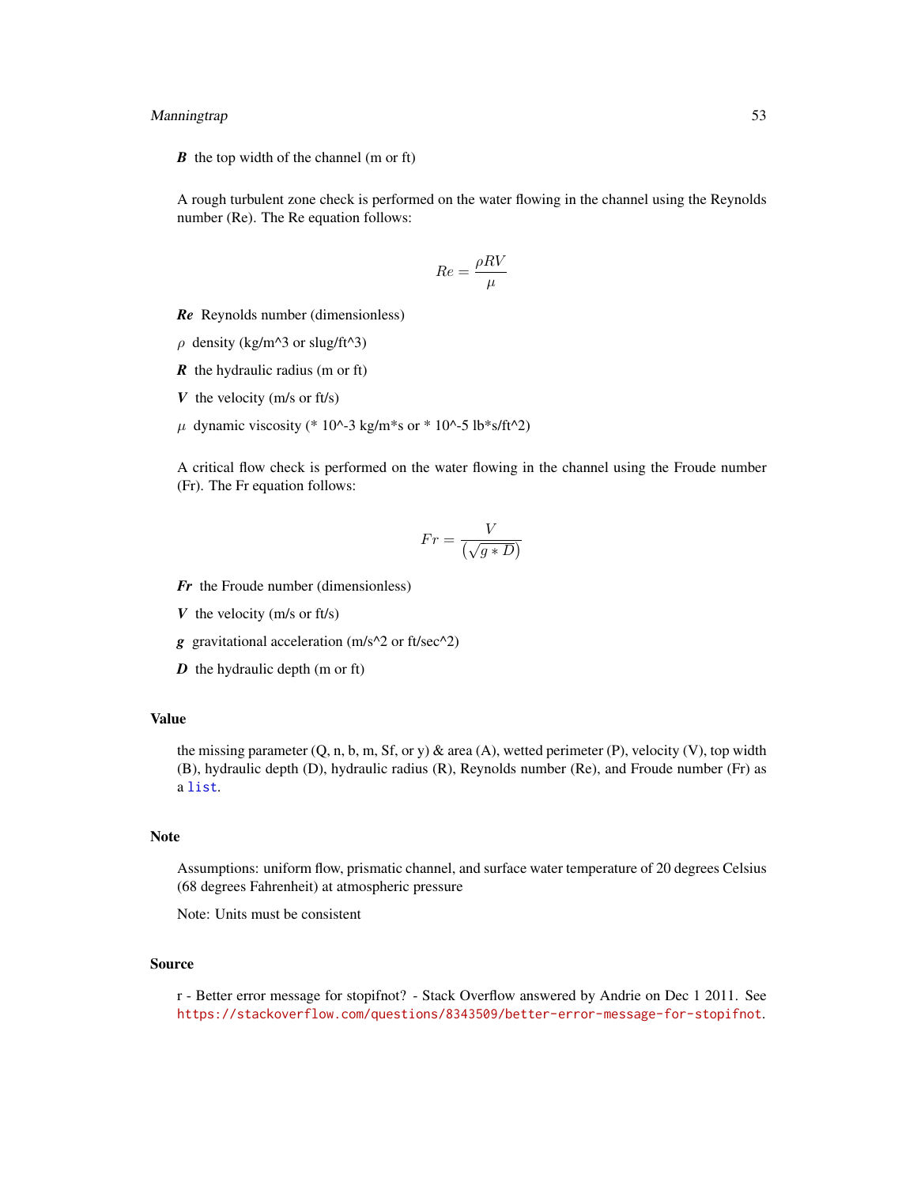***B*** the top width of the channel (m or ft)

A rough turbulent zone check is performed on the water flowing in the channel using the Reynolds number (Re). The Re equation follows:

$$Re = \frac{\rho R V}{\mu}$$

***Re*** Reynolds number (dimensionless)

$\rho$ density (kg/m^3 or slug/ft^3)

***R*** the hydraulic radius (m or ft)

***V*** the velocity (m/s or ft/s)

$\mu$ dynamic viscosity (* 10^-3 kg/m*s or * 10^-5 lb*s/ft^2)

A critical flow check is performed on the water flowing in the channel using the Froude number (Fr). The Fr equation follows:

$$Fr = \frac{V}{\left(\sqrt{g * D}\right)}$$

***Fr*** the Froude number (dimensionless)

***V*** the velocity (m/s or ft/s)

***g*** gravitational acceleration (m/s^2 or ft/sec^2)

***D*** the hydraulic depth (m or ft)

## Value

the missing parameter (Q, n, b, m, Sf, or y) & area (A), wetted perimeter (P), velocity (V), top width (B), hydraulic depth (D), hydraulic radius (R), Reynolds number (Re), and Froude number (Fr) as a `list`.

## Note

Assumptions: uniform flow, prismatic channel, and surface water temperature of 20 degrees Celsius (68 degrees Fahrenheit) at atmospheric pressure

Note: Units must be consistent

## Source

r - Better error message for stopifnot? - Stack Overflow answered by Andrie on Dec 1 2011. See https://stackoverflow.com/questions/8343509/better-error-message-for-stopifnot.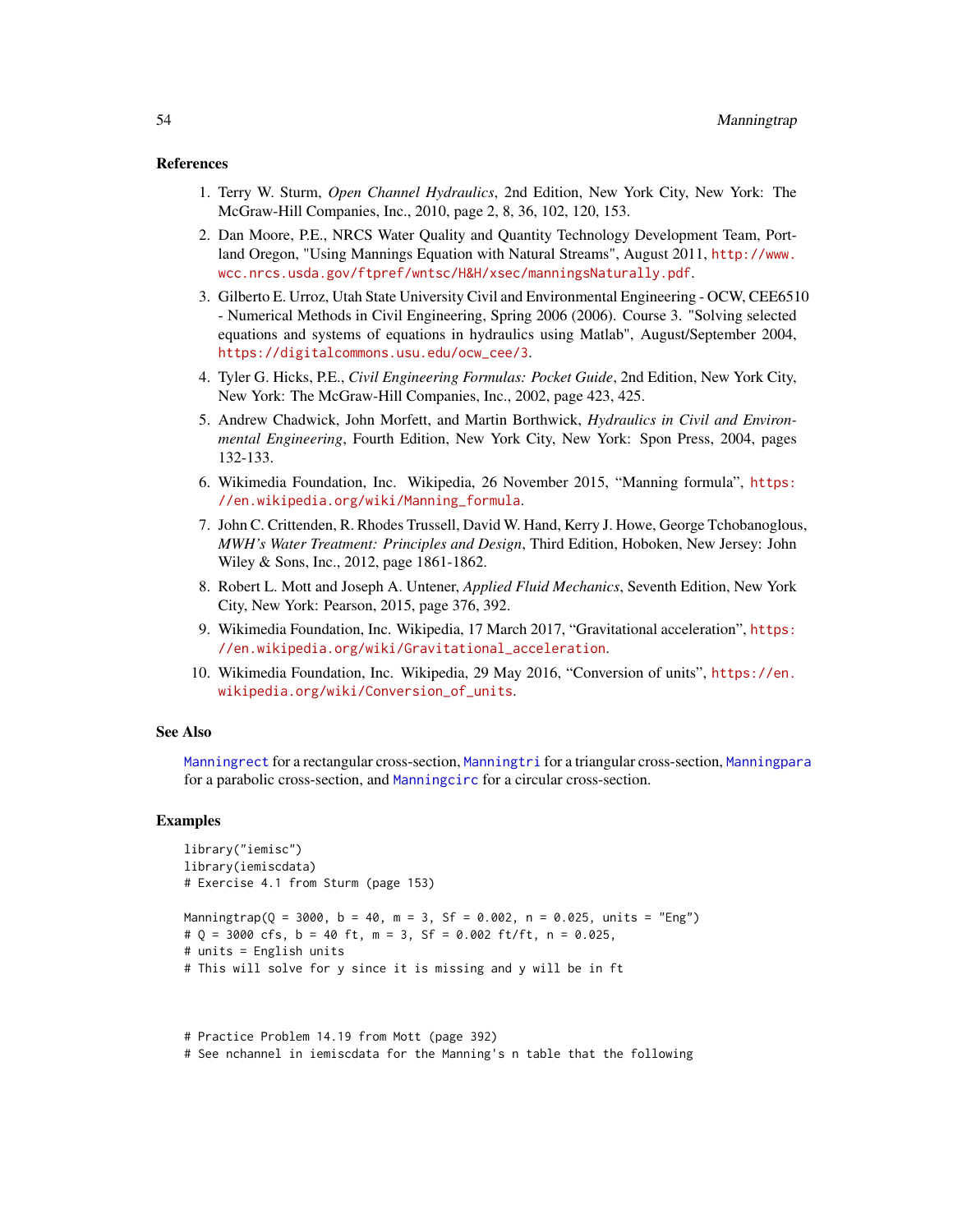### References

1. Terry W. Sturm, *Open Channel Hydraulics*, 2nd Edition, New York City, New York: The McGraw-Hill Companies, Inc., 2010, page 2, 8, 36, 102, 120, 153.
2. Dan Moore, P.E., NRCS Water Quality and Quantity Technology Development Team, Portland Oregon, "Using Mannings Equation with Natural Streams", August 2011, http://www.wcc.nrcs.usda.gov/ftpref/wntsc/H&H/xsec/manningsNaturally.pdf.
3. Gilberto E. Urroz, Utah State University Civil and Environmental Engineering - OCW, CEE6510 - Numerical Methods in Civil Engineering, Spring 2006 (2006). Course 3. "Solving selected equations and systems of equations in hydraulics using Matlab", August/September 2004, https://digitalcommons.usu.edu/ocw_cee/3.
4. Tyler G. Hicks, P.E., *Civil Engineering Formulas: Pocket Guide*, 2nd Edition, New York City, New York: The McGraw-Hill Companies, Inc., 2002, page 423, 425.
5. Andrew Chadwick, John Morfett, and Martin Borthwick, *Hydraulics in Civil and Environmental Engineering*, Fourth Edition, New York City, New York: Spon Press, 2004, pages 132-133.
6. Wikimedia Foundation, Inc. Wikipedia, 26 November 2015, "Manning formula", https://en.wikipedia.org/wiki/Manning_formula.
7. John C. Crittenden, R. Rhodes Trussell, David W. Hand, Kerry J. Howe, George Tchobanoglous, *MWH's Water Treatment: Principles and Design*, Third Edition, Hoboken, New Jersey: John Wiley & Sons, Inc., 2012, page 1861-1862.
8. Robert L. Mott and Joseph A. Untener, *Applied Fluid Mechanics*, Seventh Edition, New York City, New York: Pearson, 2015, page 376, 392.
9. Wikimedia Foundation, Inc. Wikipedia, 17 March 2017, "Gravitational acceleration", https://en.wikipedia.org/wiki/Gravitational_acceleration.
10. Wikimedia Foundation, Inc. Wikipedia, 29 May 2016, "Conversion of units", https://en.wikipedia.org/wiki/Conversion_of_units.

### See Also

Manningrect for a rectangular cross-section, Manningtri for a triangular cross-section, Manningpara for a parabolic cross-section, and Manningcirc for a circular cross-section.

### Examples

```
library("iemisc")
library(iemiscdata)
# Exercise 4.1 from Sturm (page 153)

Manningtrap(Q = 3000, b = 40, m = 3, Sf = 0.002, n = 0.025, units = "Eng")
# Q = 3000 cfs, b = 40 ft, m = 3, Sf = 0.002 ft/ft, n = 0.025,
# units = English units
# This will solve for y since it is missing and y will be in ft



# Practice Problem 14.19 from Mott (page 392)
# See nchannel in iemiscdata for the Manning's n table that the following
```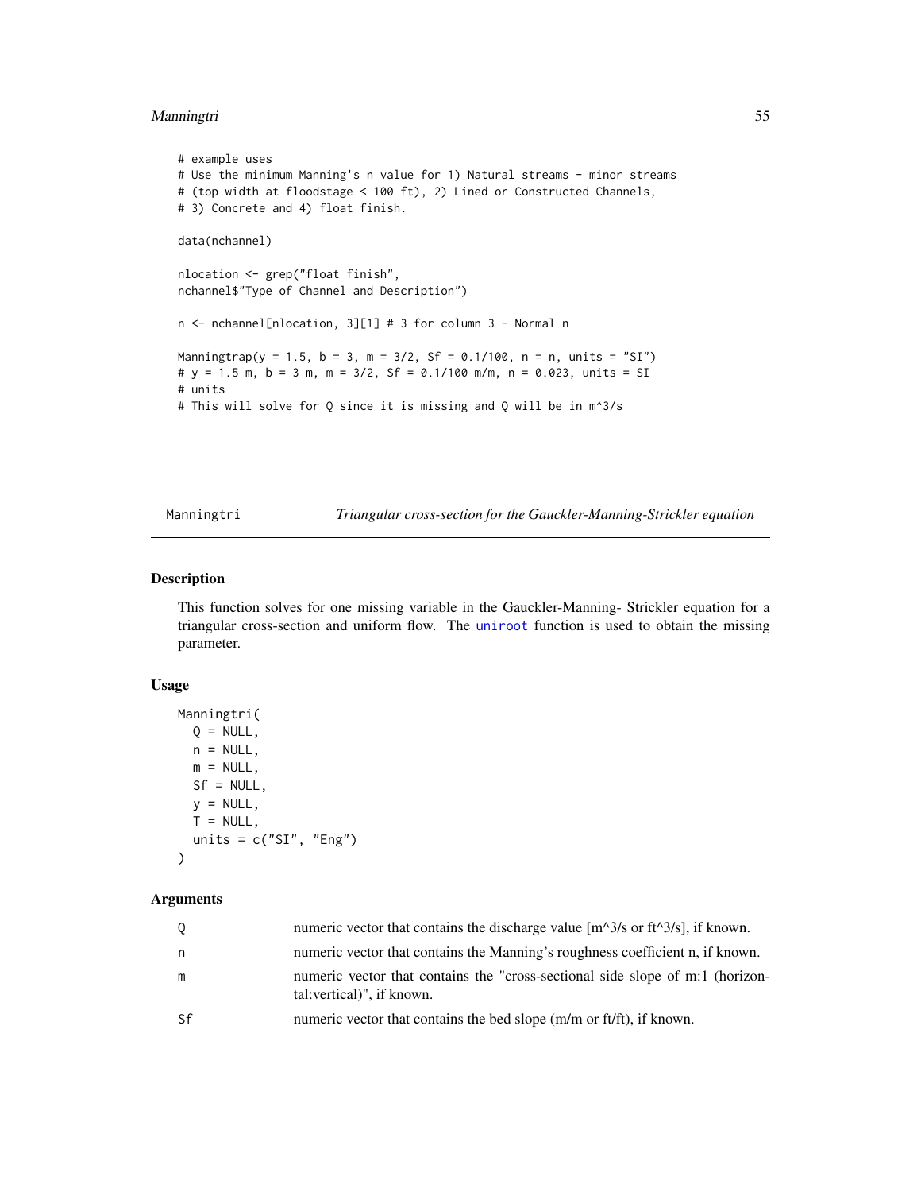```
# example uses
# Use the minimum Manning's n value for 1) Natural streams - minor streams
# (top width at floodstage < 100 ft), 2) Lined or Constructed Channels,
# 3) Concrete and 4) float finish.

data(nchannel)

nlocation <- grep("float finish",
nchannel$"Type of Channel and Description")

n <- nchannel[nlocation, 3][1] # 3 for column 3 - Normal n

Manningtrap(y = 1.5, b = 3, m = 3/2, Sf = 0.1/100, n = n, units = "SI")
# y = 1.5 m, b = 3 m, m = 3/2, Sf = 0.1/100 m/m, n = 0.023, units = SI
# units
# This will solve for Q since it is missing and Q will be in m^3/s
```

---

## Manningtri — *Triangular cross-section for the Gauckler-Manning-Strickler equation*

### Description

This function solves for one missing variable in the Gauckler-Manning- Strickler equation for a triangular cross-section and uniform flow. The `uniroot` function is used to obtain the missing parameter.

### Usage

```
Manningtri(
  Q = NULL,
  n = NULL,
  m = NULL,
  Sf = NULL,
  y = NULL,
  T = NULL,
  units = c("SI", "Eng")
)
```

### Arguments

| | |
|---|---|
| Q | numeric vector that contains the discharge value [m^3/s or ft^3/s], if known. |
| n | numeric vector that contains the Manning's roughness coefficient n, if known. |
| m | numeric vector that contains the "cross-sectional side slope of m:1 (horizontal:vertical)", if known. |
| Sf | numeric vector that contains the bed slope (m/m or ft/ft), if known. |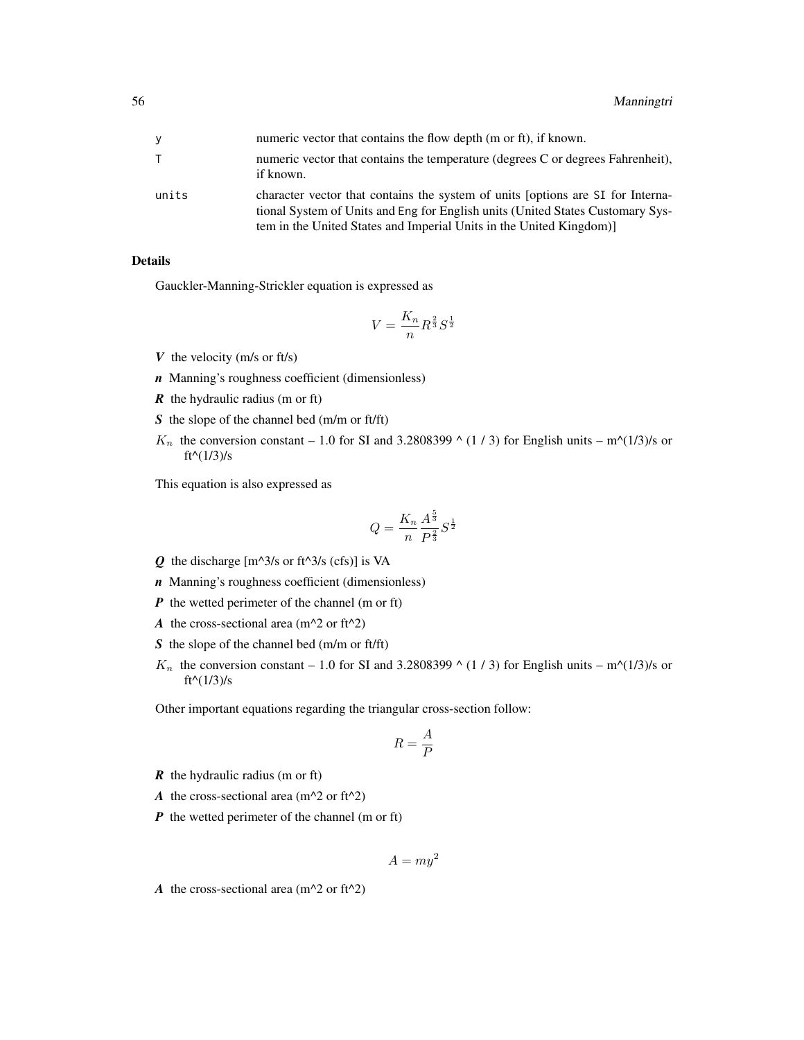| | |
|---|---|
| y | numeric vector that contains the flow depth (m or ft), if known. |
| T | numeric vector that contains the temperature (degrees C or degrees Fahrenheit), if known. |
| units | character vector that contains the system of units [options are SI for International System of Units and Eng for English units (United States Customary System in the United States and Imperial Units in the United Kingdom)] |

## Details

Gauckler-Manning-Strickler equation is expressed as

$$V = \frac{K_n}{n} R^{\frac{2}{3}} S^{\frac{1}{2}}$$

***V*** the velocity (m/s or ft/s)

***n*** Manning's roughness coefficient (dimensionless)

***R*** the hydraulic radius (m or ft)

***S*** the slope of the channel bed (m/m or ft/ft)

$K_n$ the conversion constant – 1.0 for SI and 3.2808399 ^ (1 / 3) for English units – m^(1/3)/s or ft^(1/3)/s

This equation is also expressed as

$$Q = \frac{K_n}{n} \frac{A^{\frac{5}{3}}}{P^{\frac{2}{3}}} S^{\frac{1}{2}}$$

***Q*** the discharge [m^3/s or ft^3/s (cfs)] is VA

***n*** Manning's roughness coefficient (dimensionless)

***P*** the wetted perimeter of the channel (m or ft)

***A*** the cross-sectional area (m^2 or ft^2)

***S*** the slope of the channel bed (m/m or ft/ft)

$K_n$ the conversion constant – 1.0 for SI and 3.2808399 ^ (1 / 3) for English units – m^(1/3)/s or ft^(1/3)/s

Other important equations regarding the triangular cross-section follow:

$$R = \frac{A}{P}$$

***R*** the hydraulic radius (m or ft)

***A*** the cross-sectional area (m^2 or ft^2)

***P*** the wetted perimeter of the channel (m or ft)

$$A = my^2$$

***A*** the cross-sectional area (m^2 or ft^2)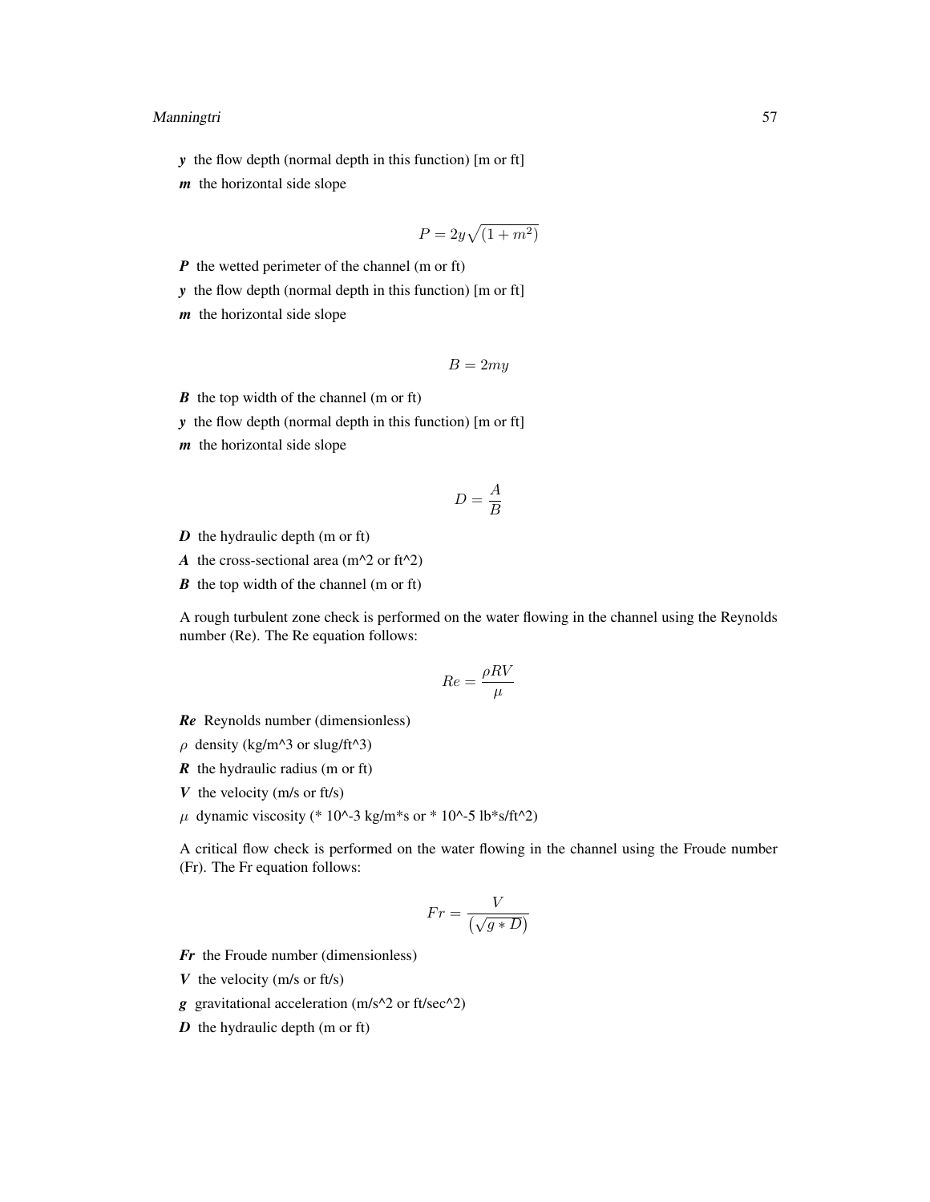***y*** the flow depth (normal depth in this function) [m or ft]

***m*** the horizontal side slope

$$P = 2y\sqrt{(1 + m^2)}$$

***P*** the wetted perimeter of the channel (m or ft)

***y*** the flow depth (normal depth in this function) [m or ft]

***m*** the horizontal side slope

$$B = 2my$$

***B*** the top width of the channel (m or ft)

***y*** the flow depth (normal depth in this function) [m or ft]

***m*** the horizontal side slope

$$D = \frac{A}{B}$$

***D*** the hydraulic depth (m or ft)

***A*** the cross-sectional area (m^2 or ft^2)

***B*** the top width of the channel (m or ft)

A rough turbulent zone check is performed on the water flowing in the channel using the Reynolds number (Re). The Re equation follows:

$$Re = \frac{\rho R V}{\mu}$$

***Re*** Reynolds number (dimensionless)

$\rho$ density (kg/m^3 or slug/ft^3)

***R*** the hydraulic radius (m or ft)

***V*** the velocity (m/s or ft/s)

$\mu$ dynamic viscosity (* 10^-3 kg/m*s or * 10^-5 lb*s/ft^2)

A critical flow check is performed on the water flowing in the channel using the Froude number (Fr). The Fr equation follows:

$$Fr = \frac{V}{\left(\sqrt{g * D}\right)}$$

***Fr*** the Froude number (dimensionless)

***V*** the velocity (m/s or ft/s)

***g*** gravitational acceleration (m/s^2 or ft/sec^2)

***D*** the hydraulic depth (m or ft)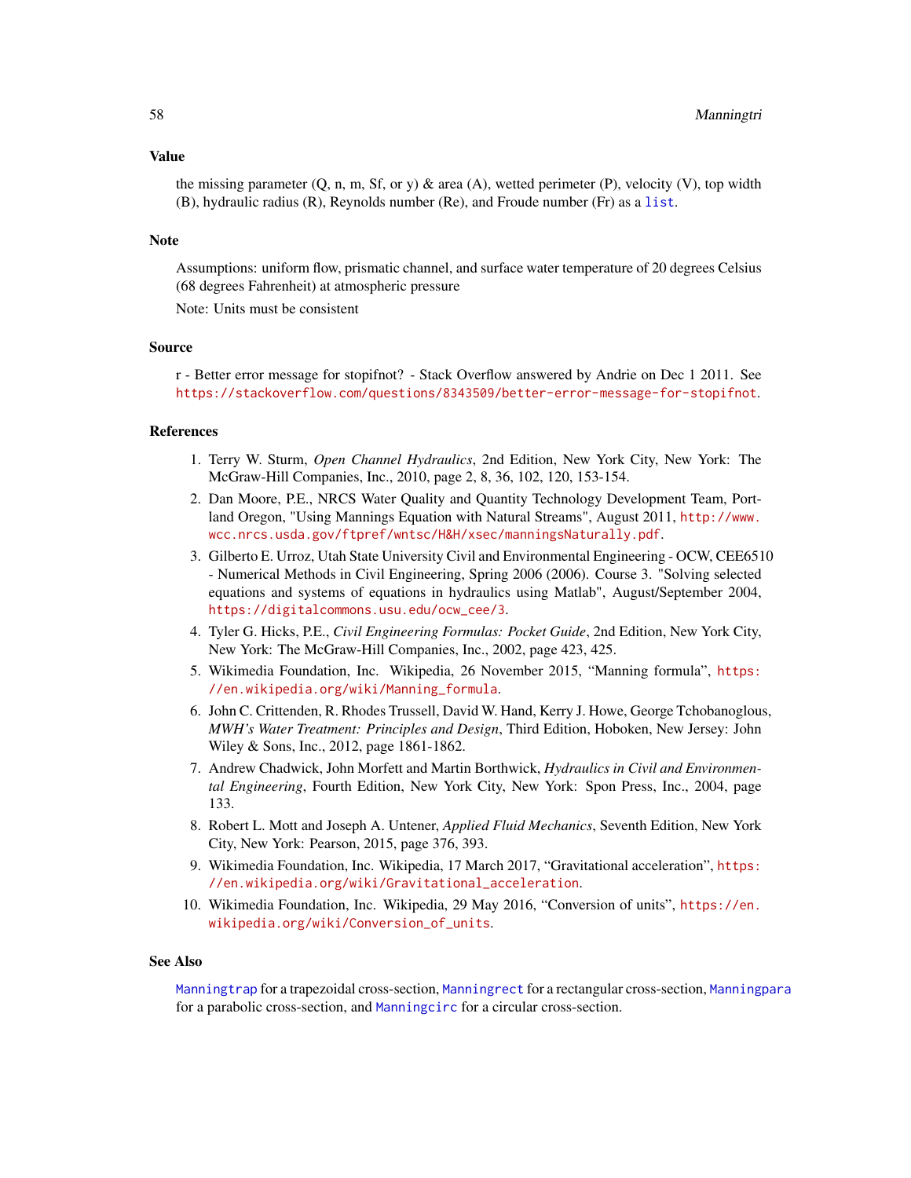## Value

the missing parameter (Q, n, m, Sf, or y) & area (A), wetted perimeter (P), velocity (V), top width (B), hydraulic radius (R), Reynolds number (Re), and Froude number (Fr) as a `list`.

## Note

Assumptions: uniform flow, prismatic channel, and surface water temperature of 20 degrees Celsius (68 degrees Fahrenheit) at atmospheric pressure

Note: Units must be consistent

## Source

r - Better error message for stopifnot? - Stack Overflow answered by Andrie on Dec 1 2011. See https://stackoverflow.com/questions/8343509/better-error-message-for-stopifnot.

## References

1. Terry W. Sturm, *Open Channel Hydraulics*, 2nd Edition, New York City, New York: The McGraw-Hill Companies, Inc., 2010, page 2, 8, 36, 102, 120, 153-154.
2. Dan Moore, P.E., NRCS Water Quality and Quantity Technology Development Team, Portland Oregon, "Using Mannings Equation with Natural Streams", August 2011, http://www.wcc.nrcs.usda.gov/ftpref/wntsc/H&H/xsec/manningsNaturally.pdf.
3. Gilberto E. Urroz, Utah State University Civil and Environmental Engineering - OCW, CEE6510 - Numerical Methods in Civil Engineering, Spring 2006 (2006). Course 3. "Solving selected equations and systems of equations in hydraulics using Matlab", August/September 2004, https://digitalcommons.usu.edu/ocw_cee/3.
4. Tyler G. Hicks, P.E., *Civil Engineering Formulas: Pocket Guide*, 2nd Edition, New York City, New York: The McGraw-Hill Companies, Inc., 2002, page 423, 425.
5. Wikimedia Foundation, Inc. Wikipedia, 26 November 2015, “Manning formula”, https://en.wikipedia.org/wiki/Manning_formula.
6. John C. Crittenden, R. Rhodes Trussell, David W. Hand, Kerry J. Howe, George Tchobanoglous, *MWH’s Water Treatment: Principles and Design*, Third Edition, Hoboken, New Jersey: John Wiley & Sons, Inc., 2012, page 1861-1862.
7. Andrew Chadwick, John Morfett and Martin Borthwick, *Hydraulics in Civil and Environmental Engineering*, Fourth Edition, New York City, New York: Spon Press, Inc., 2004, page 133.
8. Robert L. Mott and Joseph A. Untener, *Applied Fluid Mechanics*, Seventh Edition, New York City, New York: Pearson, 2015, page 376, 393.
9. Wikimedia Foundation, Inc. Wikipedia, 17 March 2017, “Gravitational acceleration”, https://en.wikipedia.org/wiki/Gravitational_acceleration.
10. Wikimedia Foundation, Inc. Wikipedia, 29 May 2016, “Conversion of units”, https://en.wikipedia.org/wiki/Conversion_of_units.

## See Also

`Manningtrap` for a trapezoidal cross-section, `Manningrect` for a rectangular cross-section, `Manningpara` for a parabolic cross-section, and `Manningcirc` for a circular cross-section.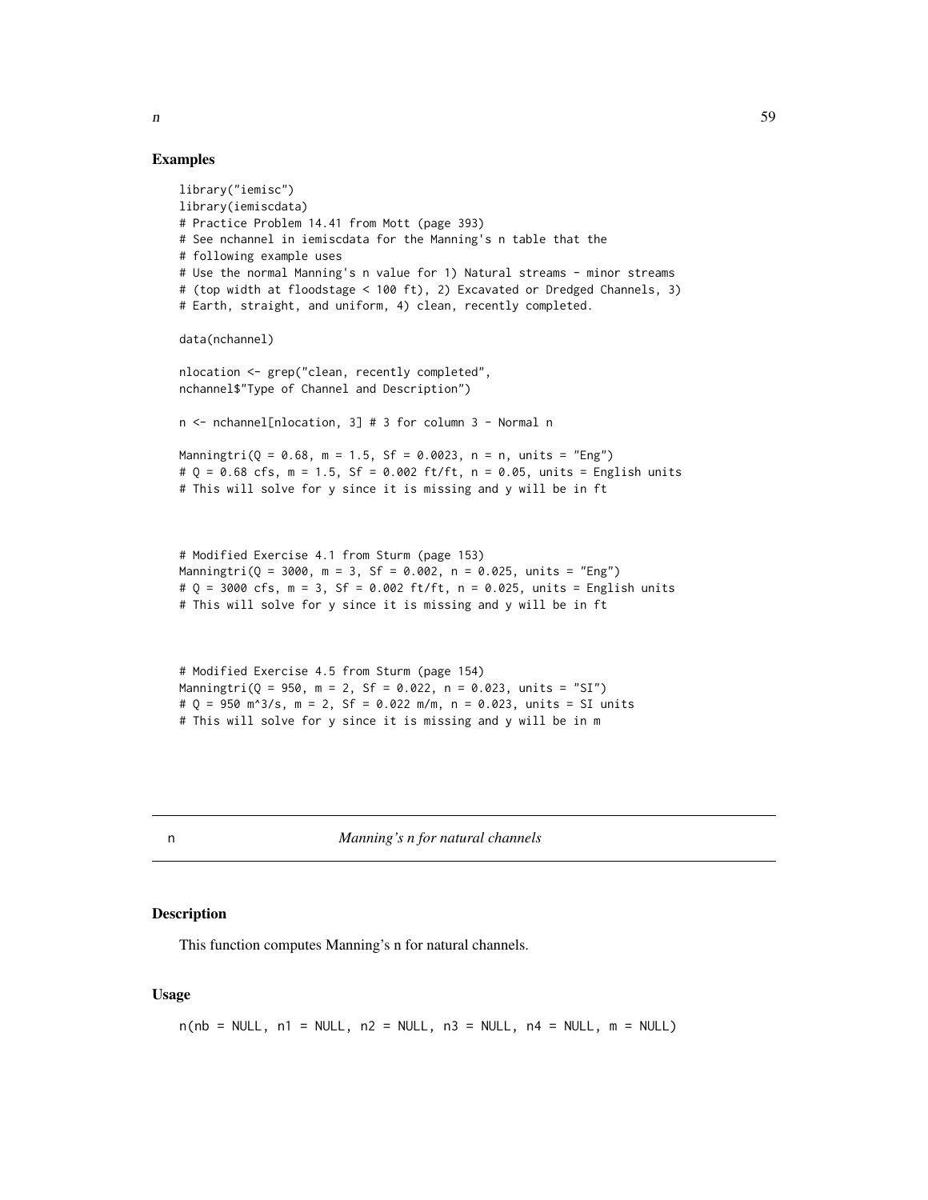## Examples

```
library("iemisc")
library(iemiscdata)
# Practice Problem 14.41 from Mott (page 393)
# See nchannel in iemiscdata for the Manning's n table that the
# following example uses
# Use the normal Manning's n value for 1) Natural streams - minor streams
# (top width at floodstage < 100 ft), 2) Excavated or Dredged Channels, 3)
# Earth, straight, and uniform, 4) clean, recently completed.

data(nchannel)

nlocation <- grep("clean, recently completed",
nchannel$"Type of Channel and Description")

n <- nchannel[nlocation, 3] # 3 for column 3 - Normal n

Manningtri(Q = 0.68, m = 1.5, Sf = 0.0023, n = n, units = "Eng")
# Q = 0.68 cfs, m = 1.5, Sf = 0.002 ft/ft, n = 0.05, units = English units
# This will solve for y since it is missing and y will be in ft



# Modified Exercise 4.1 from Sturm (page 153)
Manningtri(Q = 3000, m = 3, Sf = 0.002, n = 0.025, units = "Eng")
# Q = 3000 cfs, m = 3, Sf = 0.002 ft/ft, n = 0.025, units = English units
# This will solve for y since it is missing and y will be in ft



# Modified Exercise 4.5 from Sturm (page 154)
Manningtri(Q = 950, m = 2, Sf = 0.022, n = 0.023, units = "SI")
# Q = 950 m^3/s, m = 2, Sf = 0.022 m/m, n = 0.023, units = SI units
# This will solve for y since it is missing and y will be in m
```

---

n — *Manning's n for natural channels*

---

## Description

This function computes Manning's n for natural channels.

## Usage

```
n(nb = NULL, n1 = NULL, n2 = NULL, n3 = NULL, n4 = NULL, m = NULL)
```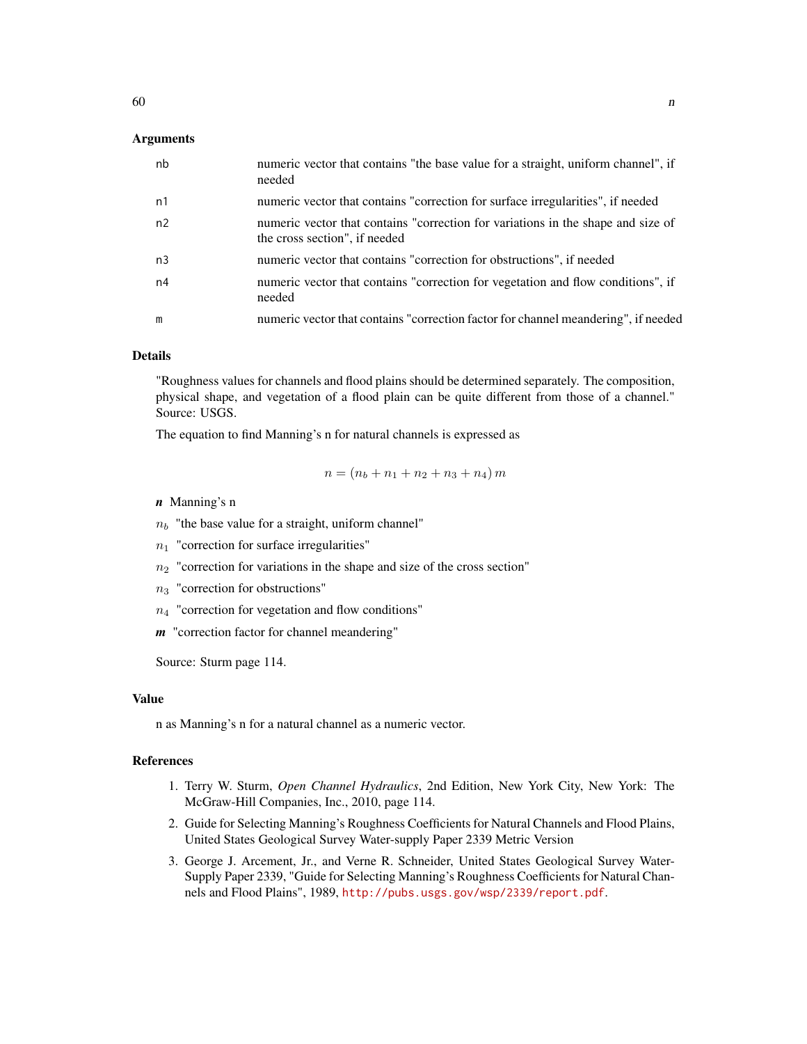## Arguments

| | |
|---|---|
| nb | numeric vector that contains "the base value for a straight, uniform channel", if needed |
| n1 | numeric vector that contains "correction for surface irregularities", if needed |
| n2 | numeric vector that contains "correction for variations in the shape and size of the cross section", if needed |
| n3 | numeric vector that contains "correction for obstructions", if needed |
| n4 | numeric vector that contains "correction for vegetation and flow conditions", if needed |
| m | numeric vector that contains "correction factor for channel meandering", if needed |

## Details

"Roughness values for channels and flood plains should be determined separately. The composition, physical shape, and vegetation of a flood plain can be quite different from those of a channel." Source: USGS.

The equation to find Manning's n for natural channels is expressed as

$$n = (n_b + n_1 + n_2 + n_3 + n_4)\, m$$

***n*** Manning's n

$n_b$ "the base value for a straight, uniform channel"

$n_1$ "correction for surface irregularities"

$n_2$ "correction for variations in the shape and size of the cross section"

$n_3$ "correction for obstructions"

$n_4$ "correction for vegetation and flow conditions"

***m*** "correction factor for channel meandering"

Source: Sturm page 114.

## Value

n as Manning's n for a natural channel as a numeric vector.

## References

1. Terry W. Sturm, *Open Channel Hydraulics*, 2nd Edition, New York City, New York: The McGraw-Hill Companies, Inc., 2010, page 114.
2. Guide for Selecting Manning's Roughness Coefficients for Natural Channels and Flood Plains, United States Geological Survey Water-supply Paper 2339 Metric Version
3. George J. Arcement, Jr., and Verne R. Schneider, United States Geological Survey Water-Supply Paper 2339, "Guide for Selecting Manning's Roughness Coefficients for Natural Channels and Flood Plains", 1989, http://pubs.usgs.gov/wsp/2339/report.pdf.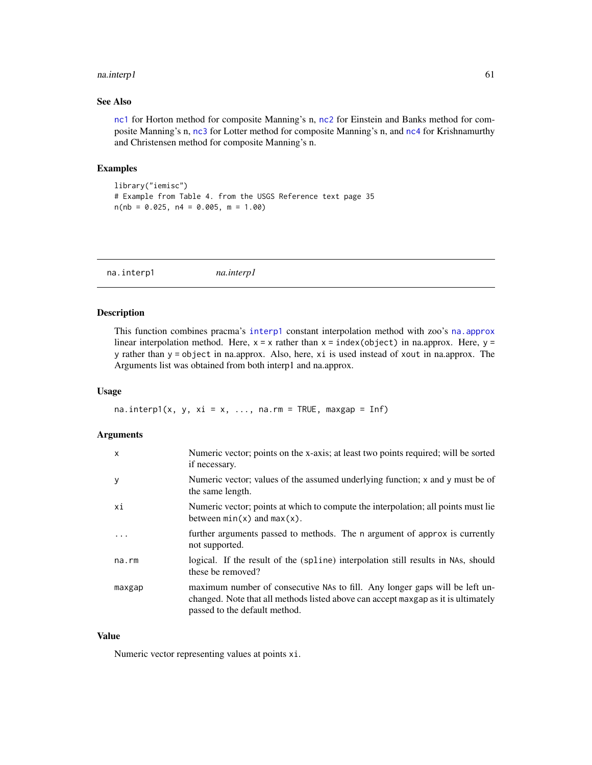### See Also

nc1 for Horton method for composite Manning's n, nc2 for Einstein and Banks method for composite Manning's n, nc3 for Lotter method for composite Manning's n, and nc4 for Krishnamurthy and Christensen method for composite Manning's n.

### Examples

```
library("iemisc")
# Example from Table 4. from the USGS Reference text page 35
n(nb = 0.025, n4 = 0.005, m = 1.00)
```

---

## na.interp1 &nbsp;&nbsp;&nbsp; *na.interp1*

---

### Description

This function combines pracma's interp1 constant interpolation method with zoo's na.approx linear interpolation method. Here, `x = x` rather than `x = index(object)` in na.approx. Here, `y = y` rather than `y = object` in na.approx. Also, here, `xi` is used instead of `xout` in na.approx. The Arguments list was obtained from both interp1 and na.approx.

### Usage

```
na.interp1(x, y, xi = x, ..., na.rm = TRUE, maxgap = Inf)
```

### Arguments

| | |
|---|---|
| `x` | Numeric vector; points on the x-axis; at least two points required; will be sorted if necessary. |
| `y` | Numeric vector; values of the assumed underlying function; `x` and `y` must be of the same length. |
| `xi` | Numeric vector; points at which to compute the interpolation; all points must lie between `min(x)` and `max(x)`. |
| `...` | further arguments passed to methods. The `n` argument of `approx` is currently not supported. |
| `na.rm` | logical. If the result of the (`spline`) interpolation still results in `NA`s, should these be removed? |
| `maxgap` | maximum number of consecutive `NA`s to fill. Any longer gaps will be left unchanged. Note that all methods listed above can accept `maxgap` as it is ultimately passed to the default method. |

### Value

Numeric vector representing values at points `xi`.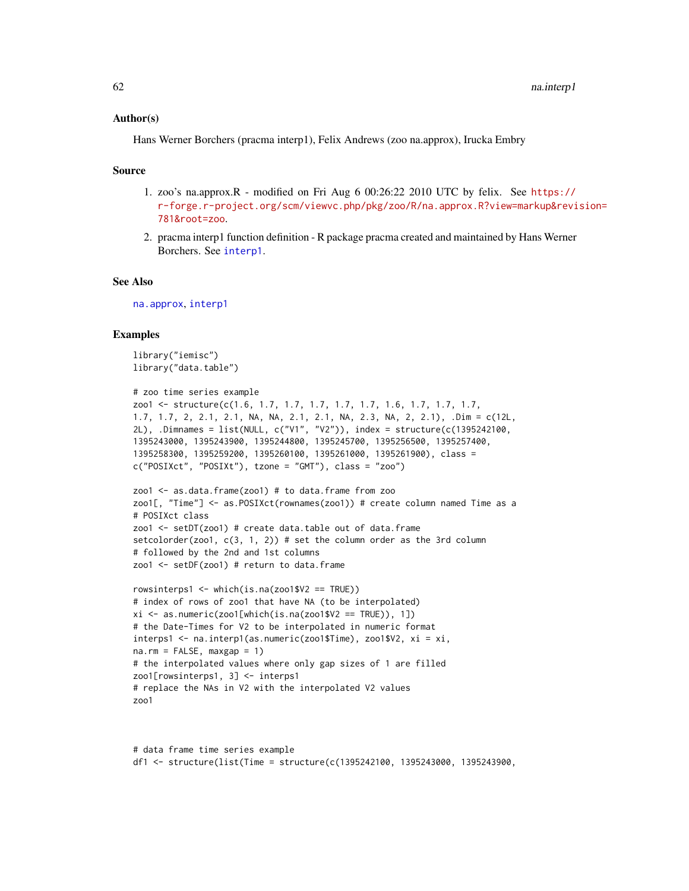### Author(s)

Hans Werner Borchers (pracma interp1), Felix Andrews (zoo na.approx), Irucka Embry

### Source

1. zoo's na.approx.R - modified on Fri Aug 6 00:26:22 2010 UTC by felix. See https://r-forge.r-project.org/scm/viewvc.php/pkg/zoo/R/na.approx.R?view=markup&revision=781&root=zoo.
2. pracma interp1 function definition - R package pracma created and maintained by Hans Werner Borchers. See interp1.

### See Also

na.approx, interp1

### Examples

```
library("iemisc")
library("data.table")

# zoo time series example
zoo1 <- structure(c(1.6, 1.7, 1.7, 1.7, 1.7, 1.7, 1.6, 1.7, 1.7, 1.7,
1.7, 1.7, 2, 2.1, 2.1, NA, NA, 2.1, 2.1, NA, 2.3, NA, 2, 2.1), .Dim = c(12L,
2L), .Dimnames = list(NULL, c("V1", "V2")), index = structure(c(1395242100,
1395243000, 1395243900, 1395244800, 1395245700, 1395256500, 1395257400,
1395258300, 1395259200, 1395260100, 1395261000, 1395261900), class =
c("POSIXct", "POSIXt"), tzone = "GMT"), class = "zoo")

zoo1 <- as.data.frame(zoo1) # to data.frame from zoo
zoo1[, "Time"] <- as.POSIXct(rownames(zoo1)) # create column named Time as a
# POSIXct class
zoo1 <- setDT(zoo1) # create data.table out of data.frame
setcolorder(zoo1, c(3, 1, 2)) # set the column order as the 3rd column
# followed by the 2nd and 1st columns
zoo1 <- setDF(zoo1) # return to data.frame

rowsinterps1 <- which(is.na(zoo1$V2 == TRUE))
# index of rows of zoo1 that have NA (to be interpolated)
xi <- as.numeric(zoo1[which(is.na(zoo1$V2 == TRUE)), 1])
# the Date-Times for V2 to be interpolated in numeric format
interps1 <- na.interp1(as.numeric(zoo1$Time), zoo1$V2, xi = xi,
na.rm = FALSE, maxgap = 1)
# the interpolated values where only gap sizes of 1 are filled
zoo1[rowsinterps1, 3] <- interps1
# replace the NAs in V2 with the interpolated V2 values
zoo1



# data frame time series example
df1 <- structure(list(Time = structure(c(1395242100, 1395243000, 1395243900,
```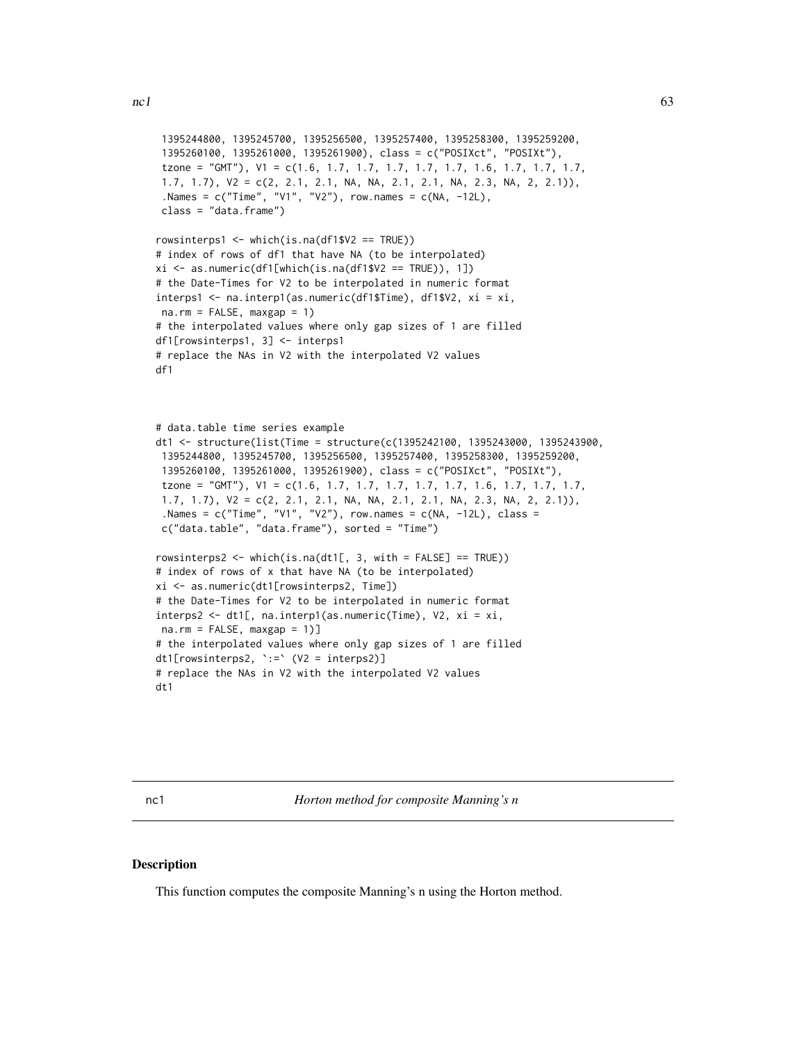```
 1395244800, 1395245700, 1395256500, 1395257400, 1395258300, 1395259200,
 1395260100, 1395261000, 1395261900), class = c("POSIXct", "POSIXt"),
 tzone = "GMT"), V1 = c(1.6, 1.7, 1.7, 1.7, 1.7, 1.7, 1.6, 1.7, 1.7, 1.7,
 1.7, 1.7), V2 = c(2, 2.1, 2.1, NA, NA, 2.1, 2.1, NA, 2.3, NA, 2, 2.1)),
 .Names = c("Time", "V1", "V2"), row.names = c(NA, -12L),
 class = "data.frame")

rowsinterps1 <- which(is.na(df1$V2 == TRUE))
# index of rows of df1 that have NA (to be interpolated)
xi <- as.numeric(df1[which(is.na(df1$V2 == TRUE)), 1])
# the Date-Times for V2 to be interpolated in numeric format
interps1 <- na.interp1(as.numeric(df1$Time), df1$V2, xi = xi,
 na.rm = FALSE, maxgap = 1)
# the interpolated values where only gap sizes of 1 are filled
df1[rowsinterps1, 3] <- interps1
# replace the NAs in V2 with the interpolated V2 values
df1



# data.table time series example
dt1 <- structure(list(Time = structure(c(1395242100, 1395243000, 1395243900,
 1395244800, 1395245700, 1395256500, 1395257400, 1395258300, 1395259200,
 1395260100, 1395261000, 1395261900), class = c("POSIXct", "POSIXt"),
 tzone = "GMT"), V1 = c(1.6, 1.7, 1.7, 1.7, 1.7, 1.7, 1.6, 1.7, 1.7, 1.7,
 1.7, 1.7), V2 = c(2, 2.1, 2.1, NA, NA, 2.1, 2.1, NA, 2.3, NA, 2, 2.1)),
 .Names = c("Time", "V1", "V2"), row.names = c(NA, -12L), class =
 c("data.table", "data.frame"), sorted = "Time")

rowsinterps2 <- which(is.na(dt1[, 3, with = FALSE] == TRUE))
# index of rows of x that have NA (to be interpolated)
xi <- as.numeric(dt1[rowsinterps2, Time])
# the Date-Times for V2 to be interpolated in numeric format
interps2 <- dt1[, na.interp1(as.numeric(Time), V2, xi = xi,
 na.rm = FALSE, maxgap = 1)]
# the interpolated values where only gap sizes of 1 are filled
dt1[rowsinterps2, `:=` (V2 = interps2)]
# replace the NAs in V2 with the interpolated V2 values
dt1
```

## nc1 — *Horton method for composite Manning's n*

### Description

This function computes the composite Manning's n using the Horton method.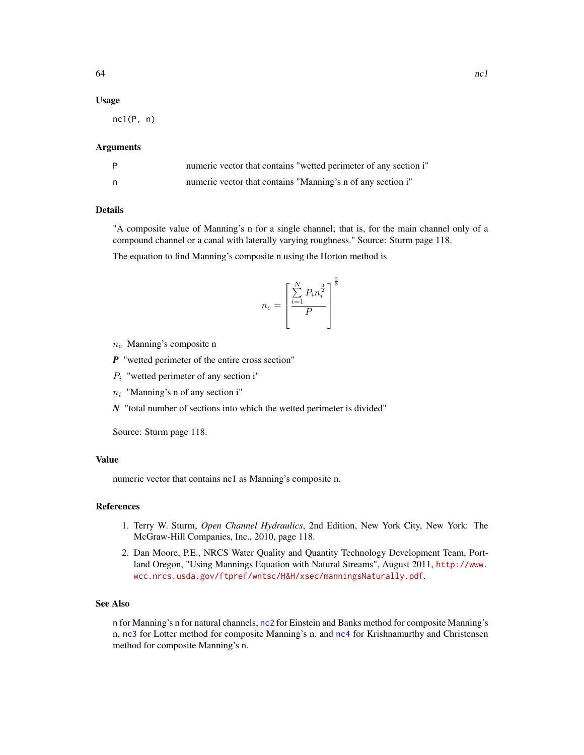### Usage

```
nc1(P, n)
```

### Arguments

| | |
|---|---|
| P | numeric vector that contains "wetted perimeter of any section i" |
| n | numeric vector that contains "Manning's n of any section i" |

### Details

"A composite value of Manning's n for a single channel; that is, for the main channel only of a compound channel or a canal with laterally varying roughness." Source: Sturm page 118.

The equation to find Manning's composite n using the Horton method is

$$n_c = \left[ \frac{\sum\limits_{i=1}^{N} P_i n_i^{\frac{3}{2}}}{P} \right]^{\frac{2}{3}}$$

$n_c$ Manning's composite n

***P*** "wetted perimeter of the entire cross section"

$P_i$ "wetted perimeter of any section i"

$n_i$ "Manning's n of any section i"

***N*** "total number of sections into which the wetted perimeter is divided"

Source: Sturm page 118.

### Value

numeric vector that contains nc1 as Manning's composite n.

### References

1. Terry W. Sturm, *Open Channel Hydraulics*, 2nd Edition, New York City, New York: The McGraw-Hill Companies, Inc., 2010, page 118.
2. Dan Moore, P.E., NRCS Water Quality and Quantity Technology Development Team, Portland Oregon, "Using Mannings Equation with Natural Streams", August 2011, http://www.wcc.nrcs.usda.gov/ftpref/wntsc/H&H/xsec/manningsNaturally.pdf.

### See Also

n for Manning's n for natural channels, nc2 for Einstein and Banks method for composite Manning's n, nc3 for Lotter method for composite Manning's n, and nc4 for Krishnamurthy and Christensen method for composite Manning's n.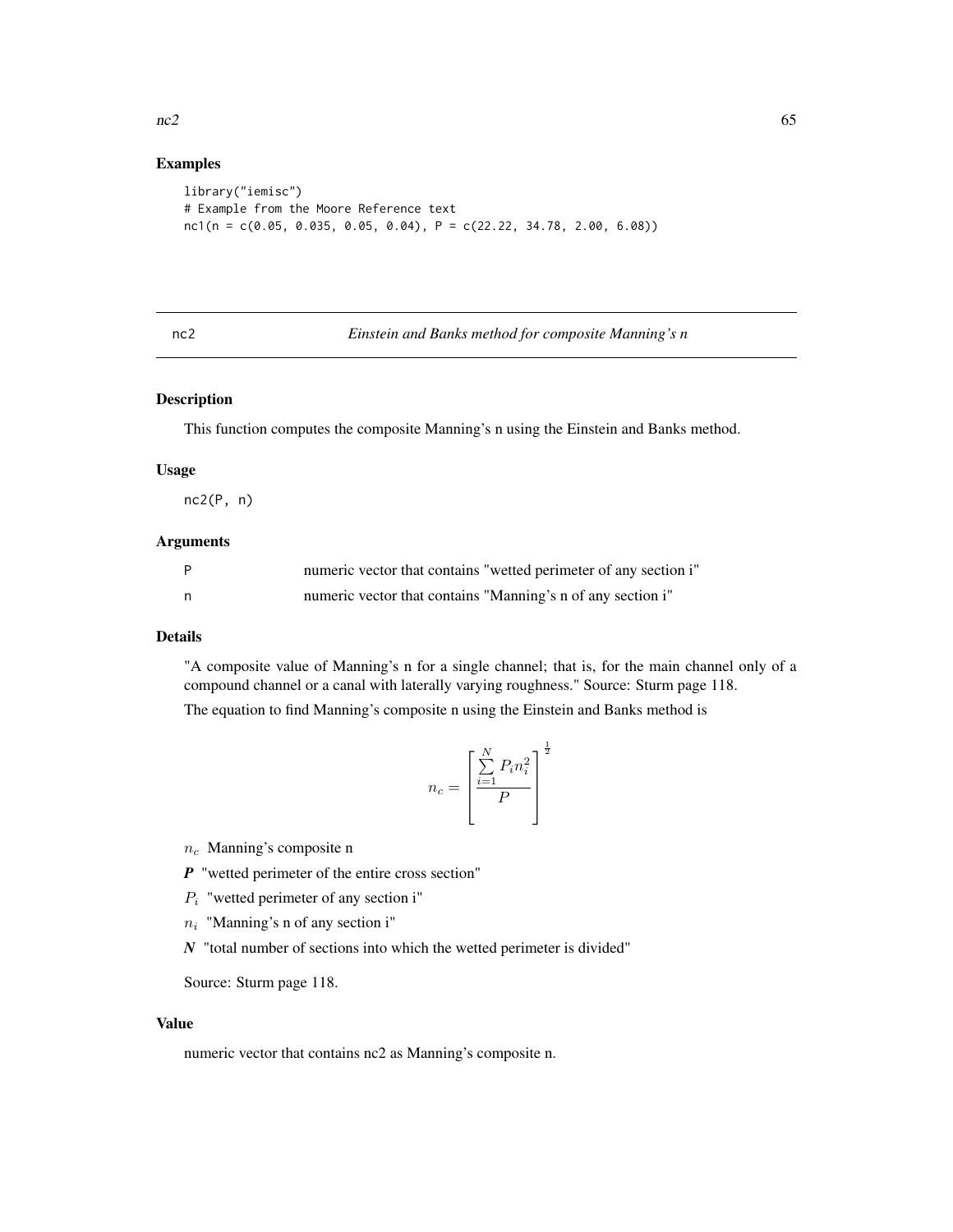## Examples

```
library("iemisc")
# Example from the Moore Reference text
nc1(n = c(0.05, 0.035, 0.05, 0.04), P = c(22.22, 34.78, 2.00, 6.08))
```

---

# nc2 — *Einstein and Banks method for composite Manning's n*

### Description

This function computes the composite Manning's n using the Einstein and Banks method.

### Usage

```
nc2(P, n)
```

### Arguments

| | |
|---|---|
| P | numeric vector that contains "wetted perimeter of any section i" |
| n | numeric vector that contains "Manning's n of any section i" |

### Details

"A composite value of Manning's n for a single channel; that is, for the main channel only of a compound channel or a canal with laterally varying roughness." Source: Sturm page 118.

The equation to find Manning's composite n using the Einstein and Banks method is

$$n_c = \left[\frac{\sum\limits_{i=1}^{N} P_i n_i^2}{P}\right]^{\frac{1}{2}}$$

$n_c$ Manning's composite n

$\boldsymbol{P}$ "wetted perimeter of the entire cross section"

$P_i$ "wetted perimeter of any section i"

$n_i$ "Manning's n of any section i"

$\boldsymbol{N}$ "total number of sections into which the wetted perimeter is divided"

Source: Sturm page 118.

### Value

numeric vector that contains nc2 as Manning's composite n.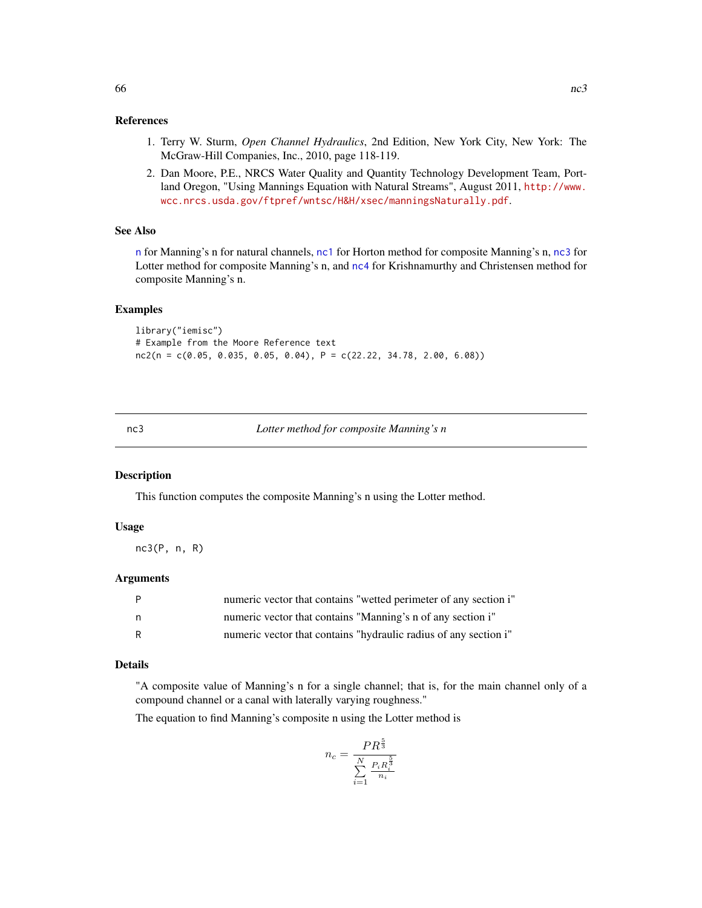### References

1. Terry W. Sturm, *Open Channel Hydraulics*, 2nd Edition, New York City, New York: The McGraw-Hill Companies, Inc., 2010, page 118-119.
2. Dan Moore, P.E., NRCS Water Quality and Quantity Technology Development Team, Portland Oregon, "Using Mannings Equation with Natural Streams", August 2011, http://www.wcc.nrcs.usda.gov/ftpref/wntsc/H&H/xsec/manningsNaturally.pdf.

### See Also

n for Manning's n for natural channels, nc1 for Horton method for composite Manning's n, nc3 for Lotter method for composite Manning's n, and nc4 for Krishnamurthy and Christensen method for composite Manning's n.

### Examples

```
library("iemisc")
# Example from the Moore Reference text
nc2(n = c(0.05, 0.035, 0.05, 0.04), P = c(22.22, 34.78, 2.00, 6.08))
```

---

## nc3 — *Lotter method for composite Manning's n*

### Description

This function computes the composite Manning's n using the Lotter method.

### Usage

```
nc3(P, n, R)
```

### Arguments

| | |
|---|---|
| P | numeric vector that contains "wetted perimeter of any section i" |
| n | numeric vector that contains "Manning's n of any section i" |
| R | numeric vector that contains "hydraulic radius of any section i" |

### Details

"A composite value of Manning's n for a single channel; that is, for the main channel only of a compound channel or a canal with laterally varying roughness."

The equation to find Manning's composite n using the Lotter method is

$$n_c = \frac{PR^{\frac{5}{3}}}{\sum\limits_{i=1}^{N} \frac{P_i R_i^{\frac{5}{3}}}{n_i}}$$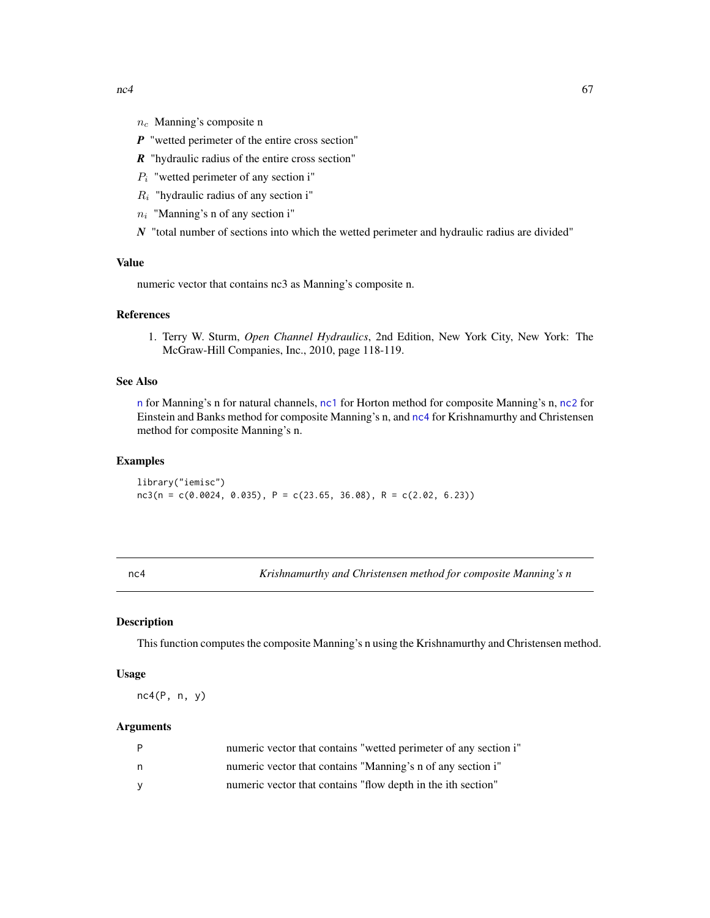$n_c$ Manning's composite n

***P*** "wetted perimeter of the entire cross section"

***R*** "hydraulic radius of the entire cross section"

$P_i$ "wetted perimeter of any section i"

$R_i$ "hydraulic radius of any section i"

$n_i$ "Manning's n of any section i"

***N*** "total number of sections into which the wetted perimeter and hydraulic radius are divided"

### Value

numeric vector that contains nc3 as Manning's composite n.

### References

1. Terry W. Sturm, *Open Channel Hydraulics*, 2nd Edition, New York City, New York: The McGraw-Hill Companies, Inc., 2010, page 118-119.

### See Also

n for Manning's n for natural channels, nc1 for Horton method for composite Manning's n, nc2 for Einstein and Banks method for composite Manning's n, and nc4 for Krishnamurthy and Christensen method for composite Manning's n.

### Examples

```
library("iemisc")
nc3(n = c(0.0024, 0.035), P = c(23.65, 36.08), R = c(2.02, 6.23))
```

## nc4 *Krishnamurthy and Christensen method for composite Manning's n*

### Description

This function computes the composite Manning's n using the Krishnamurthy and Christensen method.

### Usage

```
nc4(P, n, y)
```

### Arguments

| | |
|---|---|
| P | numeric vector that contains "wetted perimeter of any section i" |
| n | numeric vector that contains "Manning's n of any section i" |
| y | numeric vector that contains "flow depth in the ith section" |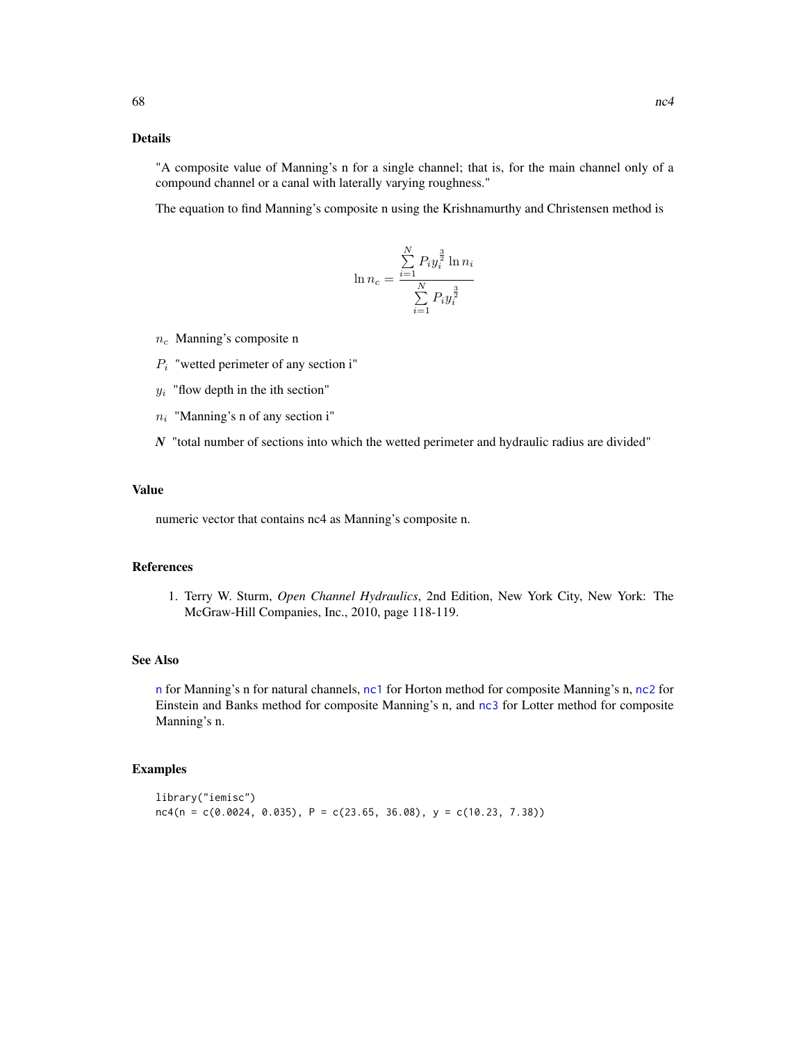## Details

"A composite value of Manning's n for a single channel; that is, for the main channel only of a compound channel or a canal with laterally varying roughness."

The equation to find Manning's composite n using the Krishnamurthy and Christensen method is

$$\ln n_c = \frac{\sum\limits_{i=1}^{N} P_i y_i^{\frac{3}{2}} \ln n_i}{\sum\limits_{i=1}^{N} P_i y_i^{\frac{3}{2}}}$$

$n_c$ Manning's composite n

$P_i$ "wetted perimeter of any section i"

$y_i$ "flow depth in the ith section"

$n_i$ "Manning's n of any section i"

***N*** "total number of sections into which the wetted perimeter and hydraulic radius are divided"

## Value

numeric vector that contains nc4 as Manning's composite n.

## References

1. Terry W. Sturm, *Open Channel Hydraulics*, 2nd Edition, New York City, New York: The McGraw-Hill Companies, Inc., 2010, page 118-119.

## See Also

n for Manning's n for natural channels, nc1 for Horton method for composite Manning's n, nc2 for Einstein and Banks method for composite Manning's n, and nc3 for Lotter method for composite Manning's n.

## Examples

```
library("iemisc")
nc4(n = c(0.0024, 0.035), P = c(23.65, 36.08), y = c(10.23, 7.38))
```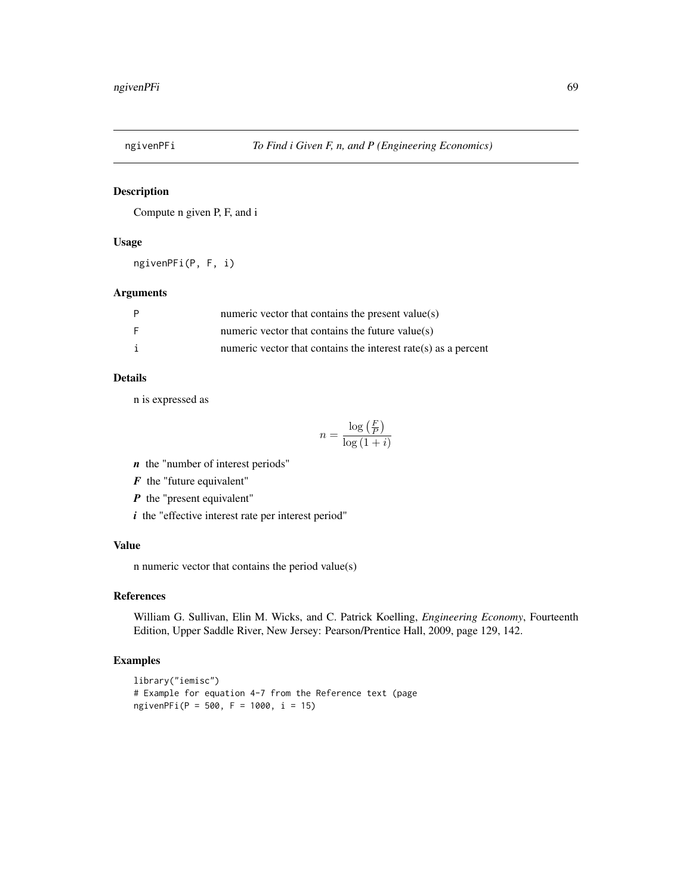## ngivenPFi *To Find i Given F, n, and P (Engineering Economics)*

### Description

Compute n given P, F, and i

### Usage

```
ngivenPFi(P, F, i)
```

### Arguments

| | |
|---|---|
| P | numeric vector that contains the present value(s) |
| F | numeric vector that contains the future value(s) |
| i | numeric vector that contains the interest rate(s) as a percent |

### Details

n is expressed as

$$n = \frac{\log\left(\frac{F}{P}\right)}{\log\left(1 + i\right)}$$

***n*** the "number of interest periods"

***F*** the "future equivalent"

***P*** the "present equivalent"

***i*** the "effective interest rate per interest period"

### Value

n numeric vector that contains the period value(s)

### References

William G. Sullivan, Elin M. Wicks, and C. Patrick Koelling, *Engineering Economy*, Fourteenth Edition, Upper Saddle River, New Jersey: Pearson/Prentice Hall, 2009, page 129, 142.

### Examples

```
library("iemisc")
# Example for equation 4-7 from the Reference text (page
ngivenPFi(P = 500, F = 1000, i = 15)
```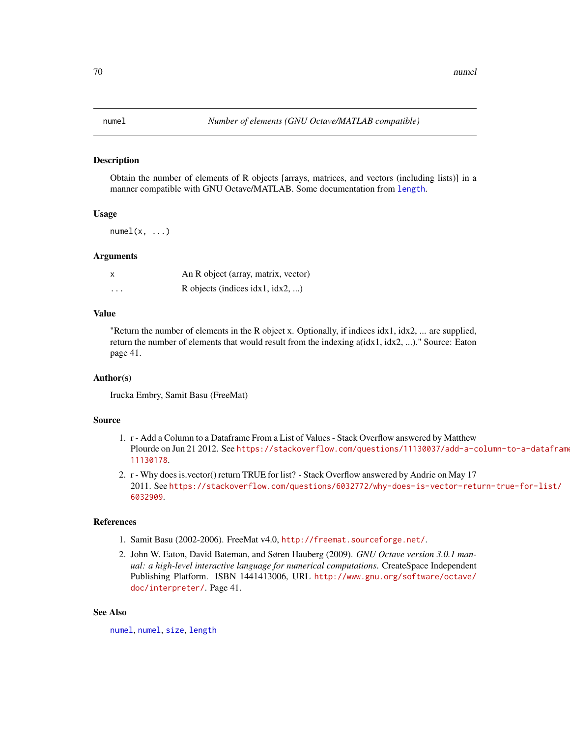# numel — Number of elements (GNU Octave/MATLAB compatible)

## Description

Obtain the number of elements of R objects [arrays, matrices, and vectors (including lists)] in a manner compatible with GNU Octave/MATLAB. Some documentation from `length`.

## Usage

```
numel(x, ...)
```

## Arguments

| | |
|---|---|
| x | An R object (array, matrix, vector) |
| ... | R objects (indices idx1, idx2, ...) |

## Value

"Return the number of elements in the R object x. Optionally, if indices idx1, idx2, ... are supplied, return the number of elements that would result from the indexing a(idx1, idx2, ...)." Source: Eaton page 41.

## Author(s)

Irucka Embry, Samit Basu (FreeMat)

## Source

1. r - Add a Column to a Dataframe From a List of Values - Stack Overflow answered by Matthew Plourde on Jun 21 2012. See https://stackoverflow.com/questions/11130037/add-a-column-to-a-dataframe 11130178.
2. r - Why does is.vector() return TRUE for list? - Stack Overflow answered by Andrie on May 17 2011. See https://stackoverflow.com/questions/6032772/why-does-is-vector-return-true-for-list/6032909.

## References

1. Samit Basu (2002-2006). FreeMat v4.0, http://freemat.sourceforge.net/.
2. John W. Eaton, David Bateman, and Søren Hauberg (2009). *GNU Octave version 3.0.1 manual: a high-level interactive language for numerical computations*. CreateSpace Independent Publishing Platform. ISBN 1441413006, URL http://www.gnu.org/software/octave/doc/interpreter/. Page 41.

## See Also

`numel`, `numel`, `size`, `length`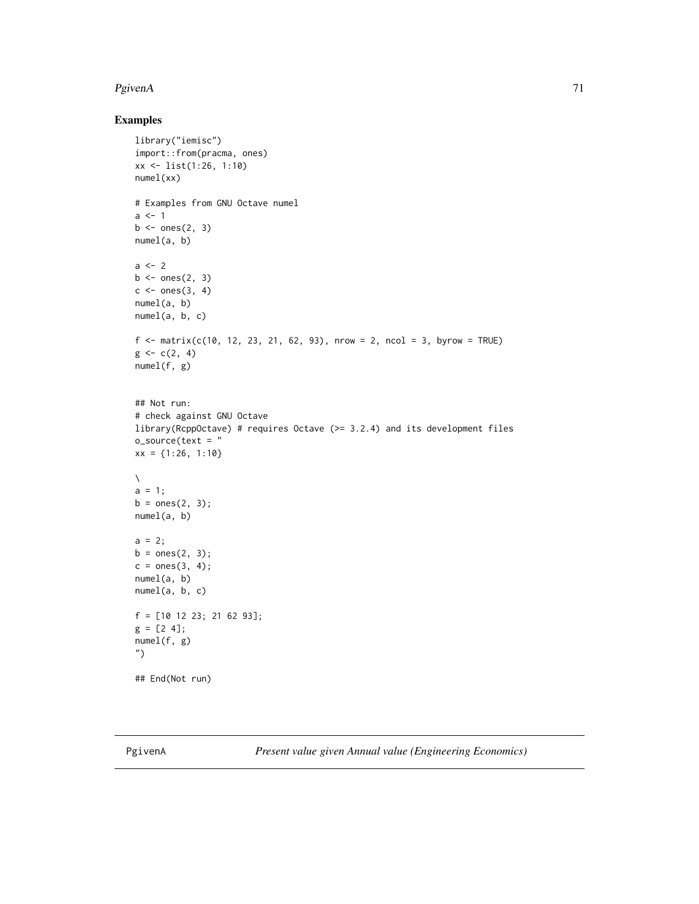## Examples

```
library("iemisc")
import::from(pracma, ones)
xx <- list(1:26, 1:10)
numel(xx)

# Examples from GNU Octave numel
a <- 1
b <- ones(2, 3)
numel(a, b)

a <- 2
b <- ones(2, 3)
c <- ones(3, 4)
numel(a, b)
numel(a, b, c)

f <- matrix(c(10, 12, 23, 21, 62, 93), nrow = 2, ncol = 3, byrow = TRUE)
g <- c(2, 4)
numel(f, g)


## Not run:
# check against GNU Octave
library(RcppOctave) # requires Octave (>= 3.2.4) and its development files
o_source(text = "
xx = {1:26, 1:10}

\
a = 1;
b = ones(2, 3);
numel(a, b)

a = 2;
b = ones(2, 3);
c = ones(3, 4);
numel(a, b)
numel(a, b, c)

f = [10 12 23; 21 62 93];
g = [2 4];
numel(f, g)
")

## End(Not run)
```

---

PgivenA &nbsp;&nbsp;&nbsp;&nbsp;&nbsp;&nbsp;&nbsp;&nbsp; *Present value given Annual value (Engineering Economics)*

---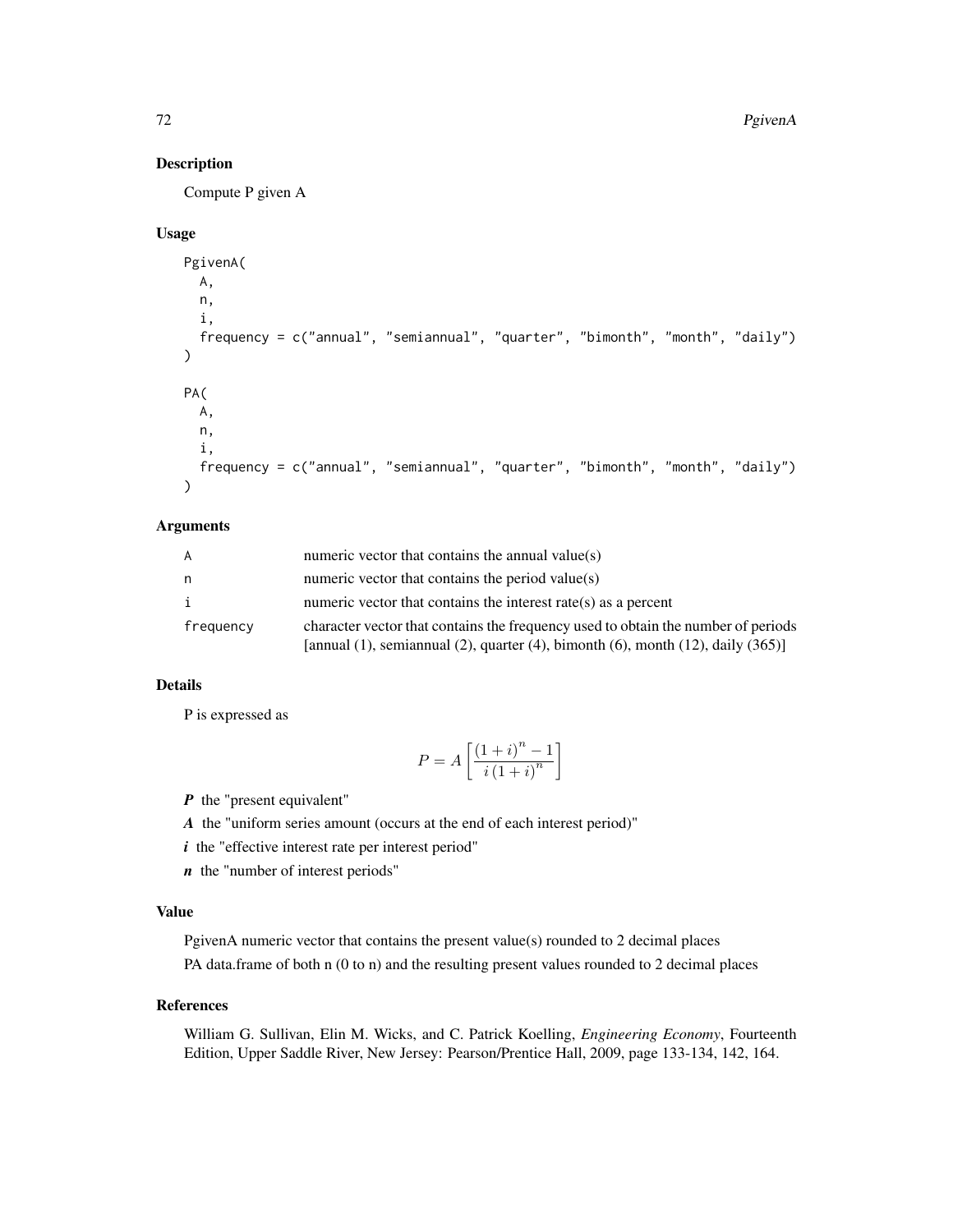## Description

Compute P given A

## Usage

```
PgivenA(
  A,
  n,
  i,
  frequency = c("annual", "semiannual", "quarter", "bimonth", "month", "daily")
)

PA(
  A,
  n,
  i,
  frequency = c("annual", "semiannual", "quarter", "bimonth", "month", "daily")
)
```

## Arguments

| | |
|---|---|
| A | numeric vector that contains the annual value(s) |
| n | numeric vector that contains the period value(s) |
| i | numeric vector that contains the interest rate(s) as a percent |
| frequency | character vector that contains the frequency used to obtain the number of periods [annual (1), semiannual (2), quarter (4), bimonth (6), month (12), daily (365)] |

## Details

P is expressed as

$$P = A\left[\frac{(1+i)^n - 1}{i\,(1+i)^n}\right]$$

***P*** the "present equivalent"

***A*** the "uniform series amount (occurs at the end of each interest period)"

***i*** the "effective interest rate per interest period"

***n*** the "number of interest periods"

## Value

PgivenA numeric vector that contains the present value(s) rounded to 2 decimal places

PA data.frame of both n (0 to n) and the resulting present values rounded to 2 decimal places

## References

William G. Sullivan, Elin M. Wicks, and C. Patrick Koelling, *Engineering Economy*, Fourteenth Edition, Upper Saddle River, New Jersey: Pearson/Prentice Hall, 2009, page 133-134, 142, 164.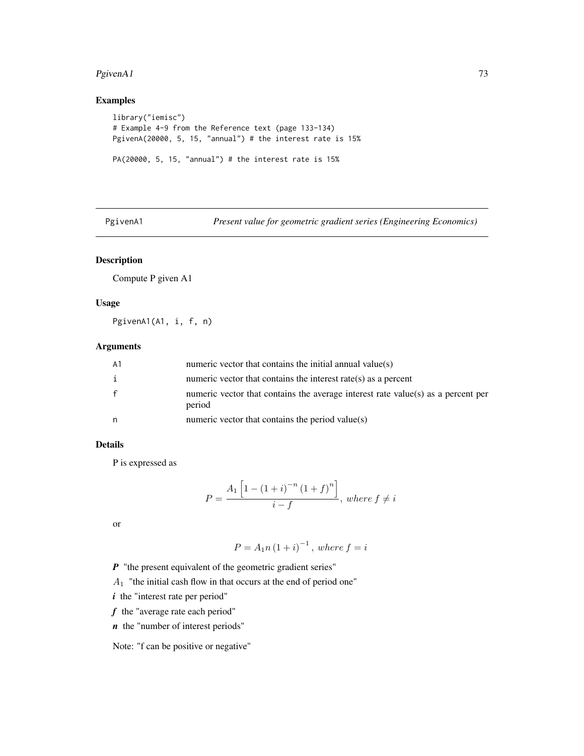## Examples

```
library("iemisc")
# Example 4-9 from the Reference text (page 133-134)
PgivenA(20000, 5, 15, "annual") # the interest rate is 15%

PA(20000, 5, 15, "annual") # the interest rate is 15%
```

---

# PgivenA1 — *Present value for geometric gradient series (Engineering Economics)*

---

## Description

Compute P given A1

## Usage

```
PgivenA1(A1, i, f, n)
```

## Arguments

| | |
|---|---|
| A1 | numeric vector that contains the initial annual value(s) |
| i | numeric vector that contains the interest rate(s) as a percent |
| f | numeric vector that contains the average interest rate value(s) as a percent per period |
| n | numeric vector that contains the period value(s) |

## Details

P is expressed as

$$P = \frac{A_1 \left[ 1 - \left(1 + i\right)^{-n} \left(1 + f\right)^{n} \right]}{i - f}, \; where \; f \neq i$$

or

$$P = A_1 n \left(1 + i\right)^{-1}, \; where \; f = i$$

***P*** "the present equivalent of the geometric gradient series"

$A_1$ "the initial cash flow in that occurs at the end of period one"

***i*** the "interest rate per period"

***f*** the "average rate each period"

***n*** the "number of interest periods"

Note: "f can be positive or negative"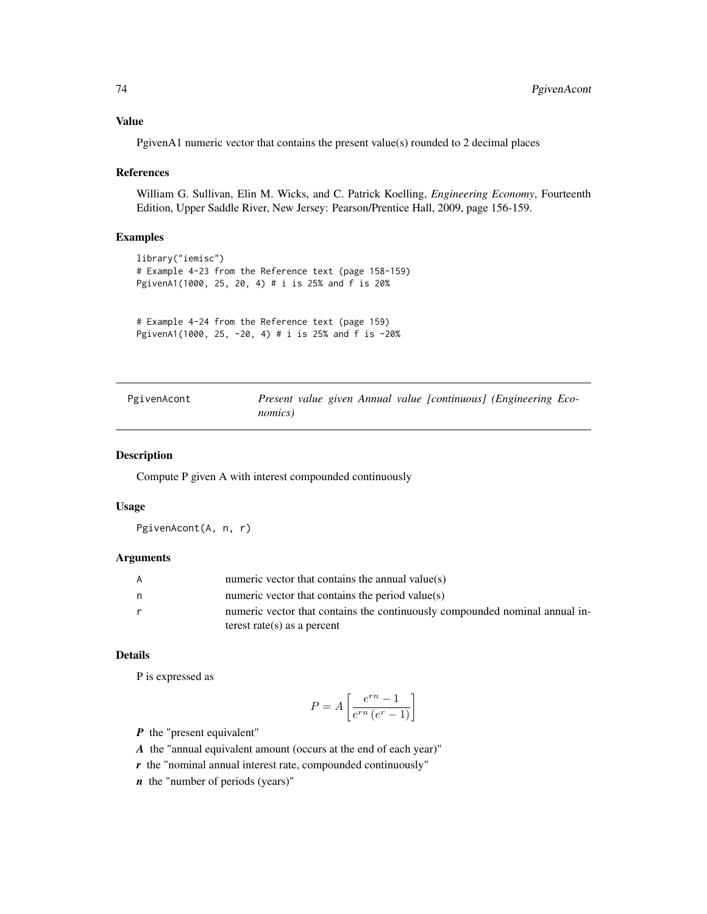### Value

PgivenA1 numeric vector that contains the present value(s) rounded to 2 decimal places

### References

William G. Sullivan, Elin M. Wicks, and C. Patrick Koelling, *Engineering Economy*, Fourteenth Edition, Upper Saddle River, New Jersey: Pearson/Prentice Hall, 2009, page 156-159.

### Examples

```
library("iemisc")
# Example 4-23 from the Reference text (page 158-159)
PgivenA1(1000, 25, 20, 4) # i is 25% and f is 20%


# Example 4-24 from the Reference text (page 159)
PgivenA1(1000, 25, -20, 4) # i is 25% and f is -20%
```

---

## PgivenAcont — *Present value given Annual value [continuous] (Engineering Economics)*

---

### Description

Compute P given A with interest compounded continuously

### Usage

```
PgivenAcont(A, n, r)
```

### Arguments

| | |
|---|---|
| A | numeric vector that contains the annual value(s) |
| n | numeric vector that contains the period value(s) |
| r | numeric vector that contains the continuously compounded nominal annual interest rate(s) as a percent |

### Details

P is expressed as

$$P = A\left[\frac{e^{rn} - 1}{e^{rn}\left(e^{r} - 1\right)}\right]$$

***P*** the "present equivalent"

***A*** the "annual equivalent amount (occurs at the end of each year)"

***r*** the "nominal annual interest rate, compounded continuously"

***n*** the "number of periods (years)"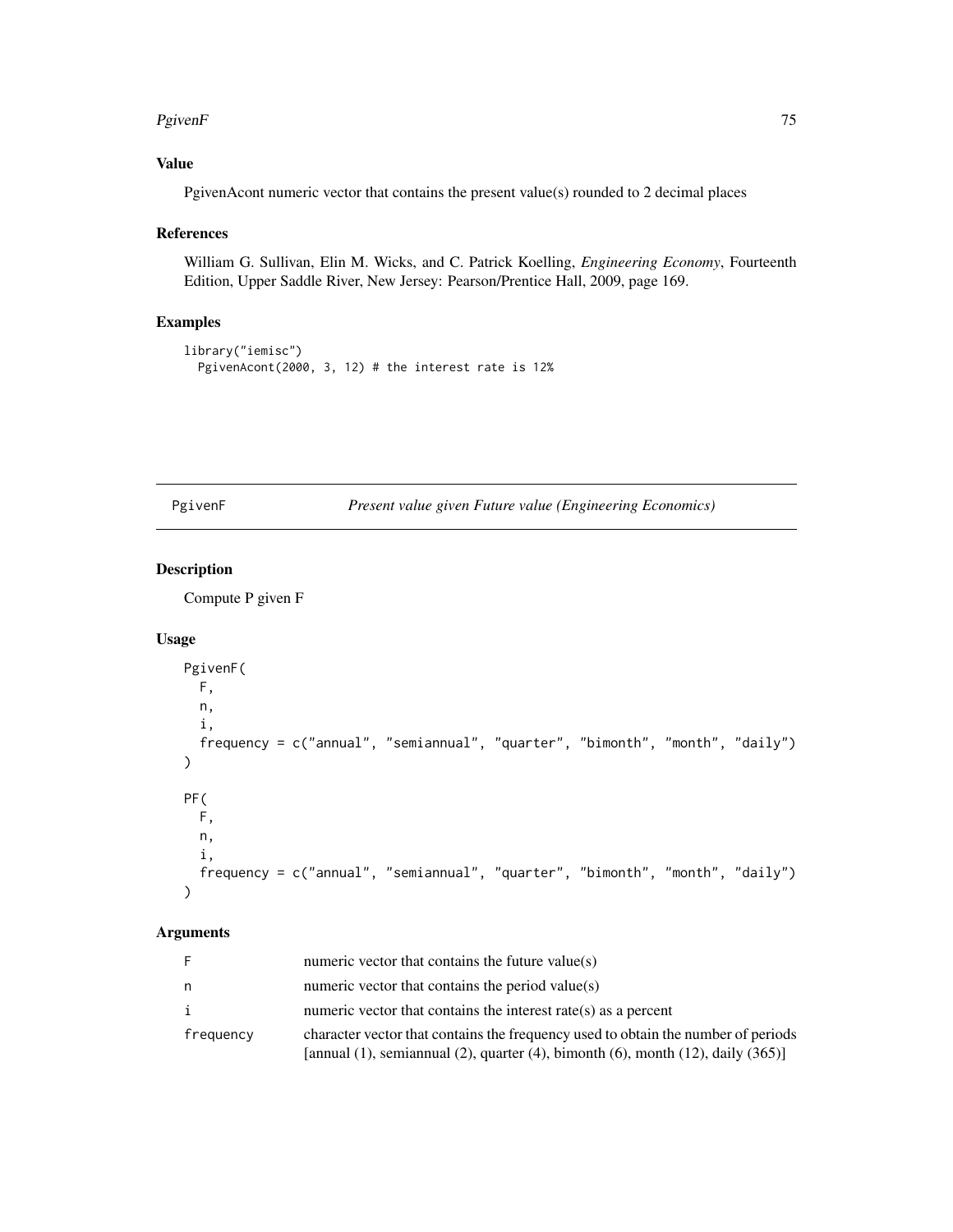## Value

PgivenAcont numeric vector that contains the present value(s) rounded to 2 decimal places

## References

William G. Sullivan, Elin M. Wicks, and C. Patrick Koelling, *Engineering Economy*, Fourteenth Edition, Upper Saddle River, New Jersey: Pearson/Prentice Hall, 2009, page 169.

## Examples

```
library("iemisc")
  PgivenAcont(2000, 3, 12) # the interest rate is 12%
```

---

# PgivenF — *Present value given Future value (Engineering Economics)*

## Description

Compute P given F

## Usage

```
PgivenF(
  F,
  n,
  i,
  frequency = c("annual", "semiannual", "quarter", "bimonth", "month", "daily")
)

PF(
  F,
  n,
  i,
  frequency = c("annual", "semiannual", "quarter", "bimonth", "month", "daily")
)
```

## Arguments

| | |
|---|---|
| F | numeric vector that contains the future value(s) |
| n | numeric vector that contains the period value(s) |
| i | numeric vector that contains the interest rate(s) as a percent |
| frequency | character vector that contains the frequency used to obtain the number of periods [annual (1), semiannual (2), quarter (4), bimonth (6), month (12), daily (365)] |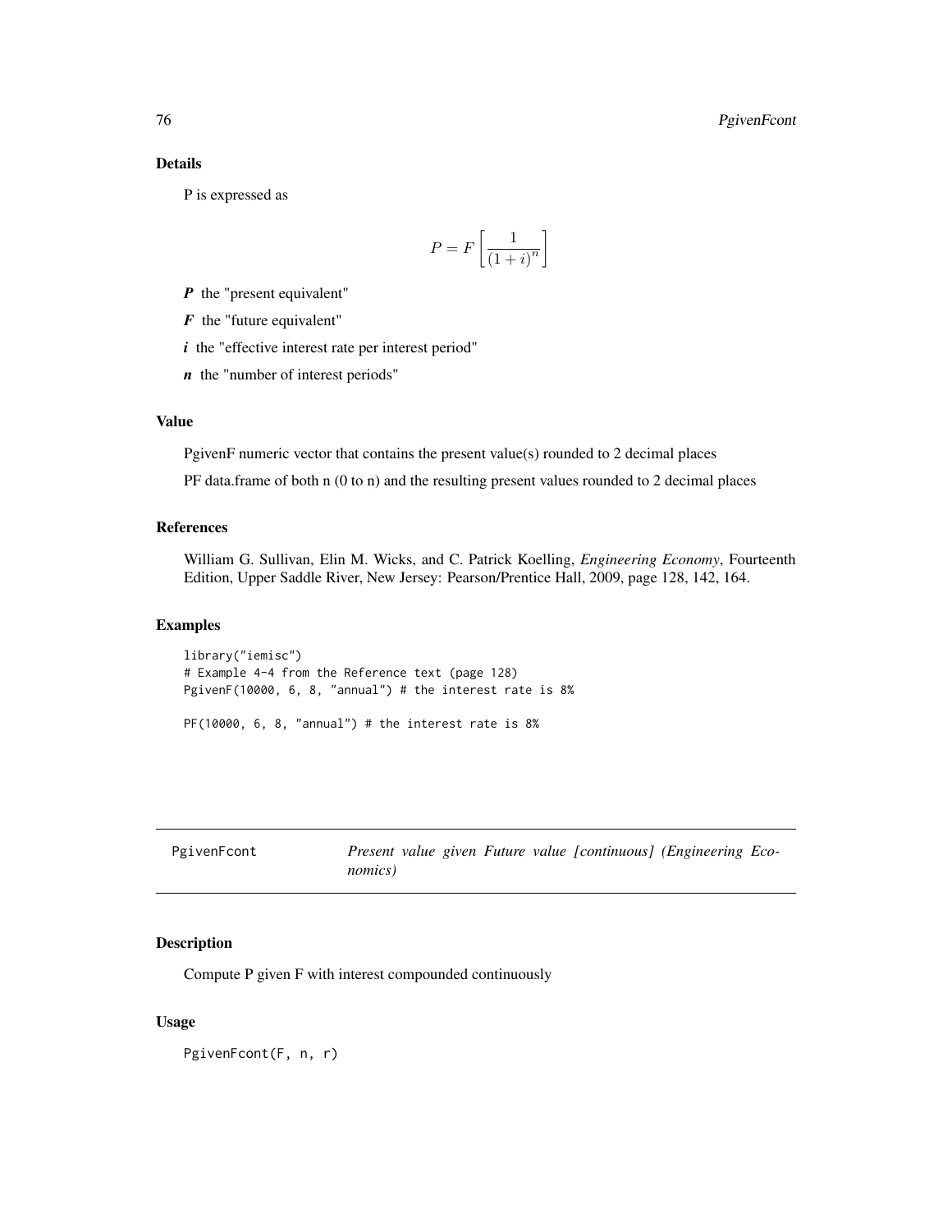## Details

P is expressed as

$$P = F \left[ \frac{1}{(1+i)^n} \right]$$

***P*** the "present equivalent"

***F*** the "future equivalent"

***i*** the "effective interest rate per interest period"

***n*** the "number of interest periods"

## Value

PgivenF numeric vector that contains the present value(s) rounded to 2 decimal places

PF data.frame of both n (0 to n) and the resulting present values rounded to 2 decimal places

## References

William G. Sullivan, Elin M. Wicks, and C. Patrick Koelling, *Engineering Economy*, Fourteenth Edition, Upper Saddle River, New Jersey: Pearson/Prentice Hall, 2009, page 128, 142, 164.

## Examples

```
library("iemisc")
# Example 4-4 from the Reference text (page 128)
PgivenF(10000, 6, 8, "annual") # the interest rate is 8%

PF(10000, 6, 8, "annual") # the interest rate is 8%
```

---

# PgivenFcont — *Present value given Future value [continuous] (Engineering Economics)*

## Description

Compute P given F with interest compounded continuously

## Usage

```
PgivenFcont(F, n, r)
```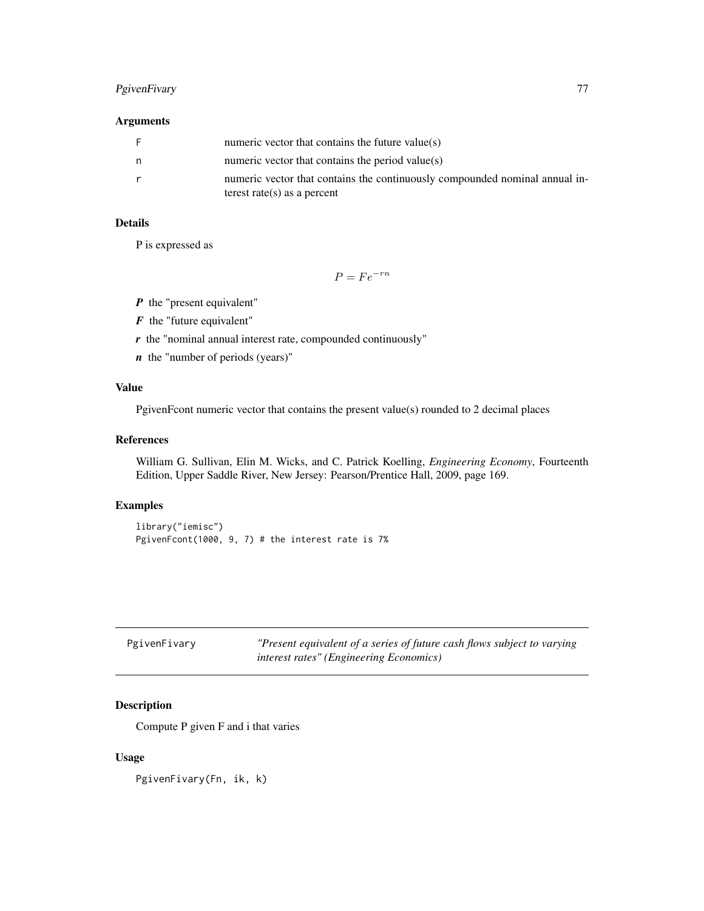## Arguments

| | |
|---|---|
| F | numeric vector that contains the future value(s) |
| n | numeric vector that contains the period value(s) |
| r | numeric vector that contains the continuously compounded nominal annual interest rate(s) as a percent |

## Details

P is expressed as

$$P = Fe^{-rn}$$

***P*** the "present equivalent"

***F*** the "future equivalent"

***r*** the "nominal annual interest rate, compounded continuously"

***n*** the "number of periods (years)"

## Value

PgivenFcont numeric vector that contains the present value(s) rounded to 2 decimal places

## References

William G. Sullivan, Elin M. Wicks, and C. Patrick Koelling, *Engineering Economy*, Fourteenth Edition, Upper Saddle River, New Jersey: Pearson/Prentice Hall, 2009, page 169.

## Examples

```
library("iemisc")
PgivenFcont(1000, 9, 7) # the interest rate is 7%
```

---

# PgivenFivary — *"Present equivalent of a series of future cash flows subject to varying interest rates" (Engineering Economics)*

---

## Description

Compute P given F and i that varies

## Usage

```
PgivenFivary(Fn, ik, k)
```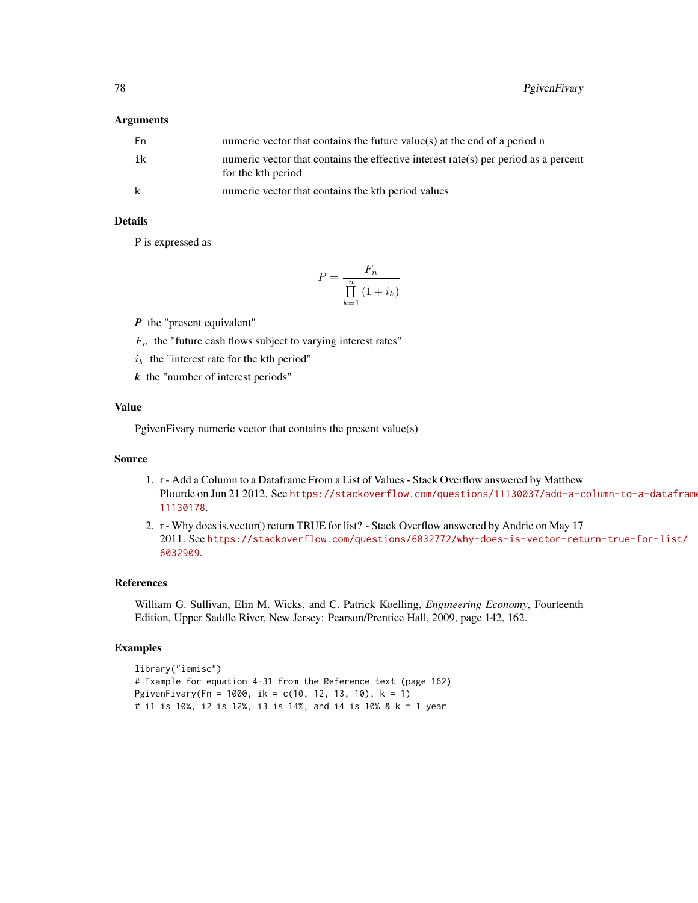### Arguments

| | |
|---|---|
| Fn | numeric vector that contains the future value(s) at the end of a period n |
| ik | numeric vector that contains the effective interest rate(s) per period as a percent for the kth period |
| k | numeric vector that contains the kth period values |

### Details

P is expressed as

$$P = \frac{F_n}{\prod_{k=1}^{n} (1 + i_k)}$$

***P*** the "present equivalent"

$F_n$ the "future cash flows subject to varying interest rates"

$i_k$ the "interest rate for the kth period"

***k*** the "number of interest periods"

### Value

PgivenFivary numeric vector that contains the present value(s)

### Source

1. r - Add a Column to a Dataframe From a List of Values - Stack Overflow answered by Matthew Plourde on Jun 21 2012. See https://stackoverflow.com/questions/11130037/add-a-column-to-a-dataframe 11130178.
2. r - Why does is.vector() return TRUE for list? - Stack Overflow answered by Andrie on May 17 2011. See https://stackoverflow.com/questions/6032772/why-does-is-vector-return-true-for-list/6032909.

### References

William G. Sullivan, Elin M. Wicks, and C. Patrick Koelling, *Engineering Economy*, Fourteenth Edition, Upper Saddle River, New Jersey: Pearson/Prentice Hall, 2009, page 142, 162.

### Examples

```
library("iemisc")
# Example for equation 4-31 from the Reference text (page 162)
PgivenFivary(Fn = 1000, ik = c(10, 12, 13, 10), k = 1)
# i1 is 10%, i2 is 12%, i3 is 14%, and i4 is 10% & k = 1 year
```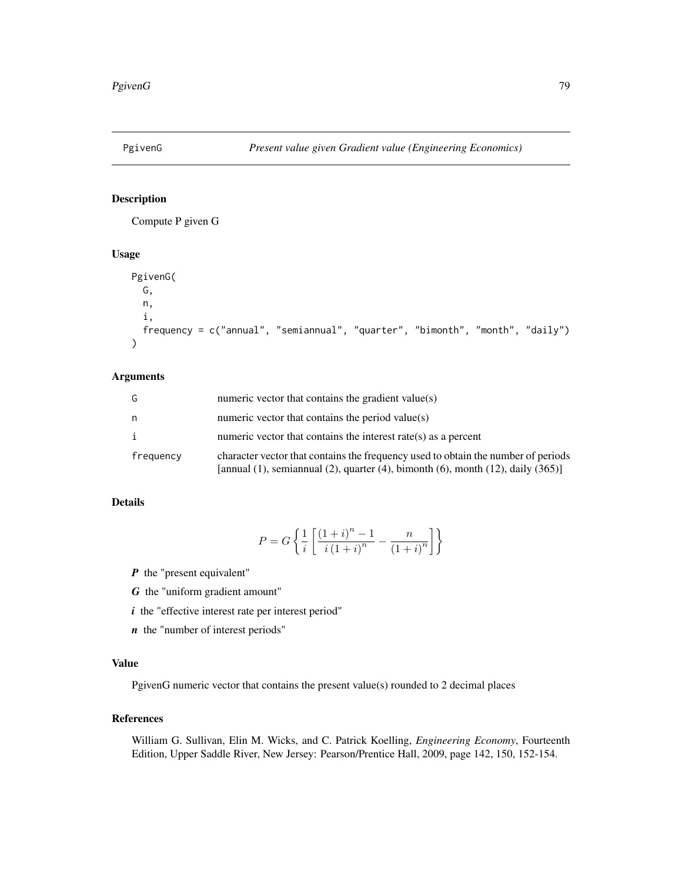# PgivenG — Present value given Gradient value (Engineering Economics)

## Description

Compute P given G

## Usage

```
PgivenG(
  G,
  n,
  i,
  frequency = c("annual", "semiannual", "quarter", "bimonth", "month", "daily")
)
```

## Arguments

| | |
|---|---|
| G | numeric vector that contains the gradient value(s) |
| n | numeric vector that contains the period value(s) |
| i | numeric vector that contains the interest rate(s) as a percent |
| frequency | character vector that contains the frequency used to obtain the number of periods [annual (1), semiannual (2), quarter (4), bimonth (6), month (12), daily (365)] |

## Details

$$P = G\left\{\frac{1}{i}\left[\frac{(1+i)^n - 1}{i\,(1+i)^n} - \frac{n}{(1+i)^n}\right]\right\}$$

- ***P*** the "present equivalent"
- ***G*** the "uniform gradient amount"
- ***i*** the "effective interest rate per interest period"
- ***n*** the "number of interest periods"

## Value

PgivenG numeric vector that contains the present value(s) rounded to 2 decimal places

## References

William G. Sullivan, Elin M. Wicks, and C. Patrick Koelling, *Engineering Economy*, Fourteenth Edition, Upper Saddle River, New Jersey: Pearson/Prentice Hall, 2009, page 142, 150, 152-154.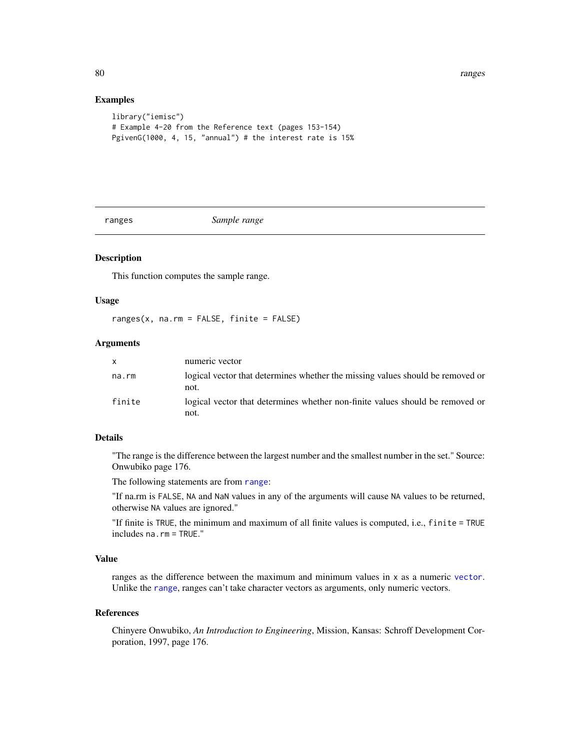## Examples

```
library("iemisc")
# Example 4-20 from the Reference text (pages 153-154)
PgivenG(1000, 4, 15, "annual") # the interest rate is 15%
```

---

# ranges *Sample range*

---

### Description

This function computes the sample range.

### Usage

```
ranges(x, na.rm = FALSE, finite = FALSE)
```

### Arguments

| | |
|---|---|
| x | numeric vector |
| na.rm | logical vector that determines whether the missing values should be removed or not. |
| finite | logical vector that determines whether non-finite values should be removed or not. |

### Details

"The range is the difference between the largest number and the smallest number in the set." Source: Onwubiko page 176.

The following statements are from `range`:

"If na.rm is `FALSE`, `NA` and `NaN` values in any of the arguments will cause `NA` values to be returned, otherwise `NA` values are ignored."

"If finite is `TRUE`, the minimum and maximum of all finite values is computed, i.e., `finite = TRUE` includes `na.rm = TRUE`."

### Value

ranges as the difference between the maximum and minimum values in `x` as a numeric `vector`. Unlike the `range`, ranges can't take character vectors as arguments, only numeric vectors.

### References

Chinyere Onwubiko, *An Introduction to Engineering*, Mission, Kansas: Schroff Development Corporation, 1997, page 176.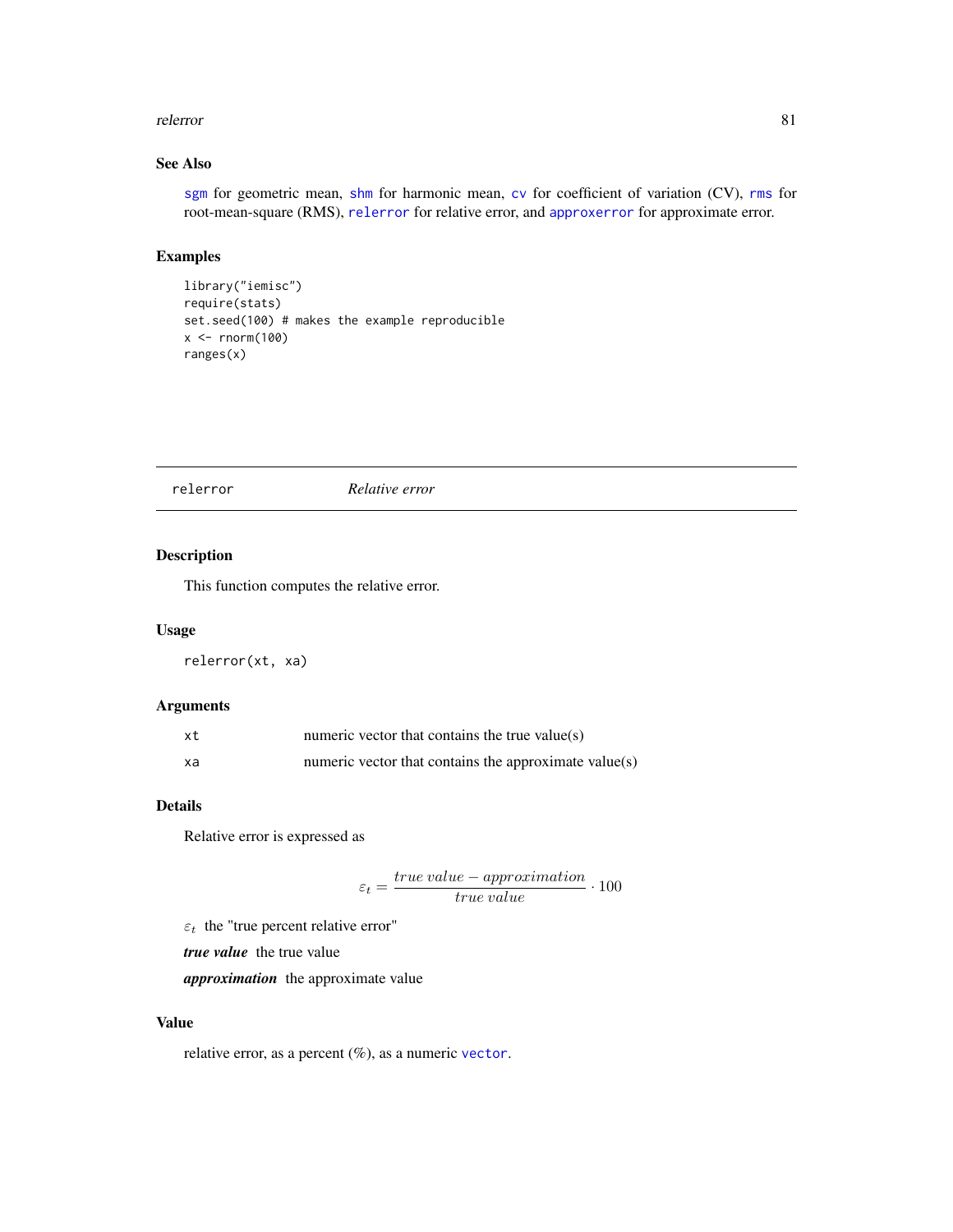## See Also

sgm for geometric mean, shm for harmonic mean, cv for coefficient of variation (CV), rms for root-mean-square (RMS), relerror for relative error, and approxerror for approximate error.

## Examples

```
library("iemisc")
require(stats)
set.seed(100) # makes the example reproducible
x <- rnorm(100)
ranges(x)
```

---

# relerror *Relative error*

---

## Description

This function computes the relative error.

## Usage

```
relerror(xt, xa)
```

## Arguments

| | |
|---|---|
| xt | numeric vector that contains the true value(s) |
| xa | numeric vector that contains the approximate value(s) |

## Details

Relative error is expressed as

$$\varepsilon_t = \frac{true\ value - approximation}{true\ value} \cdot 100$$

$\varepsilon_t$ the "true percent relative error"

***true value*** the true value

***approximation*** the approximate value

## Value

relative error, as a percent (%), as a numeric vector.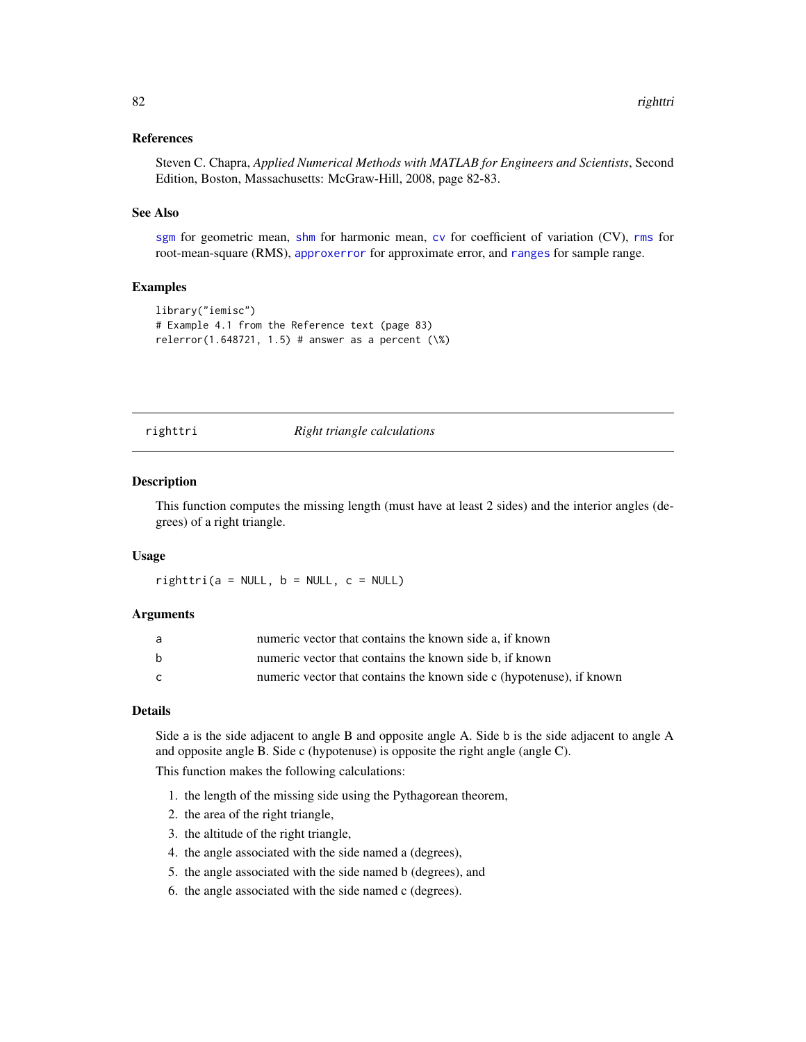### References

Steven C. Chapra, *Applied Numerical Methods with MATLAB for Engineers and Scientists*, Second Edition, Boston, Massachusetts: McGraw-Hill, 2008, page 82-83.

### See Also

sgm for geometric mean, shm for harmonic mean, cv for coefficient of variation (CV), rms for root-mean-square (RMS), approxerror for approximate error, and ranges for sample range.

### Examples

```
library("iemisc")
# Example 4.1 from the Reference text (page 83)
relerror(1.648721, 1.5) # answer as a percent (\%)
```

---

## righttri — *Right triangle calculations*

### Description

This function computes the missing length (must have at least 2 sides) and the interior angles (degrees) of a right triangle.

### Usage

```
righttri(a = NULL, b = NULL, c = NULL)
```

### Arguments

| | |
|---|---|
| a | numeric vector that contains the known side a, if known |
| b | numeric vector that contains the known side b, if known |
| c | numeric vector that contains the known side c (hypotenuse), if known |

### Details

Side a is the side adjacent to angle B and opposite angle A. Side b is the side adjacent to angle A and opposite angle B. Side c (hypotenuse) is opposite the right angle (angle C).

This function makes the following calculations:

1. the length of the missing side using the Pythagorean theorem,
2. the area of the right triangle,
3. the altitude of the right triangle,
4. the angle associated with the side named a (degrees),
5. the angle associated with the side named b (degrees), and
6. the angle associated with the side named c (degrees).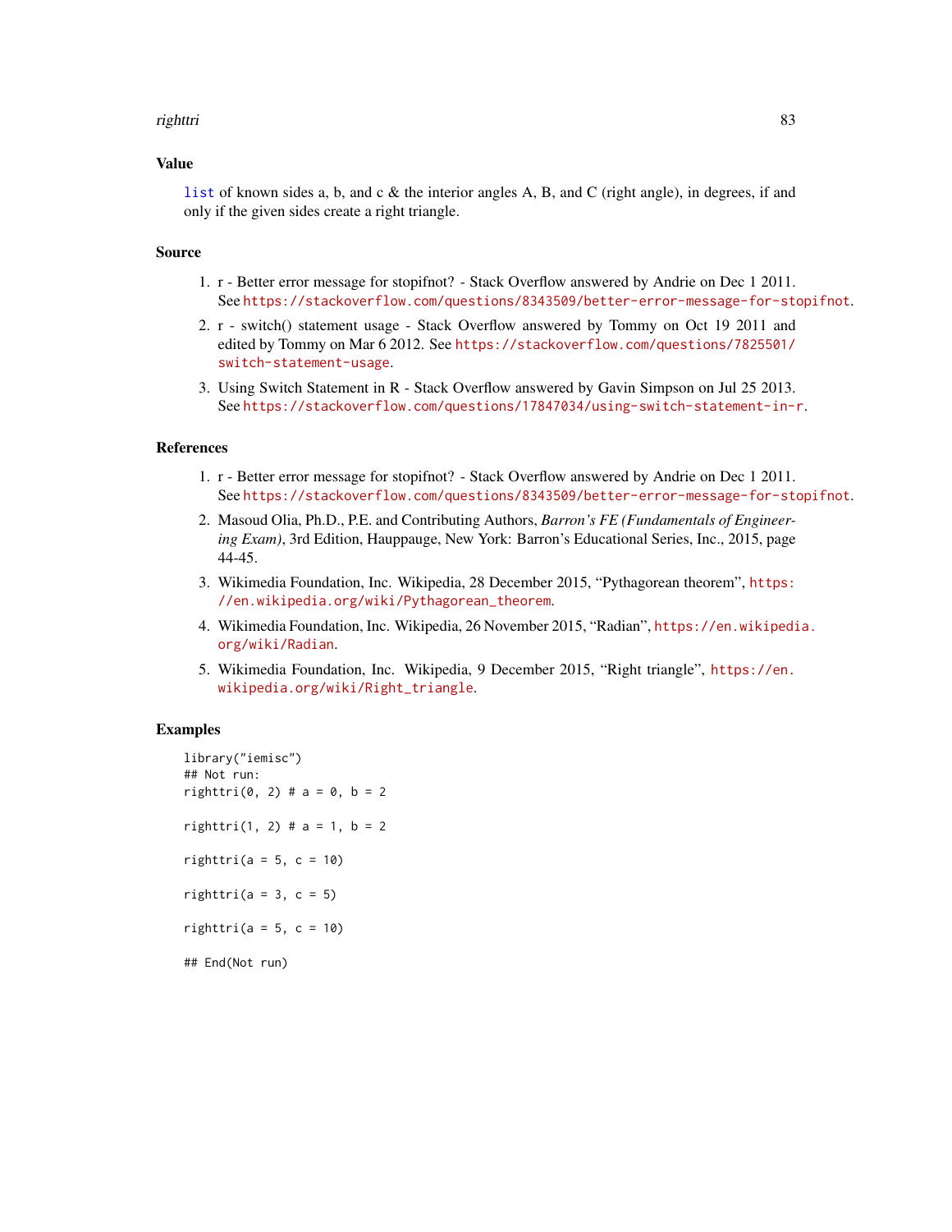## Value

list of known sides a, b, and c & the interior angles A, B, and C (right angle), in degrees, if and only if the given sides create a right triangle.

## Source

1. r - Better error message for stopifnot? - Stack Overflow answered by Andrie on Dec 1 2011. See https://stackoverflow.com/questions/8343509/better-error-message-for-stopifnot.
2. r - switch() statement usage - Stack Overflow answered by Tommy on Oct 19 2011 and edited by Tommy on Mar 6 2012. See https://stackoverflow.com/questions/7825501/switch-statement-usage.
3. Using Switch Statement in R - Stack Overflow answered by Gavin Simpson on Jul 25 2013. See https://stackoverflow.com/questions/17847034/using-switch-statement-in-r.

## References

1. r - Better error message for stopifnot? - Stack Overflow answered by Andrie on Dec 1 2011. See https://stackoverflow.com/questions/8343509/better-error-message-for-stopifnot.
2. Masoud Olia, Ph.D., P.E. and Contributing Authors, *Barron's FE (Fundamentals of Engineering Exam)*, 3rd Edition, Hauppauge, New York: Barron's Educational Series, Inc., 2015, page 44-45.
3. Wikimedia Foundation, Inc. Wikipedia, 28 December 2015, "Pythagorean theorem", https://en.wikipedia.org/wiki/Pythagorean_theorem.
4. Wikimedia Foundation, Inc. Wikipedia, 26 November 2015, "Radian", https://en.wikipedia.org/wiki/Radian.
5. Wikimedia Foundation, Inc. Wikipedia, 9 December 2015, "Right triangle", https://en.wikipedia.org/wiki/Right_triangle.

## Examples

```
library("iemisc")
## Not run:
righttri(0, 2) # a = 0, b = 2

righttri(1, 2) # a = 1, b = 2

righttri(a = 5, c = 10)

righttri(a = 3, c = 5)

righttri(a = 5, c = 10)

## End(Not run)
```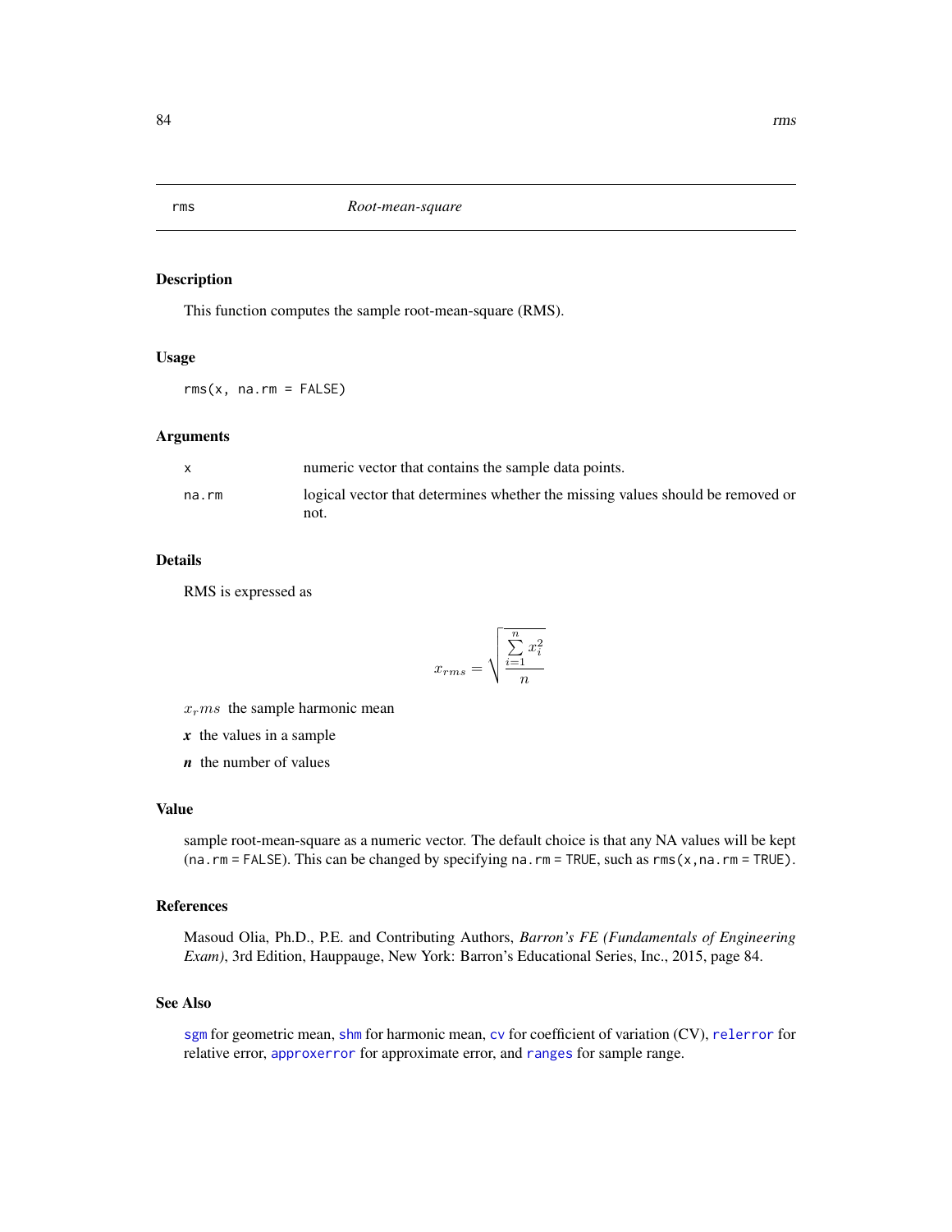rms *Root-mean-square*

## Description

This function computes the sample root-mean-square (RMS).

## Usage

```
rms(x, na.rm = FALSE)
```

## Arguments

| | |
|---|---|
| x | numeric vector that contains the sample data points. |
| na.rm | logical vector that determines whether the missing values should be removed or not. |

## Details

RMS is expressed as

$$x_{rms} = \sqrt{\frac{\sum_{i=1}^{n} x_i^2}{n}}$$

$x_r ms$ the sample harmonic mean

***x*** the values in a sample

***n*** the number of values

## Value

sample root-mean-square as a numeric vector. The default choice is that any NA values will be kept (`na.rm = FALSE`). This can be changed by specifying `na.rm = TRUE`, such as `rms(x,na.rm = TRUE)`.

## References

Masoud Olia, Ph.D., P.E. and Contributing Authors, *Barron's FE (Fundamentals of Engineering Exam)*, 3rd Edition, Hauppauge, New York: Barron's Educational Series, Inc., 2015, page 84.

## See Also

`sgm` for geometric mean, `shm` for harmonic mean, `cv` for coefficient of variation (CV), `relerror` for relative error, `approxerror` for approximate error, and `ranges` for sample range.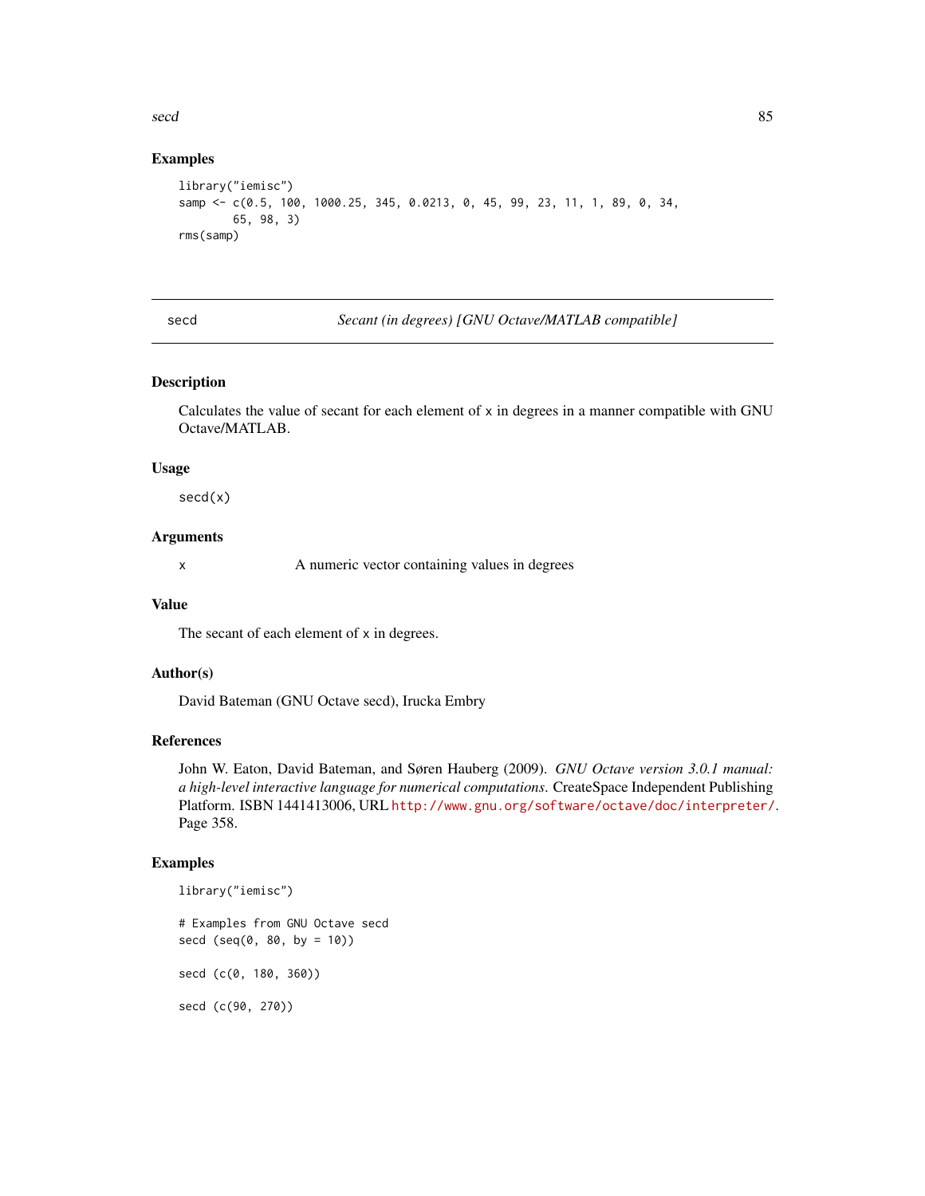## Examples

```
library("iemisc")
samp <- c(0.5, 100, 1000.25, 345, 0.0213, 0, 45, 99, 23, 11, 1, 89, 0, 34,
        65, 98, 3)
rms(samp)
```

---

# secd — *Secant (in degrees) [GNU Octave/MATLAB compatible]*

## Description

Calculates the value of secant for each element of x in degrees in a manner compatible with GNU Octave/MATLAB.

## Usage

```
secd(x)
```

## Arguments

| | |
|---|---|
| x | A numeric vector containing values in degrees |

## Value

The secant of each element of x in degrees.

## Author(s)

David Bateman (GNU Octave secd), Irucka Embry

## References

John W. Eaton, David Bateman, and Søren Hauberg (2009). *GNU Octave version 3.0.1 manual: a high-level interactive language for numerical computations*. CreateSpace Independent Publishing Platform. ISBN 1441413006, URL http://www.gnu.org/software/octave/doc/interpreter/. Page 358.

## Examples

```
library("iemisc")

# Examples from GNU Octave secd
secd (seq(0, 80, by = 10))

secd (c(0, 180, 360))

secd (c(90, 270))
```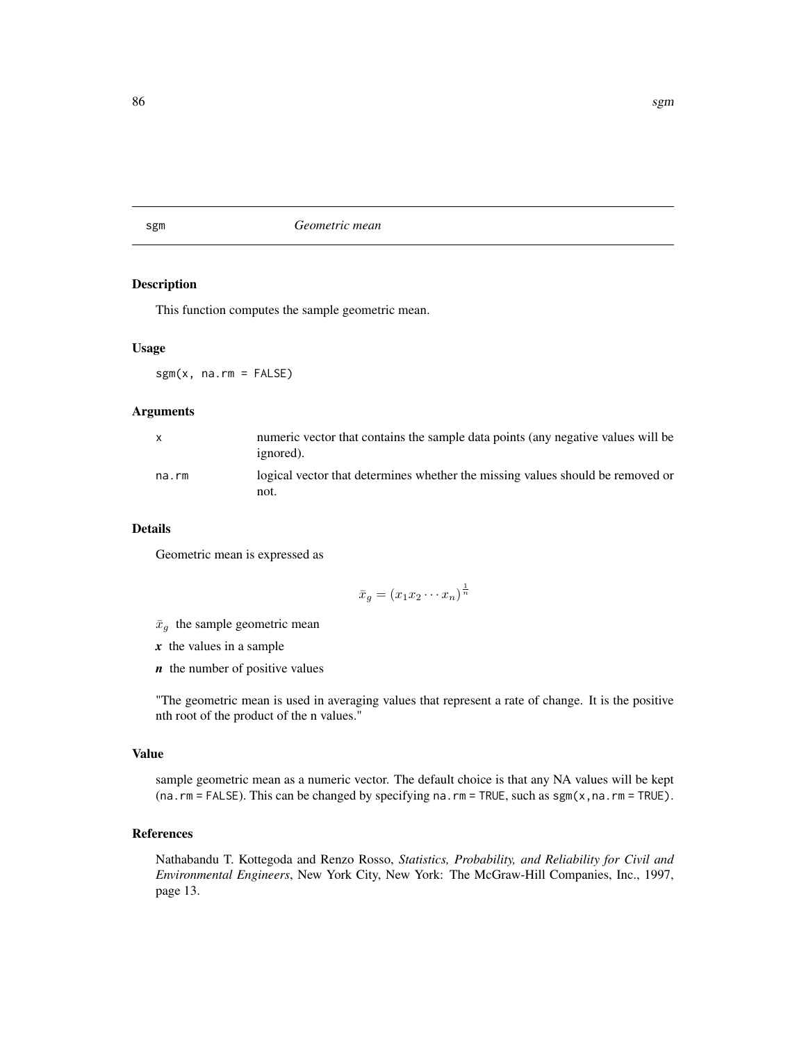sgm *Geometric mean*

## Description

This function computes the sample geometric mean.

## Usage

```
sgm(x, na.rm = FALSE)
```

## Arguments

| | |
|---|---|
| x | numeric vector that contains the sample data points (any negative values will be ignored). |
| na.rm | logical vector that determines whether the missing values should be removed or not. |

## Details

Geometric mean is expressed as

$$\bar{x}_g = (x_1 x_2 \cdots x_n)^{\frac{1}{n}}$$

$\bar{x}_g$ the sample geometric mean

***x*** the values in a sample

***n*** the number of positive values

"The geometric mean is used in averaging values that represent a rate of change. It is the positive nth root of the product of the n values."

## Value

sample geometric mean as a numeric vector. The default choice is that any NA values will be kept (`na.rm = FALSE`). This can be changed by specifying `na.rm = TRUE`, such as `sgm(x, na.rm = TRUE)`.

## References

Nathabandu T. Kottegoda and Renzo Rosso, *Statistics, Probability, and Reliability for Civil and Environmental Engineers*, New York City, New York: The McGraw-Hill Companies, Inc., 1997, page 13.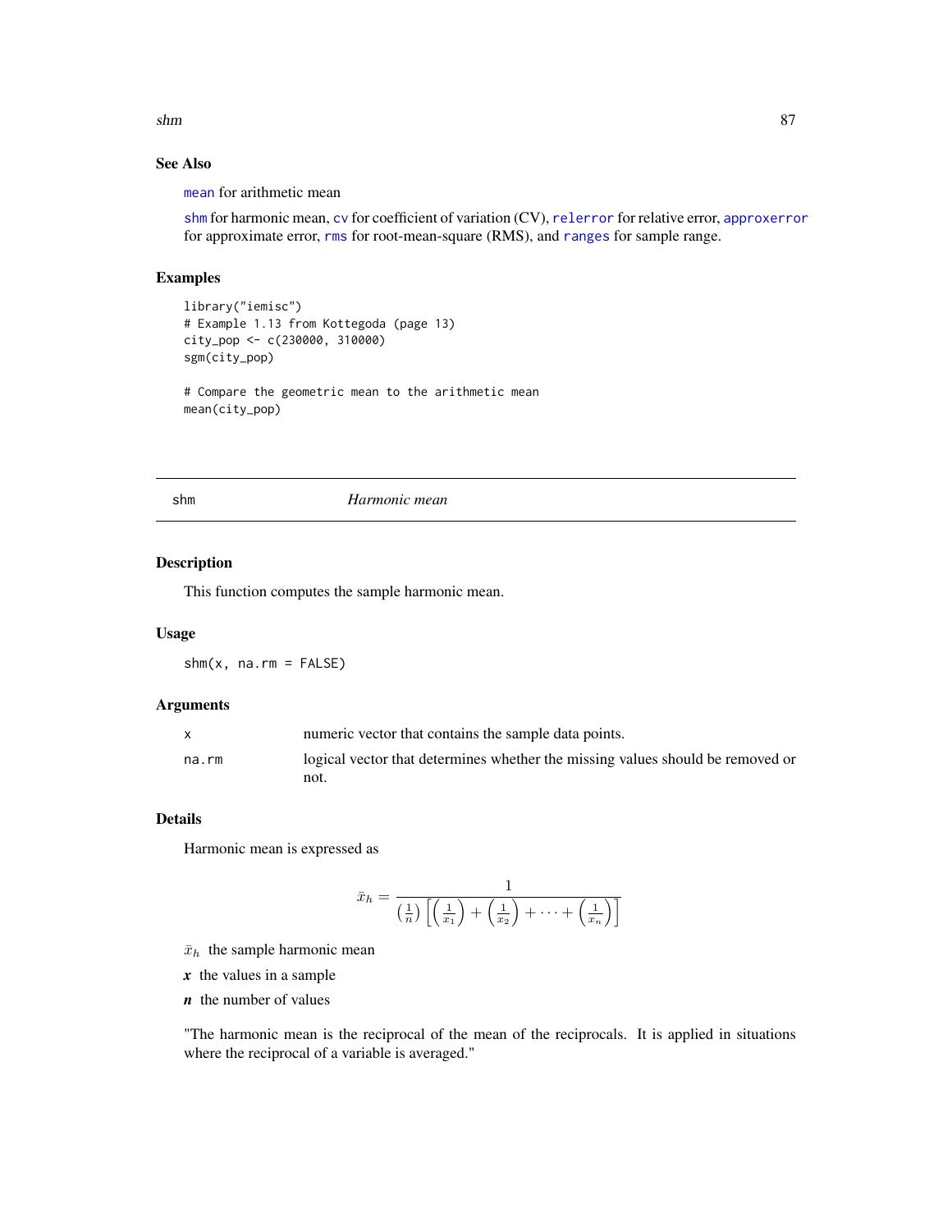## See Also

mean for arithmetic mean

shm for harmonic mean, cv for coefficient of variation (CV), relerror for relative error, approxerror for approximate error, rms for root-mean-square (RMS), and ranges for sample range.

## Examples

```
library("iemisc")
# Example 1.13 from Kottegoda (page 13)
city_pop <- c(230000, 310000)
sgm(city_pop)

# Compare the geometric mean to the arithmetic mean
mean(city_pop)
```

---

# shm *Harmonic mean*

## Description

This function computes the sample harmonic mean.

## Usage

```
shm(x, na.rm = FALSE)
```

## Arguments

| | |
|---|---|
| x | numeric vector that contains the sample data points. |
| na.rm | logical vector that determines whether the missing values should be removed or not. |

## Details

Harmonic mean is expressed as

$$\bar{x}_h = \frac{1}{\left(\frac{1}{n}\right)\left[\left(\frac{1}{x_1}\right) + \left(\frac{1}{x_2}\right) + \cdots + \left(\frac{1}{x_n}\right)\right]}$$

$\bar{x}_h$ the sample harmonic mean

***x*** the values in a sample

***n*** the number of values

"The harmonic mean is the reciprocal of the mean of the reciprocals. It is applied in situations where the reciprocal of a variable is averaged."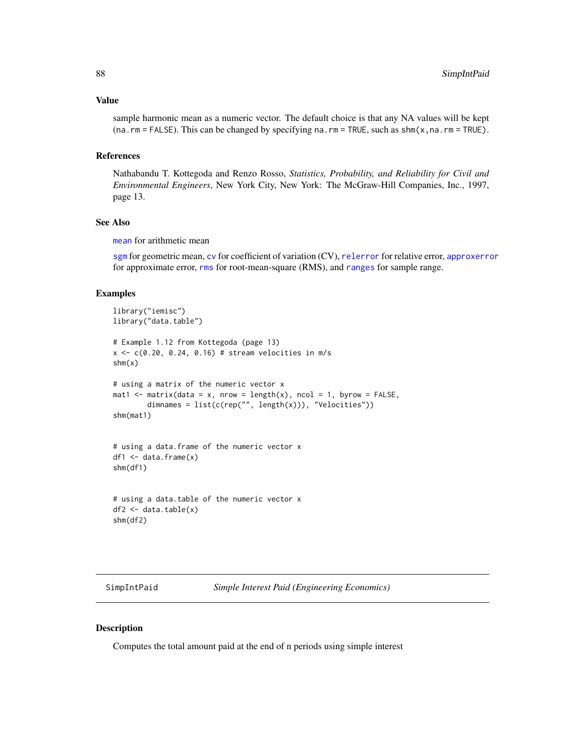## Value

sample harmonic mean as a numeric vector. The default choice is that any NA values will be kept (`na.rm = FALSE`). This can be changed by specifying `na.rm = TRUE`, such as `shm(x, na.rm = TRUE)`.

## References

Nathabandu T. Kottegoda and Renzo Rosso, *Statistics, Probability, and Reliability for Civil and Environmental Engineers*, New York City, New York: The McGraw-Hill Companies, Inc., 1997, page 13.

## See Also

`mean` for arithmetic mean

`sgm` for geometric mean, `cv` for coefficient of variation (CV), `relerror` for relative error, `approxerror` for approximate error, `rms` for root-mean-square (RMS), and `ranges` for sample range.

## Examples

```
library("iemisc")
library("data.table")

# Example 1.12 from Kottegoda (page 13)
x <- c(0.20, 0.24, 0.16) # stream velocities in m/s
shm(x)

# using a matrix of the numeric vector x
mat1 <- matrix(data = x, nrow = length(x), ncol = 1, byrow = FALSE,
        dimnames = list(c(rep("", length(x))), "Velocities"))
shm(mat1)


# using a data.frame of the numeric vector x
df1 <- data.frame(x)
shm(df1)


# using a data.table of the numeric vector x
df2 <- data.table(x)
shm(df2)
```

---

# SimpIntPaid — *Simple Interest Paid (Engineering Economics)*

## Description

Computes the total amount paid at the end of n periods using simple interest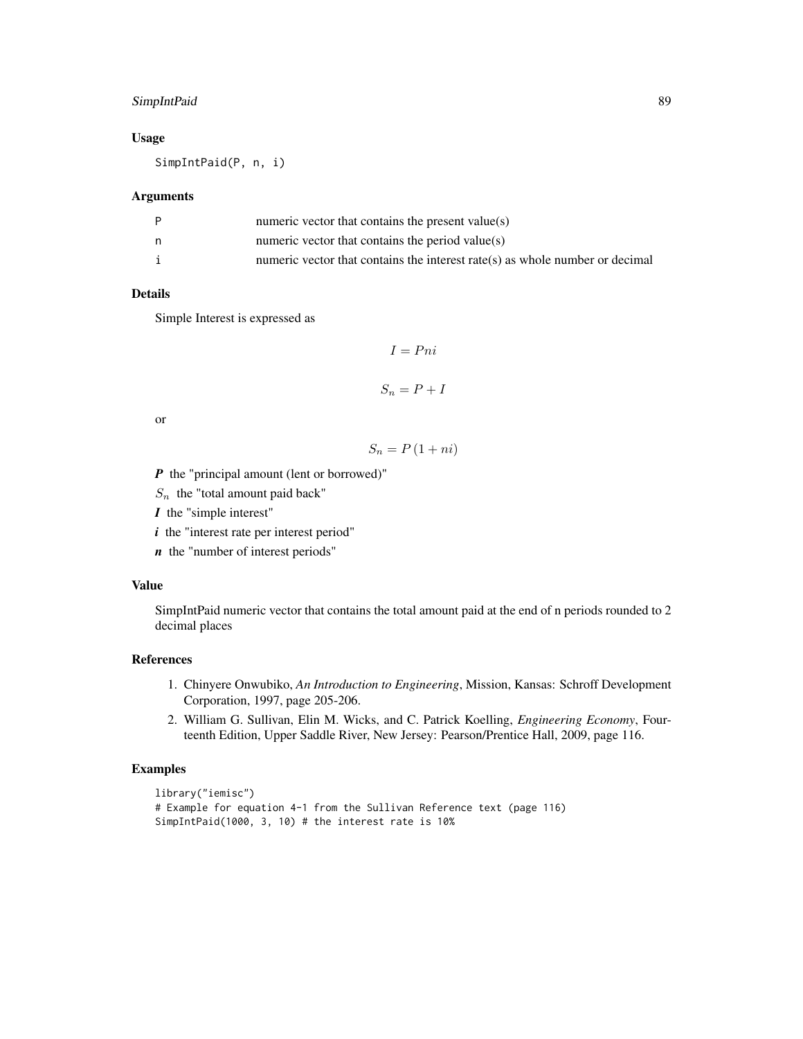### Usage

```
SimpIntPaid(P, n, i)
```

### Arguments

| | |
|---|---|
| P | numeric vector that contains the present value(s) |
| n | numeric vector that contains the period value(s) |
| i | numeric vector that contains the interest rate(s) as whole number or decimal |

### Details

Simple Interest is expressed as

$$I = Pni$$

$$S_n = P + I$$

or

$$S_n = P\left(1 + ni\right)$$

***P*** the "principal amount (lent or borrowed)"

$S_n$ the "total amount paid back"

***I*** the "simple interest"

***i*** the "interest rate per interest period"

***n*** the "number of interest periods"

### Value

SimpIntPaid numeric vector that contains the total amount paid at the end of n periods rounded to 2 decimal places

### References

1. Chinyere Onwubiko, *An Introduction to Engineering*, Mission, Kansas: Schroff Development Corporation, 1997, page 205-206.
2. William G. Sullivan, Elin M. Wicks, and C. Patrick Koelling, *Engineering Economy*, Fourteenth Edition, Upper Saddle River, New Jersey: Pearson/Prentice Hall, 2009, page 116.

### Examples

```
library("iemisc")
# Example for equation 4-1 from the Sullivan Reference text (page 116)
SimpIntPaid(1000, 3, 10) # the interest rate is 10%
```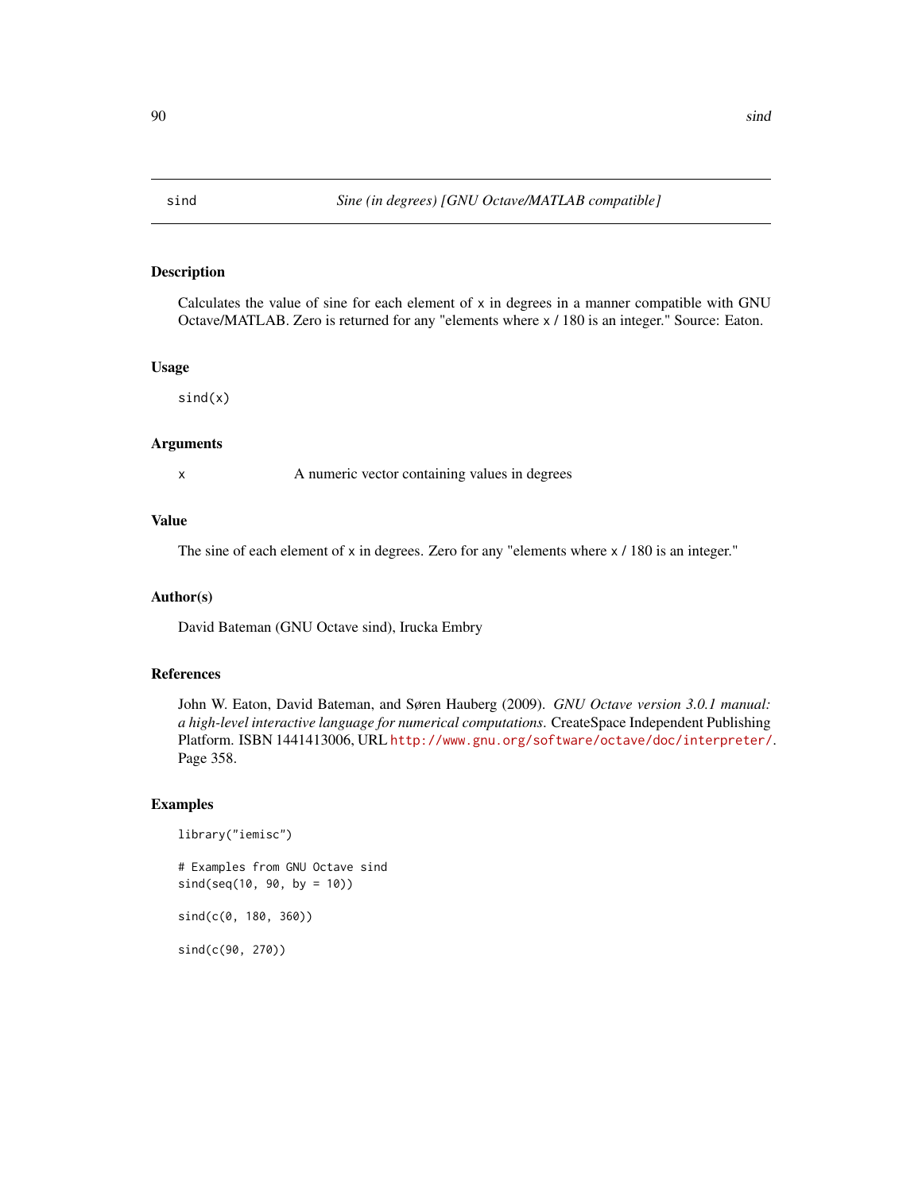## sind — *Sine (in degrees) [GNU Octave/MATLAB compatible]*

### Description

Calculates the value of sine for each element of x in degrees in a manner compatible with GNU Octave/MATLAB. Zero is returned for any "elements where x / 180 is an integer." Source: Eaton.

### Usage

```
sind(x)
```

### Arguments

| | |
|---|---|
| x | A numeric vector containing values in degrees |

### Value

The sine of each element of x in degrees. Zero for any "elements where x / 180 is an integer."

### Author(s)

David Bateman (GNU Octave sind), Irucka Embry

### References

John W. Eaton, David Bateman, and Søren Hauberg (2009). *GNU Octave version 3.0.1 manual: a high-level interactive language for numerical computations*. CreateSpace Independent Publishing Platform. ISBN 1441413006, URL http://www.gnu.org/software/octave/doc/interpreter/. Page 358.

### Examples

```
library("iemisc")

# Examples from GNU Octave sind
sind(seq(10, 90, by = 10))

sind(c(0, 180, 360))

sind(c(90, 270))
```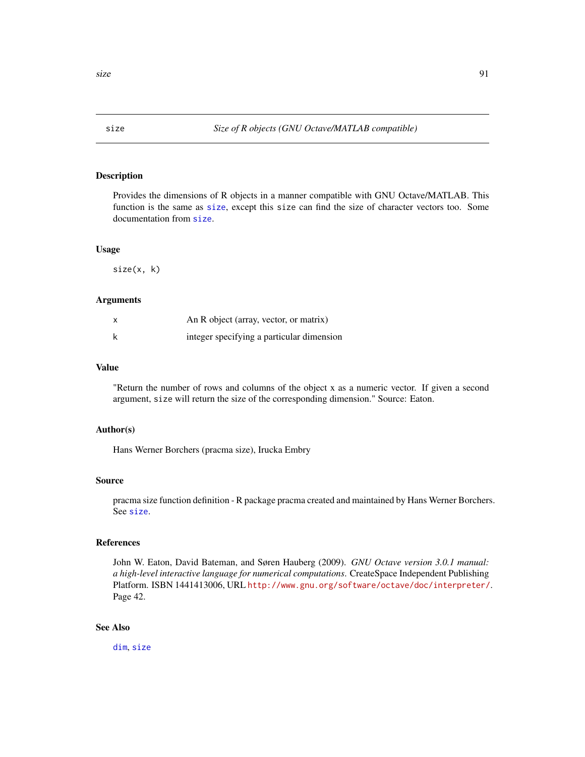## size — *Size of R objects (GNU Octave/MATLAB compatible)*

### Description

Provides the dimensions of R objects in a manner compatible with GNU Octave/MATLAB. This function is the same as `size`, except this `size` can find the size of character vectors too. Some documentation from `size`.

### Usage

```
size(x, k)
```

### Arguments

| | |
|---|---|
| x | An R object (array, vector, or matrix) |
| k | integer specifying a particular dimension |

### Value

"Return the number of rows and columns of the object x as a numeric vector. If given a second argument, `size` will return the size of the corresponding dimension." Source: Eaton.

### Author(s)

Hans Werner Borchers (pracma size), Irucka Embry

### Source

pracma size function definition - R package pracma created and maintained by Hans Werner Borchers. See `size`.

### References

John W. Eaton, David Bateman, and Søren Hauberg (2009). *GNU Octave version 3.0.1 manual: a high-level interactive language for numerical computations*. CreateSpace Independent Publishing Platform. ISBN 1441413006, URL http://www.gnu.org/software/octave/doc/interpreter/. Page 42.

### See Also

`dim`, `size`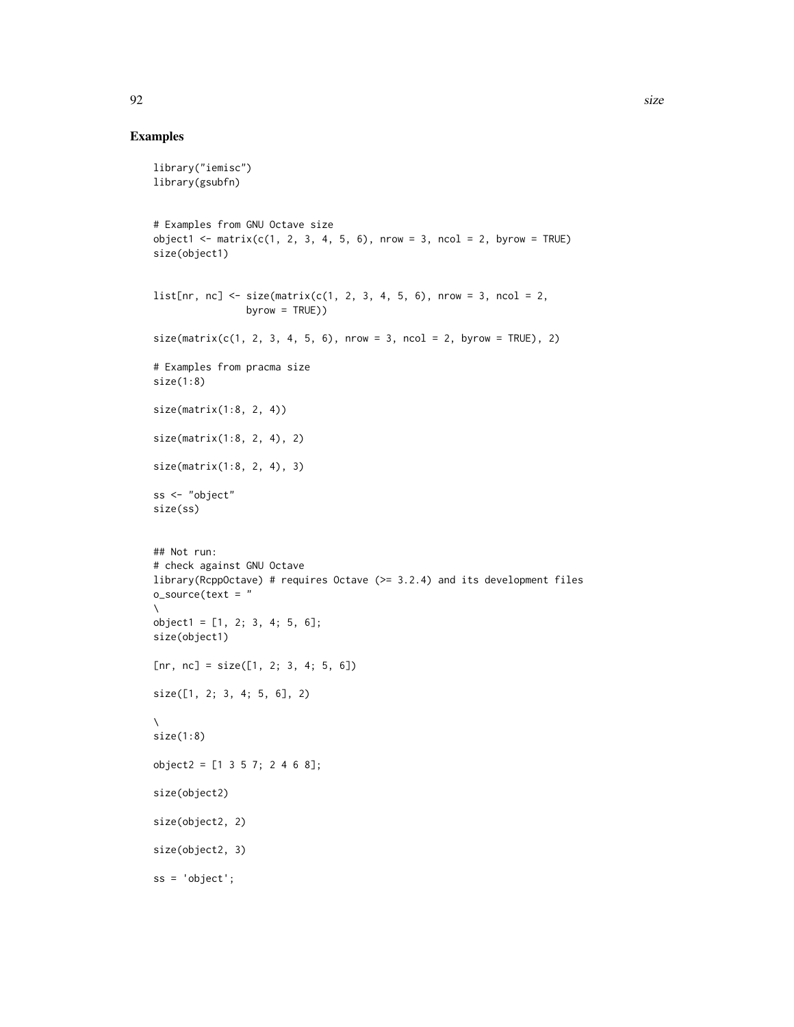## Examples

```
library("iemisc")
library(gsubfn)


# Examples from GNU Octave size
object1 <- matrix(c(1, 2, 3, 4, 5, 6), nrow = 3, ncol = 2, byrow = TRUE)
size(object1)


list[nr, nc] <- size(matrix(c(1, 2, 3, 4, 5, 6), nrow = 3, ncol = 2,
                byrow = TRUE))

size(matrix(c(1, 2, 3, 4, 5, 6), nrow = 3, ncol = 2, byrow = TRUE), 2)

# Examples from pracma size
size(1:8)

size(matrix(1:8, 2, 4))

size(matrix(1:8, 2, 4), 2)

size(matrix(1:8, 2, 4), 3)

ss <- "object"
size(ss)


## Not run:
# check against GNU Octave
library(RcppOctave) # requires Octave (>= 3.2.4) and its development files
o_source(text = "
\
object1 = [1, 2; 3, 4; 5, 6];
size(object1)

[nr, nc] = size([1, 2; 3, 4; 5, 6])

size([1, 2; 3, 4; 5, 6], 2)

\
size(1:8)

object2 = [1 3 5 7; 2 4 6 8];

size(object2)

size(object2, 2)

size(object2, 3)

ss = 'object';
```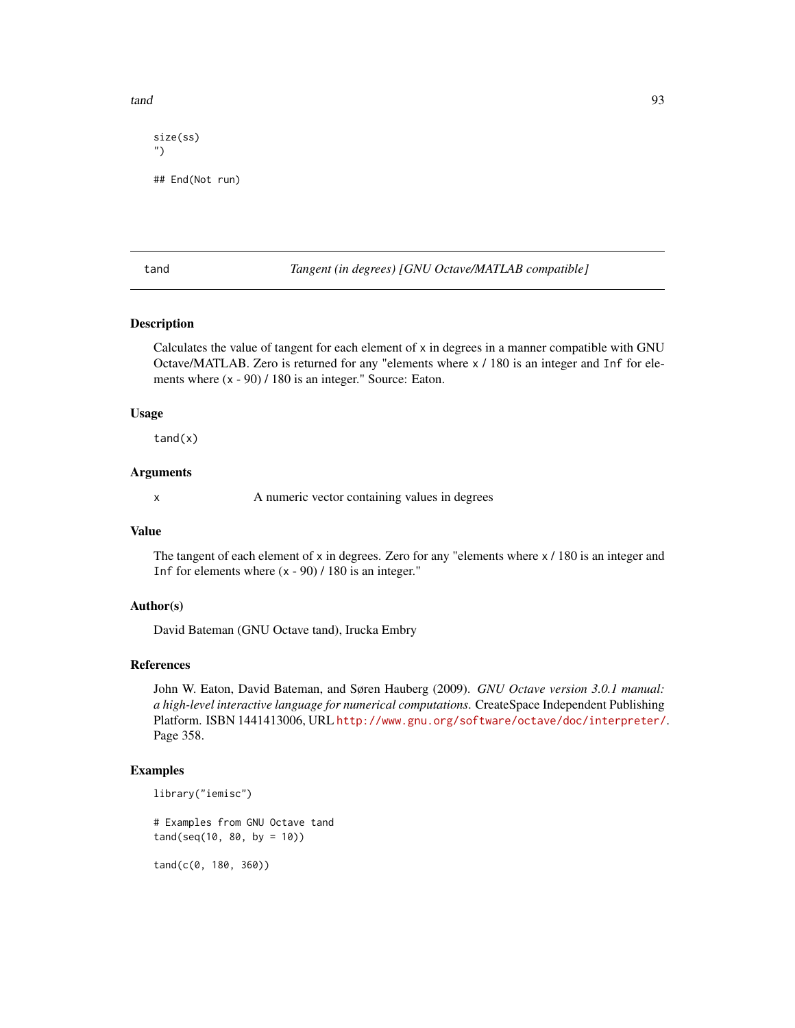```
size(ss)
")

## End(Not run)
```

## tand — *Tangent (in degrees) [GNU Octave/MATLAB compatible]*

### Description

Calculates the value of tangent for each element of `x` in degrees in a manner compatible with GNU Octave/MATLAB. Zero is returned for any "elements where `x` / 180 is an integer and `Inf` for elements where (`x` - 90) / 180 is an integer." Source: Eaton.

### Usage

```
tand(x)
```

### Arguments

| | |
|---|---|
| x | A numeric vector containing values in degrees |

### Value

The tangent of each element of `x` in degrees. Zero for any "elements where `x` / 180 is an integer and `Inf` for elements where (`x` - 90) / 180 is an integer."

### Author(s)

David Bateman (GNU Octave tand), Irucka Embry

### References

John W. Eaton, David Bateman, and Søren Hauberg (2009). *GNU Octave version 3.0.1 manual: a high-level interactive language for numerical computations.* CreateSpace Independent Publishing Platform. ISBN 1441413006, URL http://www.gnu.org/software/octave/doc/interpreter/. Page 358.

### Examples

```
library("iemisc")

# Examples from GNU Octave tand
tand(seq(10, 80, by = 10))

tand(c(0, 180, 360))
```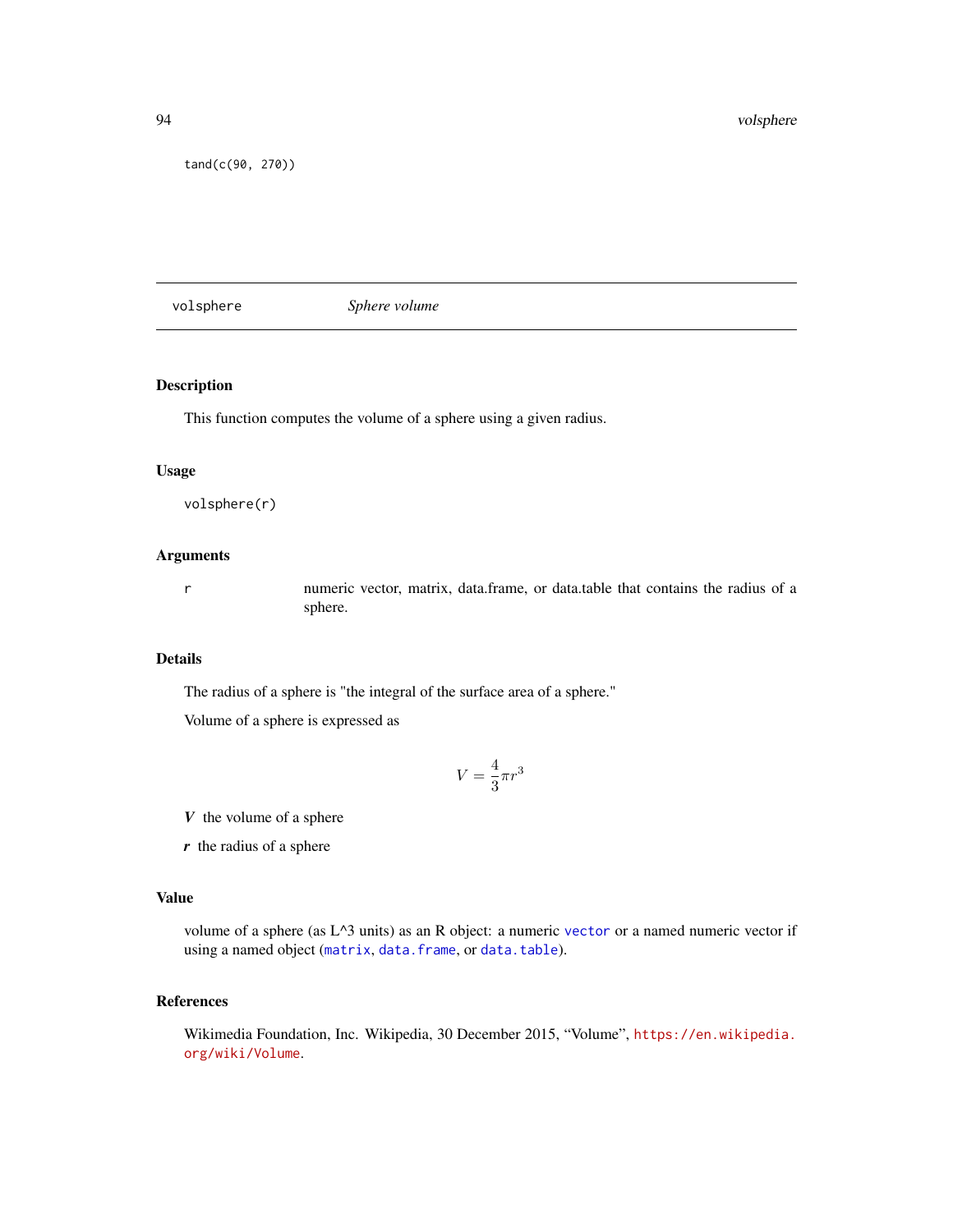```
tand(c(90, 270))
```

---

## volsphere — *Sphere volume*

---

### Description

This function computes the volume of a sphere using a given radius.

### Usage

```
volsphere(r)
```

### Arguments

| | |
|---|---|
| `r` | numeric vector, matrix, data.frame, or data.table that contains the radius of a sphere. |

### Details

The radius of a sphere is "the integral of the surface area of a sphere."

Volume of a sphere is expressed as

$$V = \frac{4}{3}\pi r^3$$

***V*** the volume of a sphere

***r*** the radius of a sphere

### Value

volume of a sphere (as L^3 units) as an R object: a numeric `vector` or a named numeric vector if using a named object (`matrix`, `data.frame`, or `data.table`).

### References

Wikimedia Foundation, Inc. Wikipedia, 30 December 2015, "Volume", https://en.wikipedia.org/wiki/Volume.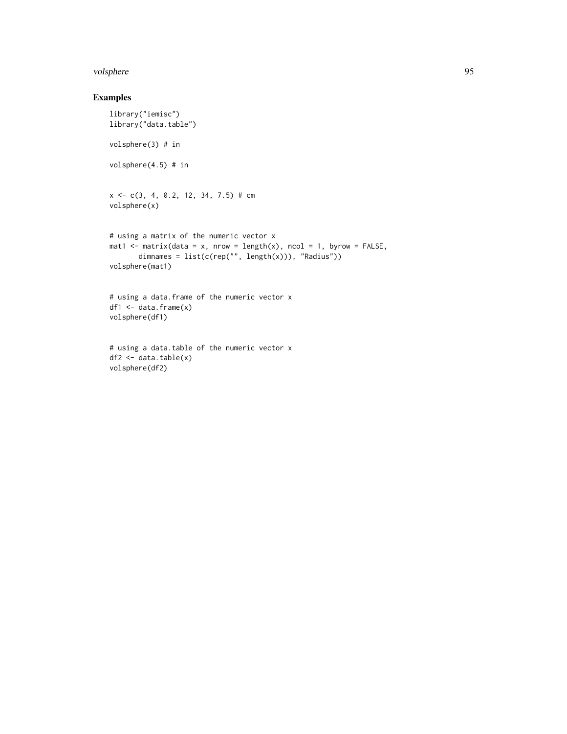## Examples

```
library("iemisc")
library("data.table")

volsphere(3) # in

volsphere(4.5) # in


x <- c(3, 4, 0.2, 12, 34, 7.5) # cm
volsphere(x)


# using a matrix of the numeric vector x
mat1 <- matrix(data = x, nrow = length(x), ncol = 1, byrow = FALSE,
       dimnames = list(c(rep("", length(x))), "Radius"))
volsphere(mat1)


# using a data.frame of the numeric vector x
df1 <- data.frame(x)
volsphere(df1)


# using a data.table of the numeric vector x
df2 <- data.table(x)
volsphere(df2)
```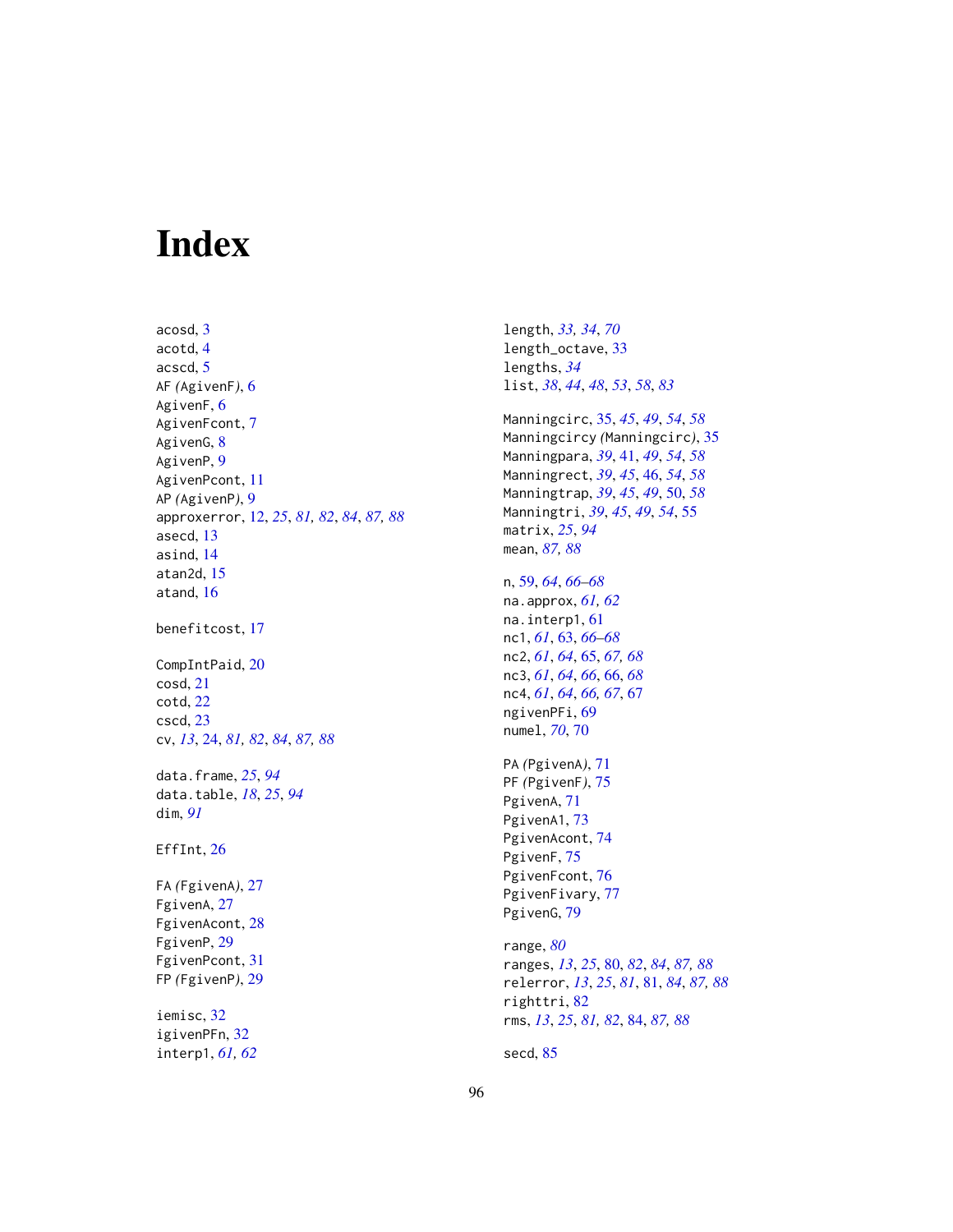# Index

acosd, 3
acotd, 4
acscd, 5
AF *(AgivenF)*, 6
AgivenF, 6
AgivenFcont, 7
AgivenG, 8
AgivenP, 9
AgivenPcont, 11
AP *(AgivenP)*, 9
approxerror, 12, *25*, *81, 82*, *84*, *87, 88*
asecd, 13
asind, 14
atan2d, 15
atand, 16

benefitcost, 17

CompIntPaid, 20
cosd, 21
cotd, 22
cscd, 23
cv, *13*, 24, *81, 82*, *84*, *87, 88*

data.frame, *25*, *94*
data.table, *18*, *25*, *94*
dim, *91*

EffInt, 26

FA *(FgivenA)*, 27
FgivenA, 27
FgivenAcont, 28
FgivenP, 29
FgivenPcont, 31
FP *(FgivenP)*, 29

iemisc, 32
igivenPFn, 32
interp1, *61, 62*

length, *33, 34*, *70*
length_octave, 33
lengths, *34*
list, *38*, *44*, *48*, *53*, *58*, *83*

Manningcirc, 35, *45*, *49*, *54*, *58*
Manningcircy *(Manningcirc)*, 35
Manningpara, *39*, 41, *49*, *54*, *58*
Manningrect, *39*, *45*, 46, *54*, *58*
Manningtrap, *39*, *45*, *49*, 50, *58*
Manningtri, *39*, *45*, *49*, *54*, 55
matrix, *25*, *94*
mean, *87, 88*

n, 59, *64*, *66–68*
na.approx, *61, 62*
na.interp1, 61
nc1, *61*, 63, *66–68*
nc2, *61*, *64*, 65, *67, 68*
nc3, *61*, *64*, *66*, 66, *68*
nc4, *61*, *64*, *66, 67*, 67
ngivenPFi, 69
numel, *70*, 70

PA *(PgivenA)*, 71
PF *(PgivenF)*, 75
PgivenA, 71
PgivenA1, 73
PgivenAcont, 74
PgivenF, 75
PgivenFcont, 76
PgivenFivary, 77
PgivenG, 79

range, *80*
ranges, *13*, *25*, 80, *82*, *84*, *87, 88*
relerror, *13*, *25*, *81*, 81, *84*, *87, 88*
righttri, 82
rms, *13*, *25*, *81, 82*, 84, *87, 88*

secd, 85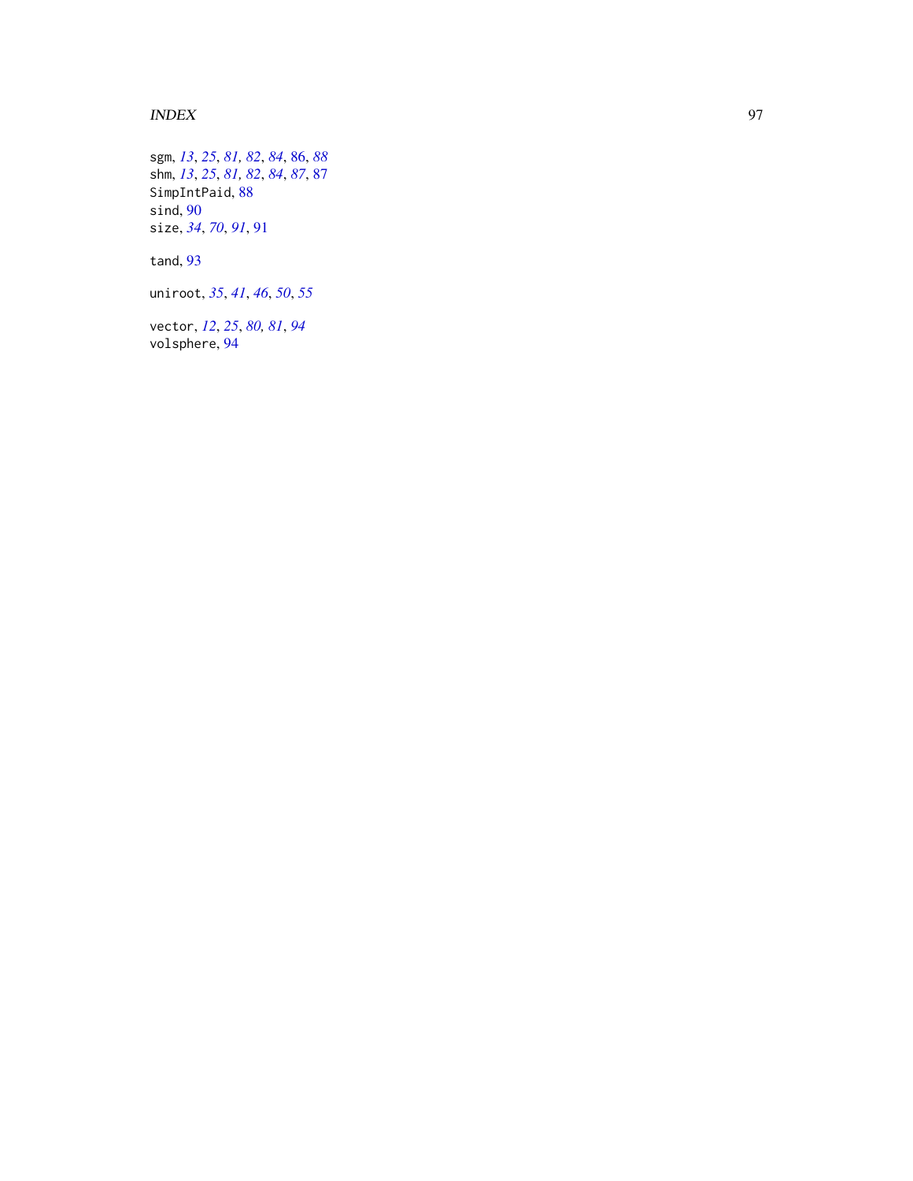sgm, *13*, *25*, *81, 82*, *84*, 86, *88*
shm, *13*, *25*, *81, 82*, *84*, *87*, 87
SimpIntPaid, 88
sind, 90
size, *34*, *70*, *91*, 91

tand, 93

uniroot, *35*, *41*, *46*, *50*, *55*

vector, *12*, *25*, *80, 81*, *94*
volsphere, 94